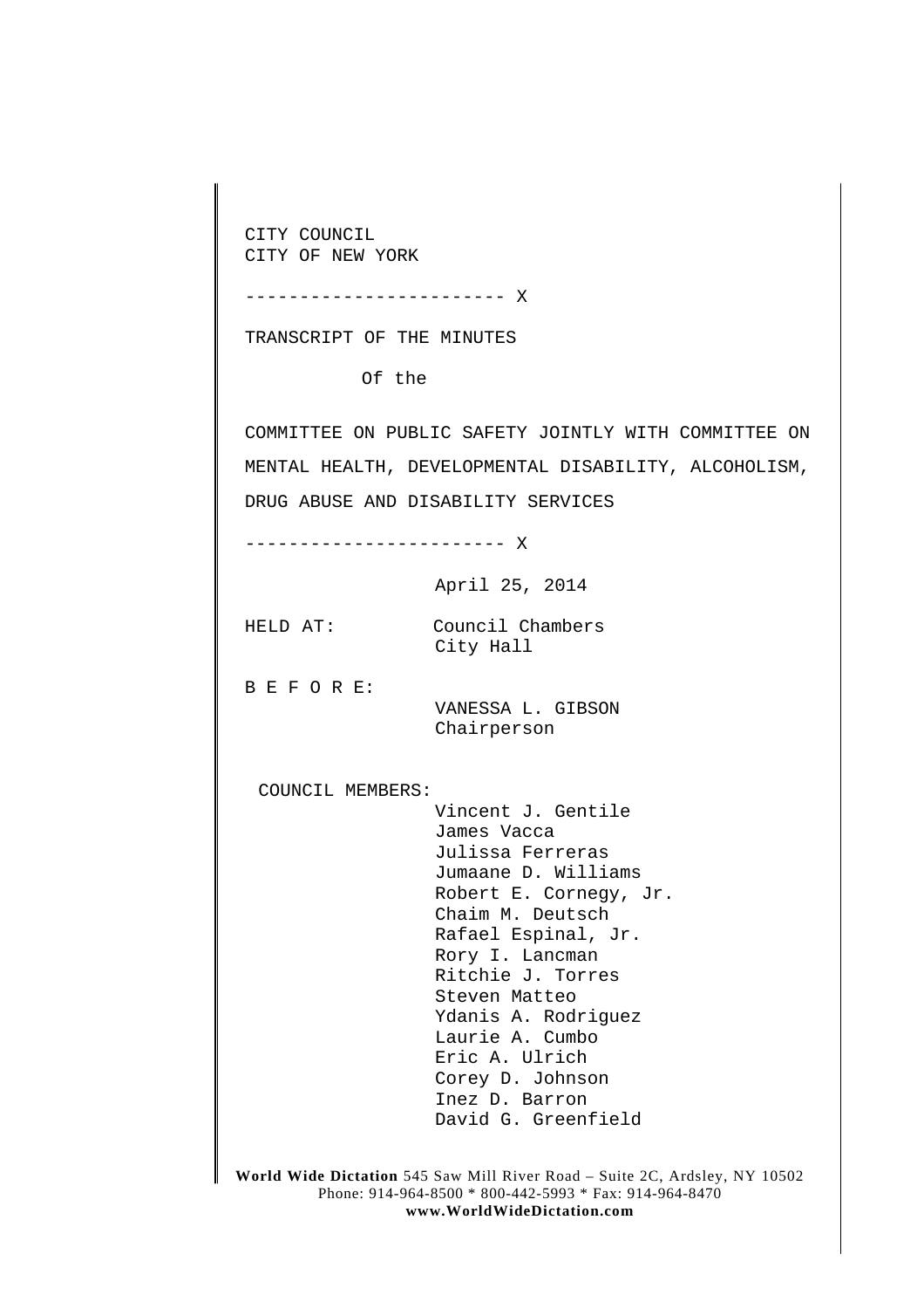CITY COUNCIL
CITY OF NEW YORK

------------------------ X

TRANSCRIPT OF THE MINUTES

Of the

COMMITTEE ON PUBLIC SAFETY JOINTLY WITH COMMITTEE ON MENTAL HEALTH, DEVELOPMENTAL DISABILITY, ALCOHOLISM, DRUG ABUSE AND DISABILITY SERVICES

------------------------ X

April 25, 2014

HELD AT: Council Chambers
City Hall

B E F O R E:
VANESSA L. GIBSON
Chairperson

COUNCIL MEMBERS:
Vincent J. Gentile
James Vacca
Julissa Ferreras
Jumaane D. Williams
Robert E. Cornegy, Jr.
Chaim M. Deutsch
Rafael Espinal, Jr.
Rory I. Lancman
Ritchie J. Torres
Steven Matteo
Ydanis A. Rodriguez
Laurie A. Cumbo
Eric A. Ulrich
Corey D. Johnson
Inez D. Barron
David G. Greenfield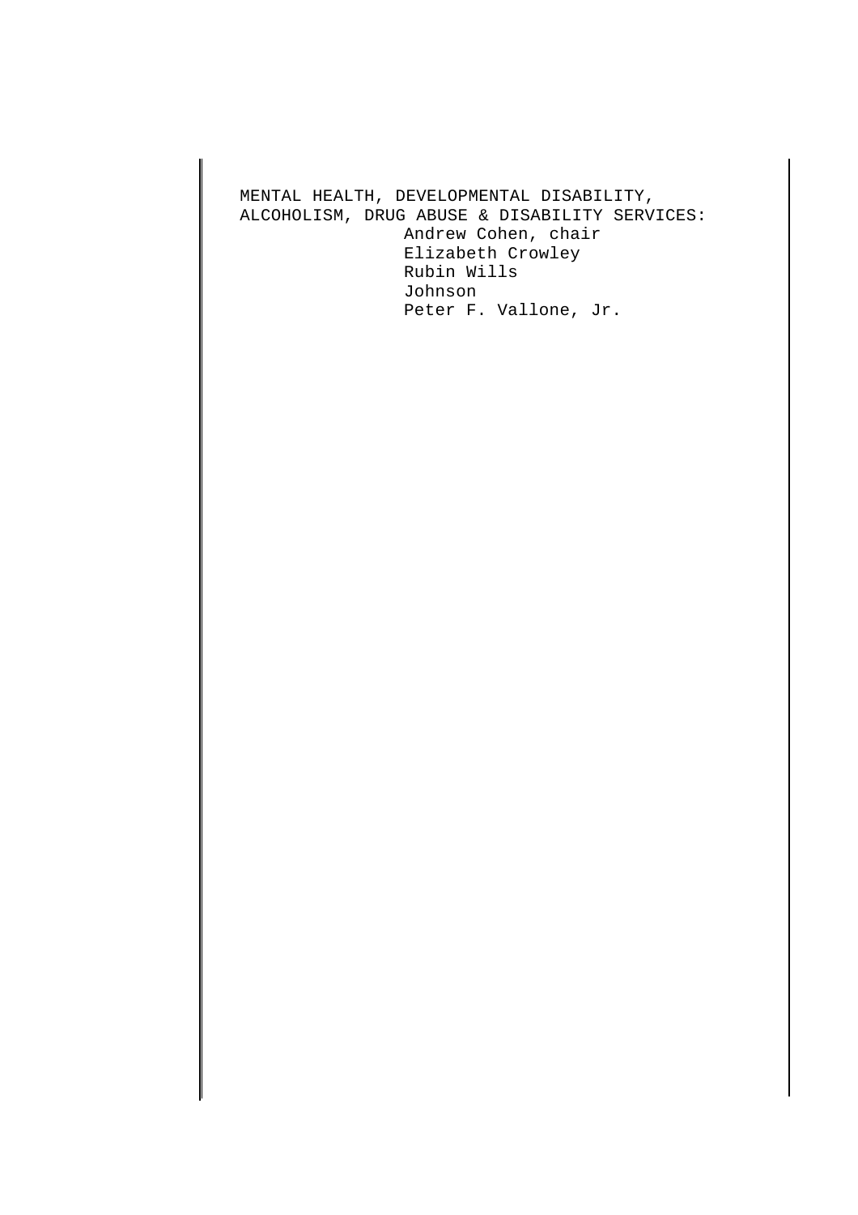MENTAL HEALTH, DEVELOPMENTAL DISABILITY,
ALCOHOLISM, DRUG ABUSE & DISABILITY SERVICES:

Andrew Cohen, chair
Elizabeth Crowley
Rubin Wills
Johnson
Peter F. Vallone, Jr.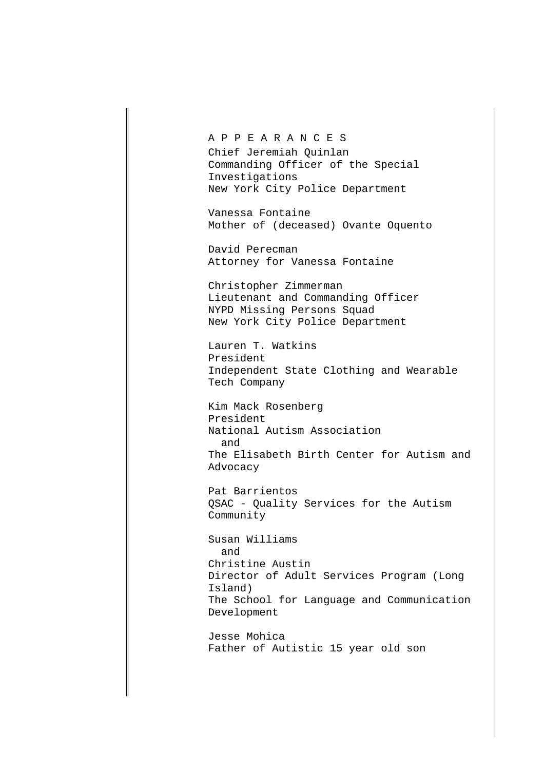A P P E A R A N C E S

Chief Jeremiah Quinlan
Commanding Officer of the Special Investigations
New York City Police Department

Vanessa Fontaine
Mother of (deceased) Ovante Oquento

David Perecman
Attorney for Vanessa Fontaine

Christopher Zimmerman
Lieutenant and Commanding Officer
NYPD Missing Persons Squad
New York City Police Department

Lauren T. Watkins
President
Independent State Clothing and Wearable Tech Company

Kim Mack Rosenberg
President
National Autism Association
and
The Elisabeth Birth Center for Autism and Advocacy

Pat Barrientos
QSAC - Quality Services for the Autism Community

Susan Williams
and
Christine Austin
Director of Adult Services Program (Long Island)
The School for Language and Communication Development

Jesse Mohica
Father of Autistic 15 year old son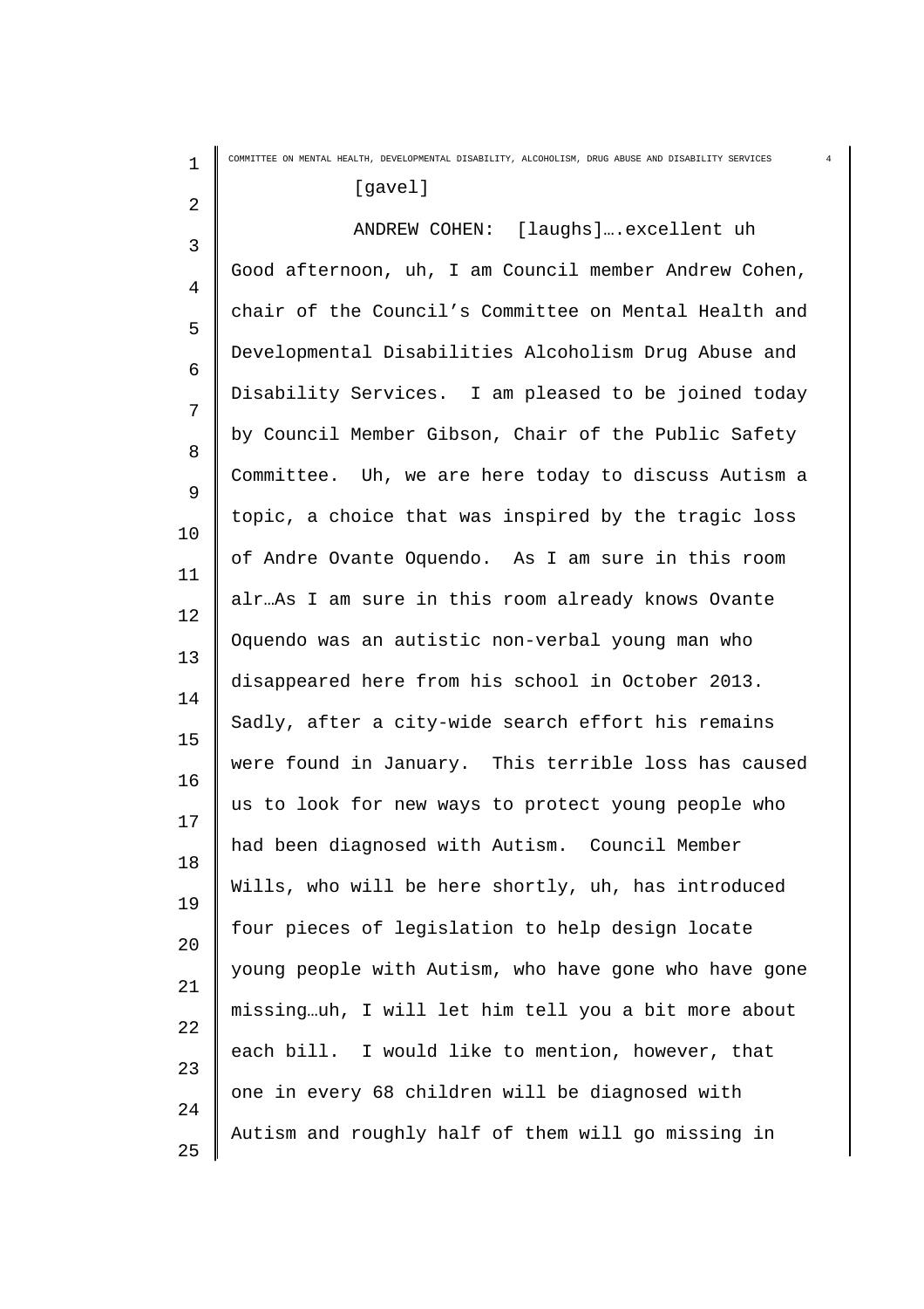[gavel]

ANDREW COHEN: [laughs]….excellent uh Good afternoon, uh, I am Council member Andrew Cohen, chair of the Council's Committee on Mental Health and Developmental Disabilities Alcoholism Drug Abuse and Disability Services. I am pleased to be joined today by Council Member Gibson, Chair of the Public Safety Committee. Uh, we are here today to discuss Autism a topic, a choice that was inspired by the tragic loss of Andre Ovante Oquendo. As I am sure in this room alr…As I am sure in this room already knows Ovante Oquendo was an autistic non-verbal young man who disappeared here from his school in October 2013. Sadly, after a city-wide search effort his remains were found in January. This terrible loss has caused us to look for new ways to protect young people who had been diagnosed with Autism. Council Member Wills, who will be here shortly, uh, has introduced four pieces of legislation to help design locate young people with Autism, who have gone who have gone missing…uh, I will let him tell you a bit more about each bill. I would like to mention, however, that one in every 68 children will be diagnosed with Autism and roughly half of them will go missing in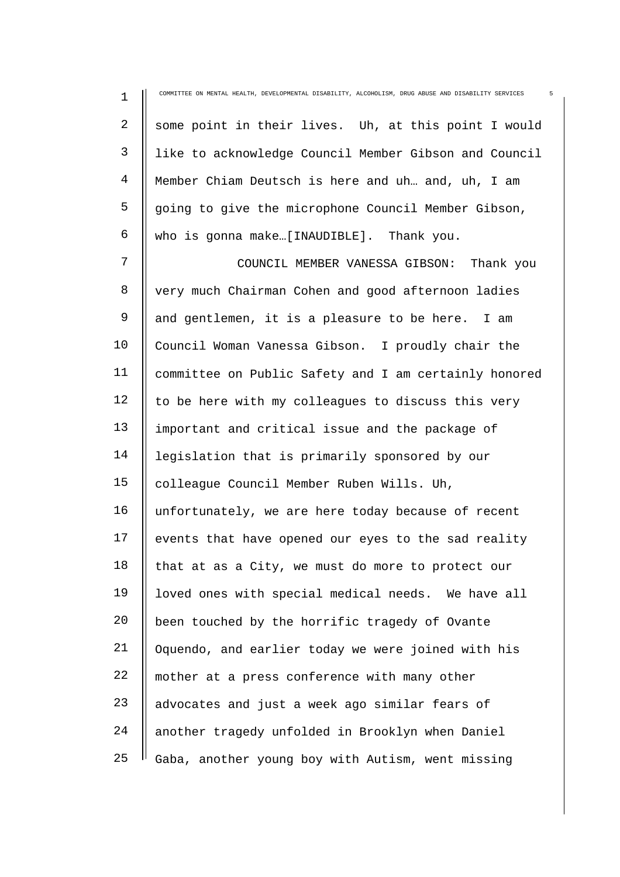some point in their lives. Uh, at this point I would like to acknowledge Council Member Gibson and Council Member Chiam Deutsch is here and uh… and, uh, I am going to give the microphone Council Member Gibson, who is gonna make…[INAUDIBLE]. Thank you.

COUNCIL MEMBER VANESSA GIBSON: Thank you very much Chairman Cohen and good afternoon ladies and gentlemen, it is a pleasure to be here. I am Council Woman Vanessa Gibson. I proudly chair the committee on Public Safety and I am certainly honored to be here with my colleagues to discuss this very important and critical issue and the package of legislation that is primarily sponsored by our colleague Council Member Ruben Wills. Uh, unfortunately, we are here today because of recent events that have opened our eyes to the sad reality that at as a City, we must do more to protect our loved ones with special medical needs. We have all been touched by the horrific tragedy of Ovante Oquendo, and earlier today we were joined with his mother at a press conference with many other advocates and just a week ago similar fears of another tragedy unfolded in Brooklyn when Daniel Gaba, another young boy with Autism, went missing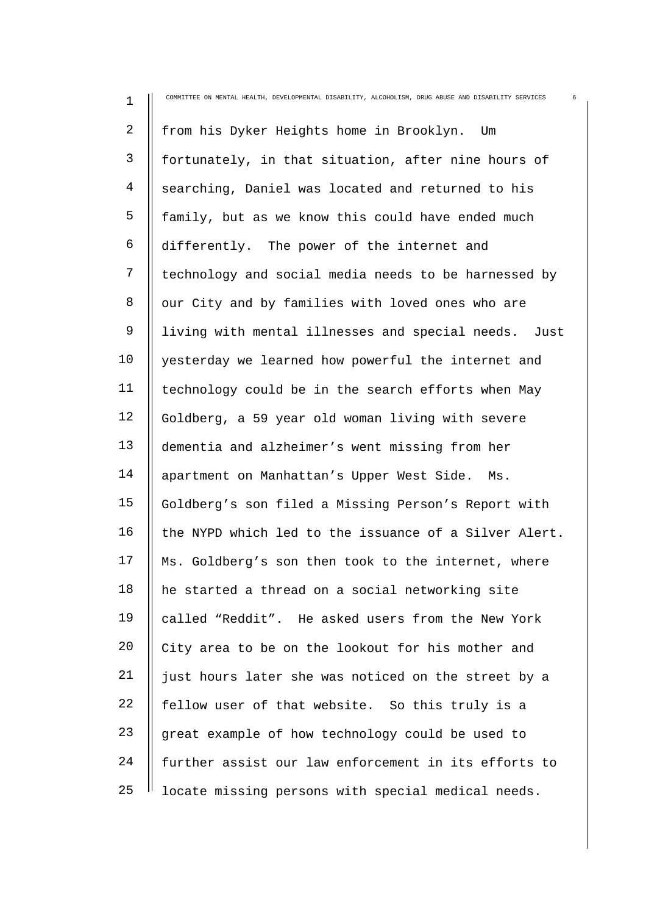from his Dyker Heights home in Brooklyn. Um fortunately, in that situation, after nine hours of searching, Daniel was located and returned to his family, but as we know this could have ended much differently. The power of the internet and technology and social media needs to be harnessed by our City and by families with loved ones who are living with mental illnesses and special needs. Just yesterday we learned how powerful the internet and technology could be in the search efforts when May Goldberg, a 59 year old woman living with severe dementia and alzheimer's went missing from her apartment on Manhattan's Upper West Side. Ms. Goldberg's son filed a Missing Person's Report with the NYPD which led to the issuance of a Silver Alert. Ms. Goldberg's son then took to the internet, where he started a thread on a social networking site called "Reddit". He asked users from the New York City area to be on the lookout for his mother and just hours later she was noticed on the street by a fellow user of that website. So this truly is a great example of how technology could be used to further assist our law enforcement in its efforts to locate missing persons with special medical needs.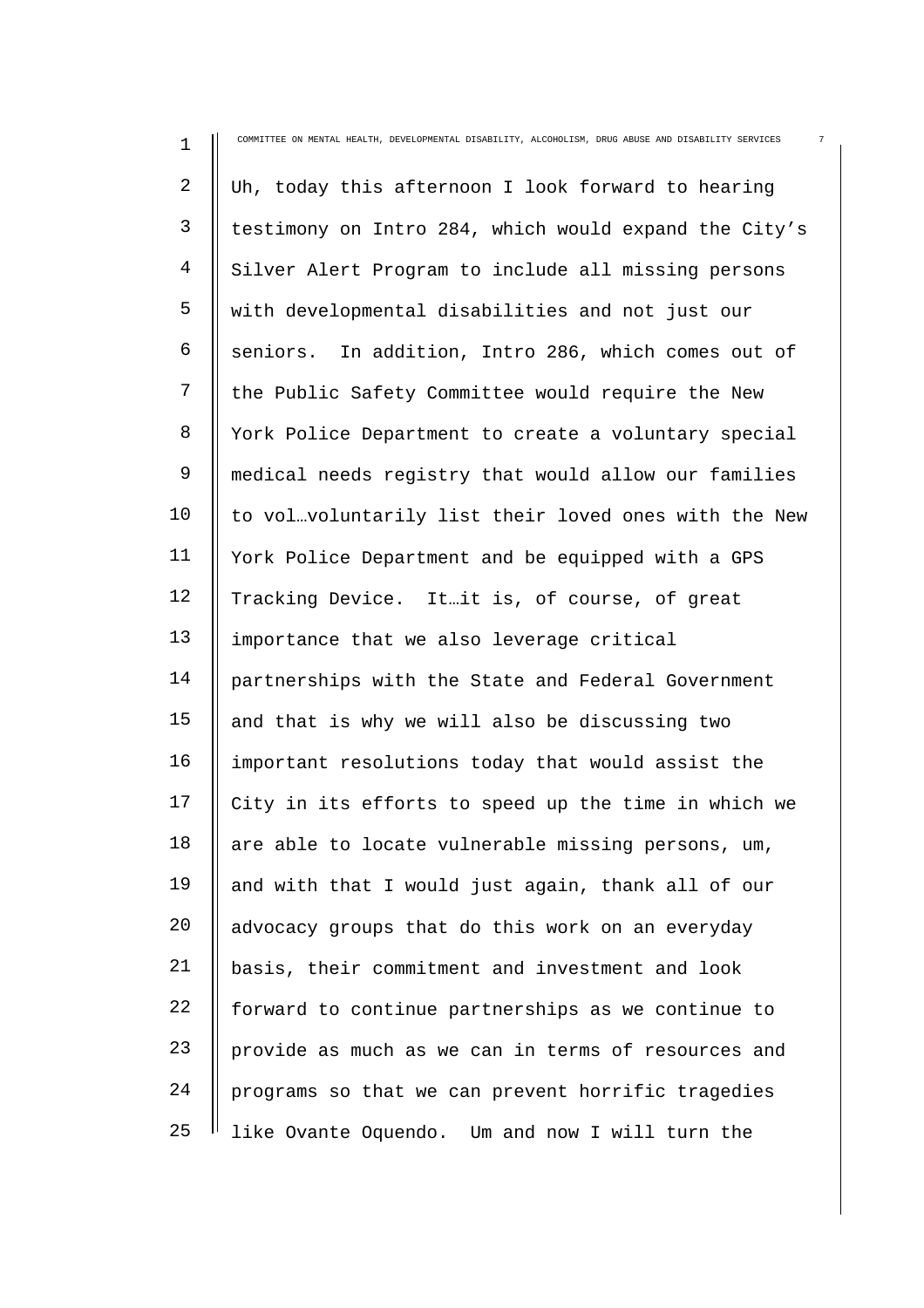Uh, today this afternoon I look forward to hearing testimony on Intro 284, which would expand the City's Silver Alert Program to include all missing persons with developmental disabilities and not just our seniors. In addition, Intro 286, which comes out of the Public Safety Committee would require the New York Police Department to create a voluntary special medical needs registry that would allow our families to vol…voluntarily list their loved ones with the New York Police Department and be equipped with a GPS Tracking Device. It…it is, of course, of great importance that we also leverage critical partnerships with the State and Federal Government and that is why we will also be discussing two important resolutions today that would assist the City in its efforts to speed up the time in which we are able to locate vulnerable missing persons, um, and with that I would just again, thank all of our advocacy groups that do this work on an everyday basis, their commitment and investment and look forward to continue partnerships as we continue to provide as much as we can in terms of resources and programs so that we can prevent horrific tragedies like Ovante Oquendo. Um and now I will turn the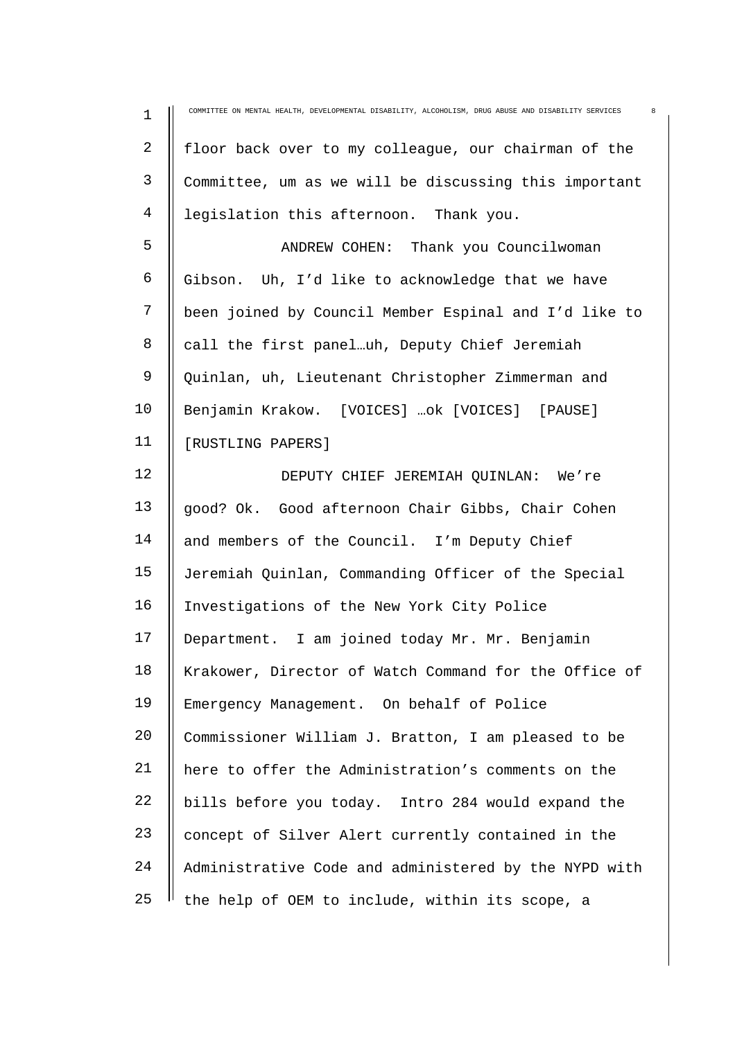floor back over to my colleague, our chairman of the Committee, um as we will be discussing this important legislation this afternoon. Thank you.

ANDREW COHEN: Thank you Councilwoman Gibson. Uh, I'd like to acknowledge that we have been joined by Council Member Espinal and I'd like to call the first panel…uh, Deputy Chief Jeremiah Quinlan, uh, Lieutenant Christopher Zimmerman and Benjamin Krakow. [VOICES] …ok [VOICES] [PAUSE] [RUSTLING PAPERS]

DEPUTY CHIEF JEREMIAH QUINLAN: We're good? Ok. Good afternoon Chair Gibbs, Chair Cohen and members of the Council. I'm Deputy Chief Jeremiah Quinlan, Commanding Officer of the Special Investigations of the New York City Police Department. I am joined today Mr. Mr. Benjamin Krakower, Director of Watch Command for the Office of Emergency Management. On behalf of Police Commissioner William J. Bratton, I am pleased to be here to offer the Administration's comments on the bills before you today. Intro 284 would expand the concept of Silver Alert currently contained in the Administrative Code and administered by the NYPD with the help of OEM to include, within its scope, a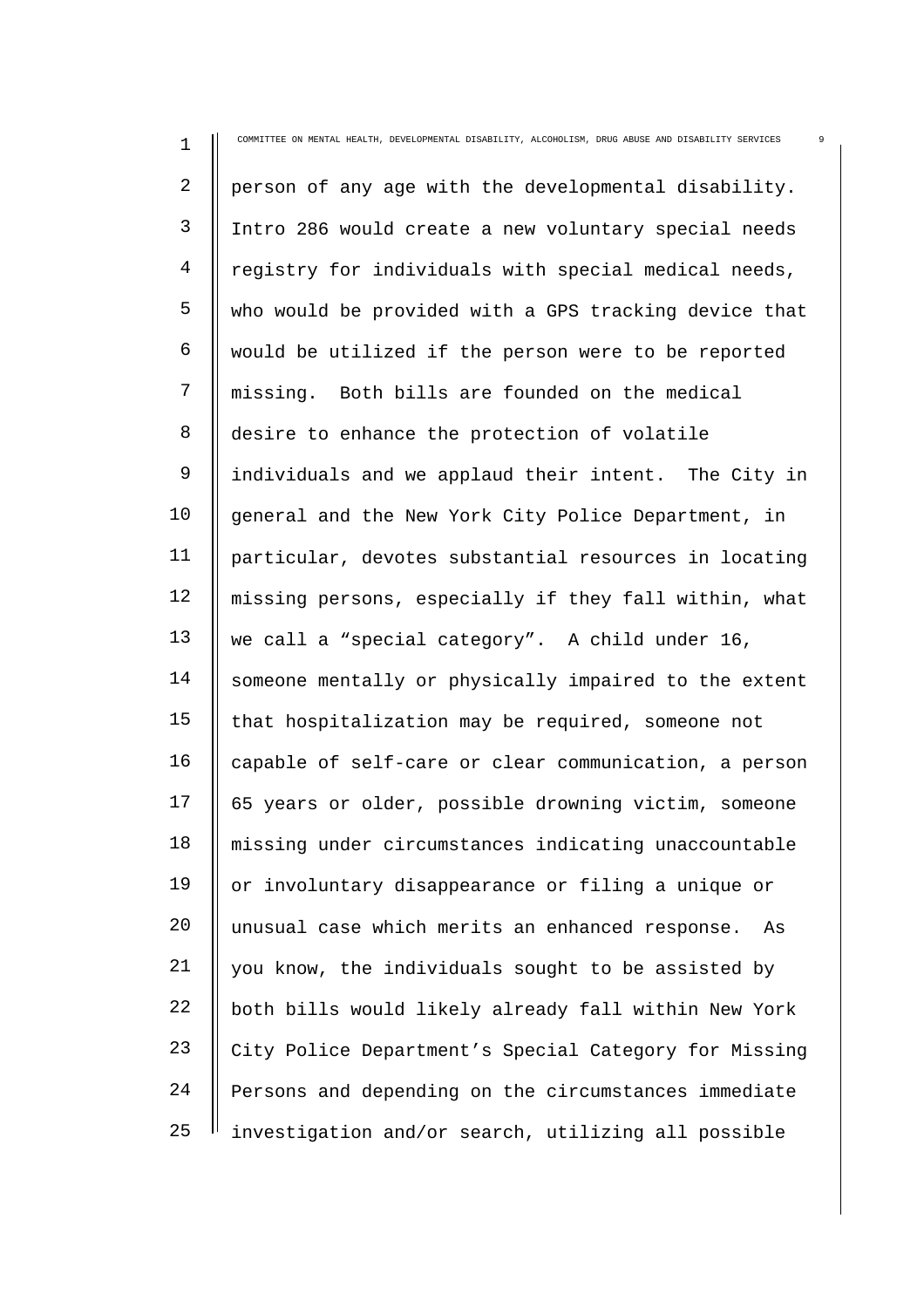person of any age with the developmental disability. Intro 286 would create a new voluntary special needs registry for individuals with special medical needs, who would be provided with a GPS tracking device that would be utilized if the person were to be reported missing. Both bills are founded on the medical desire to enhance the protection of volatile individuals and we applaud their intent. The City in general and the New York City Police Department, in particular, devotes substantial resources in locating missing persons, especially if they fall within, what we call a "special category". A child under 16, someone mentally or physically impaired to the extent that hospitalization may be required, someone not capable of self-care or clear communication, a person 65 years or older, possible drowning victim, someone missing under circumstances indicating unaccountable or involuntary disappearance or filing a unique or unusual case which merits an enhanced response. As you know, the individuals sought to be assisted by both bills would likely already fall within New York City Police Department's Special Category for Missing Persons and depending on the circumstances immediate investigation and/or search, utilizing all possible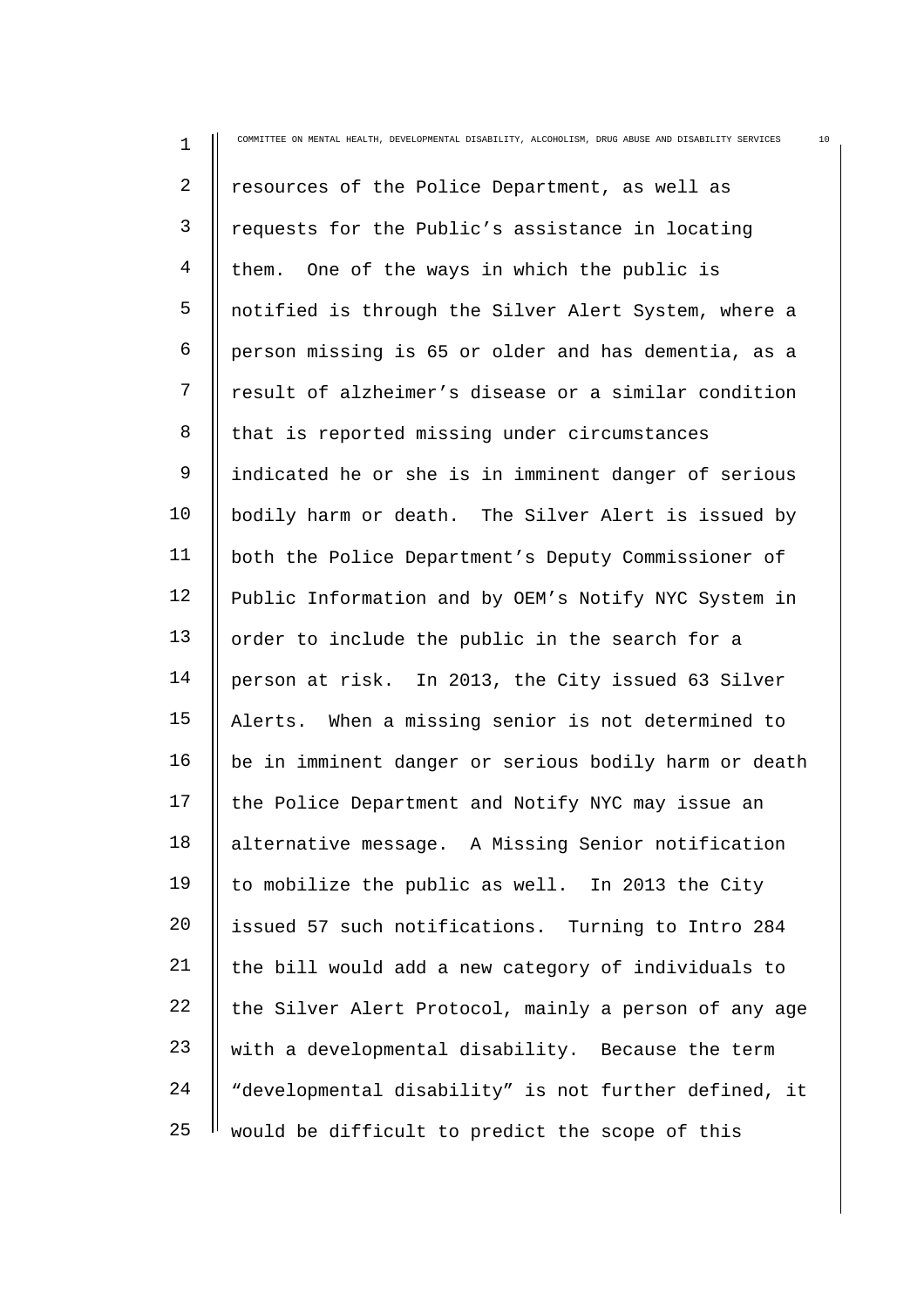resources of the Police Department, as well as requests for the Public's assistance in locating them. One of the ways in which the public is notified is through the Silver Alert System, where a person missing is 65 or older and has dementia, as a result of alzheimer's disease or a similar condition that is reported missing under circumstances indicated he or she is in imminent danger of serious bodily harm or death. The Silver Alert is issued by both the Police Department's Deputy Commissioner of Public Information and by OEM's Notify NYC System in order to include the public in the search for a person at risk. In 2013, the City issued 63 Silver Alerts. When a missing senior is not determined to be in imminent danger or serious bodily harm or death the Police Department and Notify NYC may issue an alternative message. A Missing Senior notification to mobilize the public as well. In 2013 the City issued 57 such notifications. Turning to Intro 284 the bill would add a new category of individuals to the Silver Alert Protocol, mainly a person of any age with a developmental disability. Because the term "developmental disability" is not further defined, it would be difficult to predict the scope of this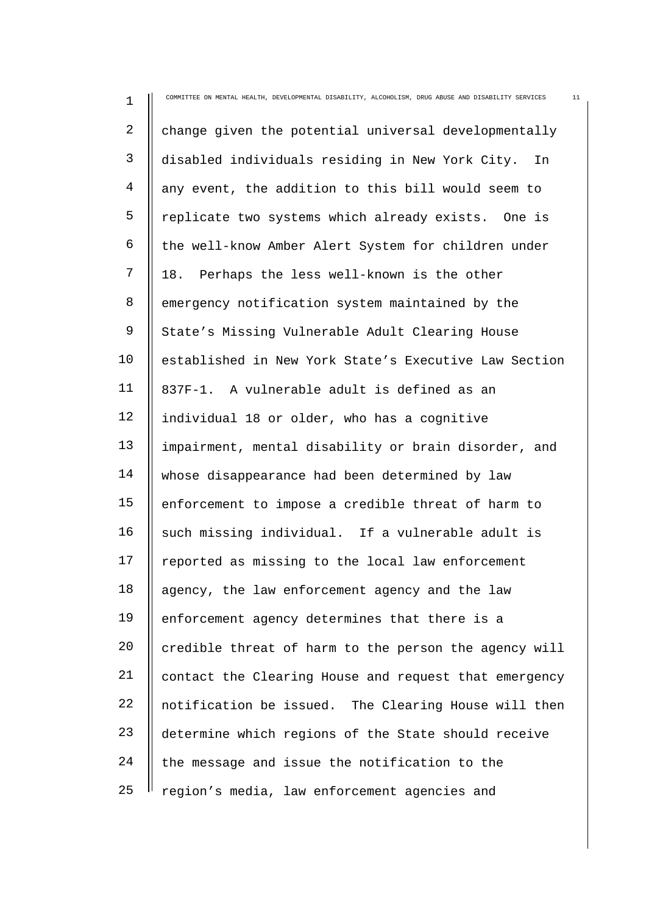change given the potential universal developmentally disabled individuals residing in New York City. In any event, the addition to this bill would seem to replicate two systems which already exists. One is the well-know Amber Alert System for children under 18. Perhaps the less well-known is the other emergency notification system maintained by the State's Missing Vulnerable Adult Clearing House established in New York State's Executive Law Section 837F-1. A vulnerable adult is defined as an individual 18 or older, who has a cognitive impairment, mental disability or brain disorder, and whose disappearance had been determined by law enforcement to impose a credible threat of harm to such missing individual. If a vulnerable adult is reported as missing to the local law enforcement agency, the law enforcement agency and the law enforcement agency determines that there is a credible threat of harm to the person the agency will contact the Clearing House and request that emergency notification be issued. The Clearing House will then determine which regions of the State should receive the message and issue the notification to the region's media, law enforcement agencies and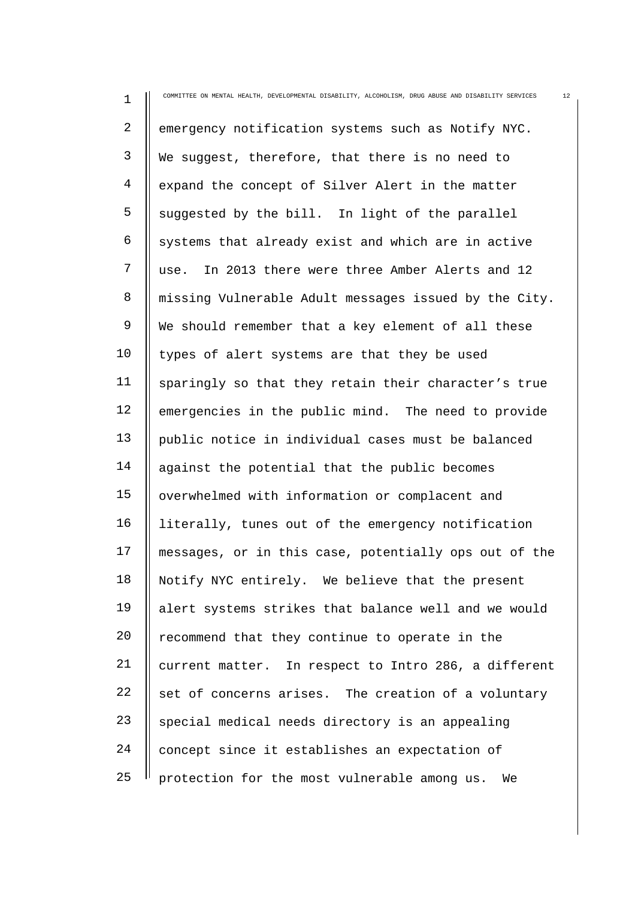emergency notification systems such as Notify NYC. We suggest, therefore, that there is no need to expand the concept of Silver Alert in the matter suggested by the bill. In light of the parallel systems that already exist and which are in active use. In 2013 there were three Amber Alerts and 12 missing Vulnerable Adult messages issued by the City. We should remember that a key element of all these types of alert systems are that they be used sparingly so that they retain their character's true emergencies in the public mind. The need to provide public notice in individual cases must be balanced against the potential that the public becomes overwhelmed with information or complacent and literally, tunes out of the emergency notification messages, or in this case, potentially ops out of the Notify NYC entirely. We believe that the present alert systems strikes that balance well and we would recommend that they continue to operate in the current matter. In respect to Intro 286, a different set of concerns arises. The creation of a voluntary special medical needs directory is an appealing concept since it establishes an expectation of protection for the most vulnerable among us. We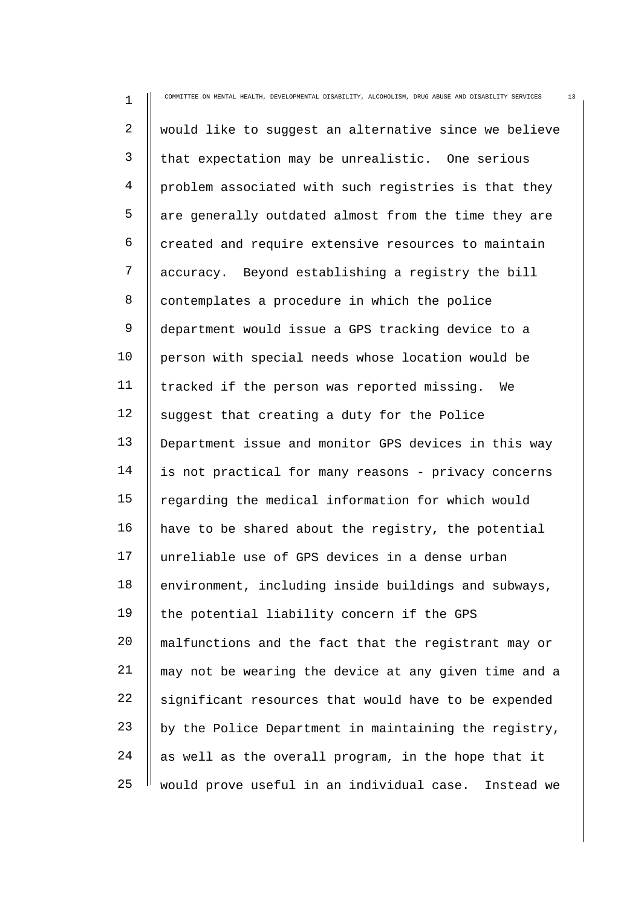would like to suggest an alternative since we believe that expectation may be unrealistic. One serious problem associated with such registries is that they are generally outdated almost from the time they are created and require extensive resources to maintain accuracy. Beyond establishing a registry the bill contemplates a procedure in which the police department would issue a GPS tracking device to a person with special needs whose location would be tracked if the person was reported missing. We suggest that creating a duty for the Police Department issue and monitor GPS devices in this way is not practical for many reasons - privacy concerns regarding the medical information for which would have to be shared about the registry, the potential unreliable use of GPS devices in a dense urban environment, including inside buildings and subways, the potential liability concern if the GPS malfunctions and the fact that the registrant may or may not be wearing the device at any given time and a significant resources that would have to be expended by the Police Department in maintaining the registry, as well as the overall program, in the hope that it would prove useful in an individual case. Instead we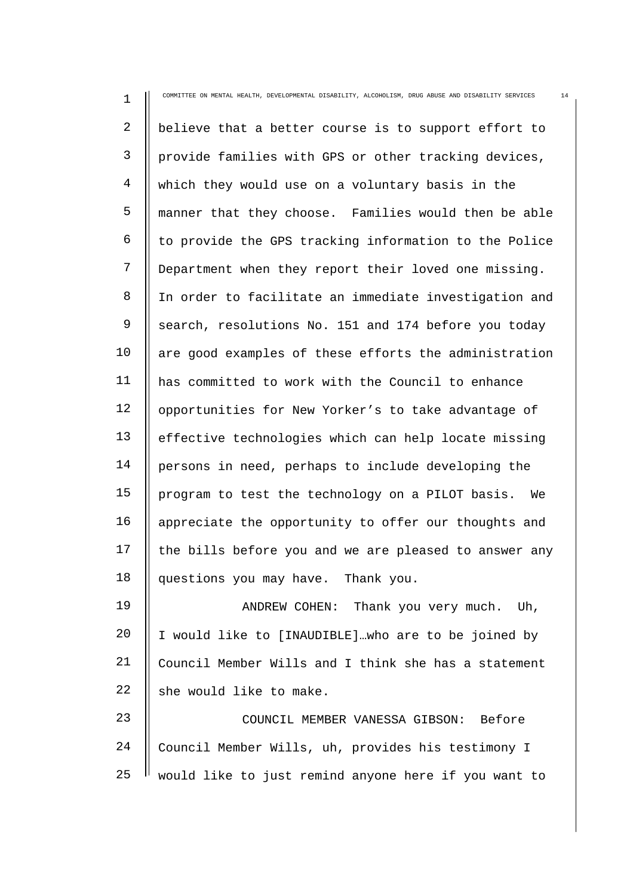believe that a better course is to support effort to provide families with GPS or other tracking devices, which they would use on a voluntary basis in the manner that they choose. Families would then be able to provide the GPS tracking information to the Police Department when they report their loved one missing. In order to facilitate an immediate investigation and search, resolutions No. 151 and 174 before you today are good examples of these efforts the administration has committed to work with the Council to enhance opportunities for New Yorker's to take advantage of effective technologies which can help locate missing persons in need, perhaps to include developing the program to test the technology on a PILOT basis. We appreciate the opportunity to offer our thoughts and the bills before you and we are pleased to answer any questions you may have. Thank you.

ANDREW COHEN: Thank you very much. Uh, I would like to [INAUDIBLE]…who are to be joined by Council Member Wills and I think she has a statement she would like to make.

COUNCIL MEMBER VANESSA GIBSON: Before Council Member Wills, uh, provides his testimony I would like to just remind anyone here if you want to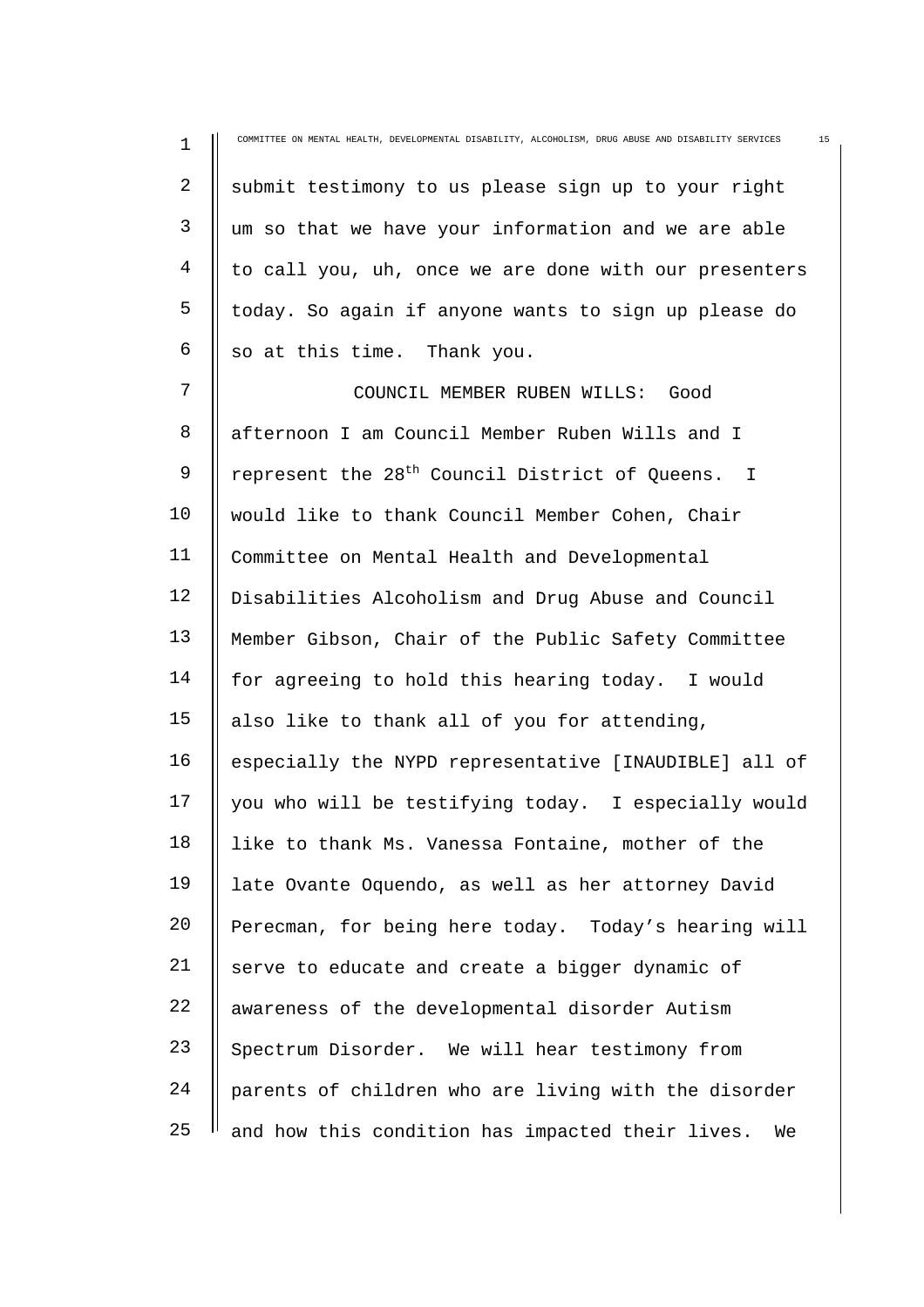submit testimony to us please sign up to your right um so that we have your information and we are able to call you, uh, once we are done with our presenters today. So again if anyone wants to sign up please do so at this time. Thank you.

COUNCIL MEMBER RUBEN WILLS: Good afternoon I am Council Member Ruben Wills and I represent the 28th Council District of Queens. I would like to thank Council Member Cohen, Chair Committee on Mental Health and Developmental Disabilities Alcoholism and Drug Abuse and Council Member Gibson, Chair of the Public Safety Committee for agreeing to hold this hearing today. I would also like to thank all of you for attending, especially the NYPD representative [INAUDIBLE] all of you who will be testifying today. I especially would like to thank Ms. Vanessa Fontaine, mother of the late Ovante Oquendo, as well as her attorney David Perecman, for being here today. Today's hearing will serve to educate and create a bigger dynamic of awareness of the developmental disorder Autism Spectrum Disorder. We will hear testimony from parents of children who are living with the disorder and how this condition has impacted their lives. We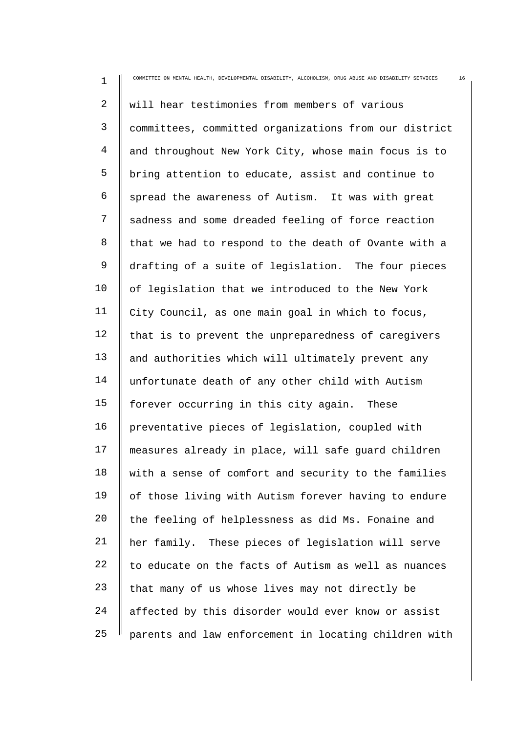will hear testimonies from members of various committees, committed organizations from our district and throughout New York City, whose main focus is to bring attention to educate, assist and continue to spread the awareness of Autism. It was with great sadness and some dreaded feeling of force reaction that we had to respond to the death of Ovante with a drafting of a suite of legislation. The four pieces of legislation that we introduced to the New York City Council, as one main goal in which to focus, that is to prevent the unpreparedness of caregivers and authorities which will ultimately prevent any unfortunate death of any other child with Autism forever occurring in this city again. These preventative pieces of legislation, coupled with measures already in place, will safe guard children with a sense of comfort and security to the families of those living with Autism forever having to endure the feeling of helplessness as did Ms. Fonaine and her family. These pieces of legislation will serve to educate on the facts of Autism as well as nuances that many of us whose lives may not directly be affected by this disorder would ever know or assist parents and law enforcement in locating children with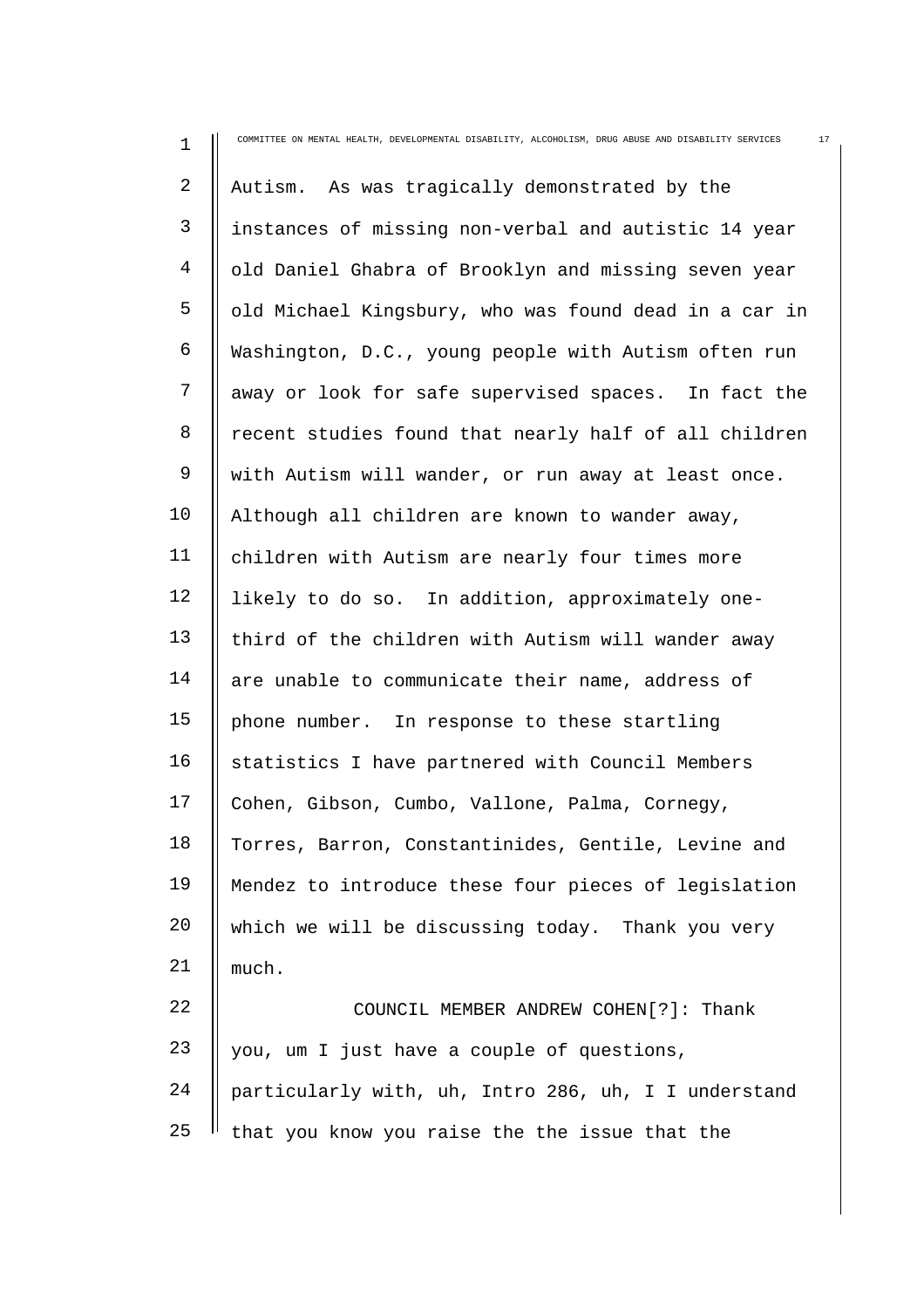Autism. As was tragically demonstrated by the instances of missing non-verbal and autistic 14 year old Daniel Ghabra of Brooklyn and missing seven year old Michael Kingsbury, who was found dead in a car in Washington, D.C., young people with Autism often run away or look for safe supervised spaces. In fact the recent studies found that nearly half of all children with Autism will wander, or run away at least once. Although all children are known to wander away, children with Autism are nearly four times more likely to do so. In addition, approximately one-third of the children with Autism will wander away are unable to communicate their name, address of phone number. In response to these startling statistics I have partnered with Council Members Cohen, Gibson, Cumbo, Vallone, Palma, Cornegy, Torres, Barron, Constantinides, Gentile, Levine and Mendez to introduce these four pieces of legislation which we will be discussing today. Thank you very much.

COUNCIL MEMBER ANDREW COHEN[?]: Thank you, um I just have a couple of questions, particularly with, uh, Intro 286, uh, I I understand that you know you raise the the issue that the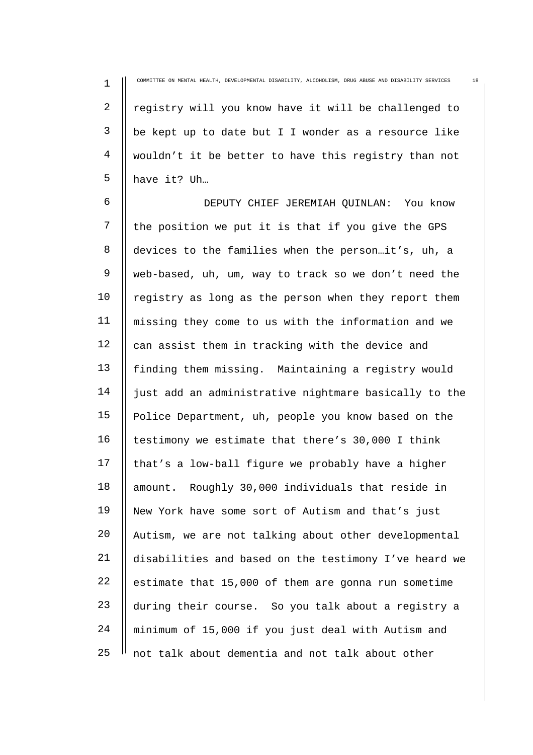registry will you know have it will be challenged to be kept up to date but I I wonder as a resource like wouldn't it be better to have this registry than not have it? Uh…

DEPUTY CHIEF JEREMIAH QUINLAN: You know the position we put it is that if you give the GPS devices to the families when the person…it's, uh, a web-based, uh, um, way to track so we don't need the registry as long as the person when they report them missing they come to us with the information and we can assist them in tracking with the device and finding them missing. Maintaining a registry would just add an administrative nightmare basically to the Police Department, uh, people you know based on the testimony we estimate that there's 30,000 I think that's a low-ball figure we probably have a higher amount. Roughly 30,000 individuals that reside in New York have some sort of Autism and that's just Autism, we are not talking about other developmental disabilities and based on the testimony I've heard we estimate that 15,000 of them are gonna run sometime during their course. So you talk about a registry a minimum of 15,000 if you just deal with Autism and not talk about dementia and not talk about other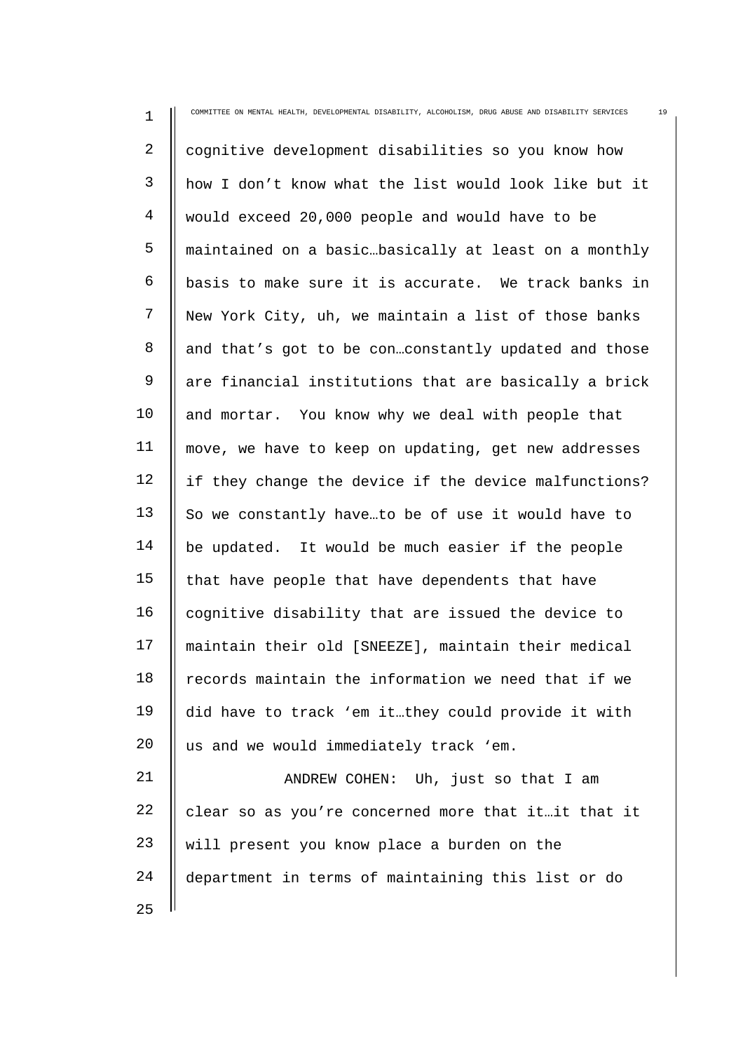cognitive development disabilities so you know how how I don't know what the list would look like but it would exceed 20,000 people and would have to be maintained on a basic…basically at least on a monthly basis to make sure it is accurate. We track banks in New York City, uh, we maintain a list of those banks and that's got to be con…constantly updated and those are financial institutions that are basically a brick and mortar. You know why we deal with people that move, we have to keep on updating, get new addresses if they change the device if the device malfunctions? So we constantly have…to be of use it would have to be updated. It would be much easier if the people that have people that have dependents that have cognitive disability that are issued the device to maintain their old [SNEEZE], maintain their medical records maintain the information we need that if we did have to track 'em it…they could provide it with us and we would immediately track 'em.

ANDREW COHEN: Uh, just so that I am clear so as you're concerned more that it…it that it will present you know place a burden on the department in terms of maintaining this list or do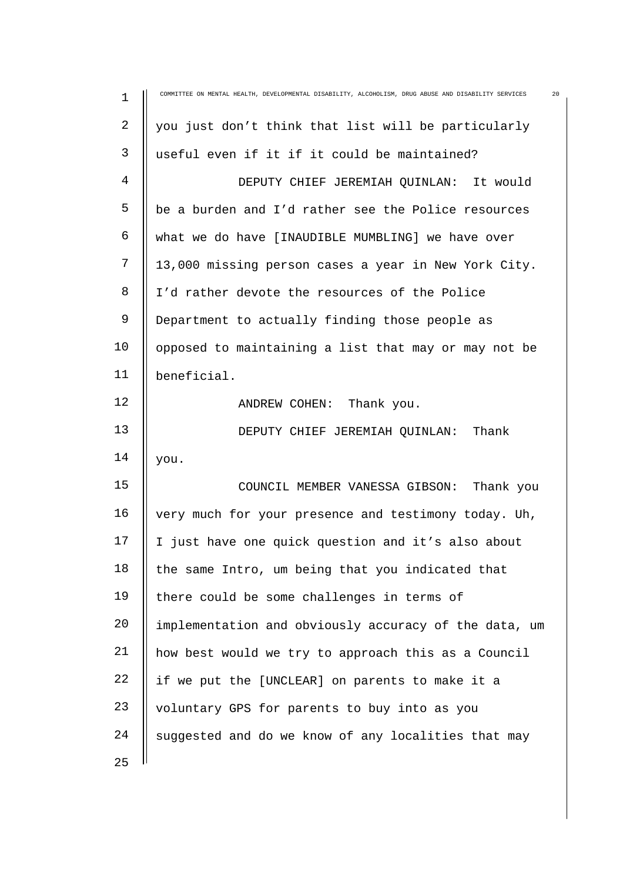you just don't think that list will be particularly useful even if it if it could be maintained?

DEPUTY CHIEF JEREMIAH QUINLAN: It would be a burden and I'd rather see the Police resources what we do have [INAUDIBLE MUMBLING] we have over 13,000 missing person cases a year in New York City. I'd rather devote the resources of the Police Department to actually finding those people as opposed to maintaining a list that may or may not be beneficial.

ANDREW COHEN: Thank you.

DEPUTY CHIEF JEREMIAH QUINLAN: Thank you.

COUNCIL MEMBER VANESSA GIBSON: Thank you very much for your presence and testimony today. Uh, I just have one quick question and it's also about the same Intro, um being that you indicated that there could be some challenges in terms of implementation and obviously accuracy of the data, um how best would we try to approach this as a Council if we put the [UNCLEAR] on parents to make it a voluntary GPS for parents to buy into as you suggested and do we know of any localities that may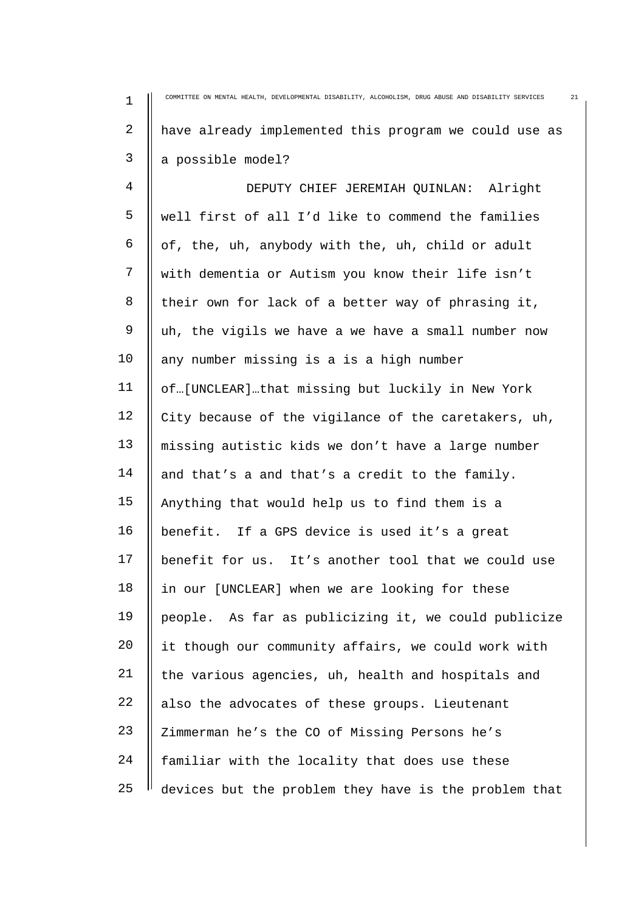have already implemented this program we could use as a possible model?

DEPUTY CHIEF JEREMIAH QUINLAN: Alright well first of all I'd like to commend the families of, the, uh, anybody with the, uh, child or adult with dementia or Autism you know their life isn't their own for lack of a better way of phrasing it, uh, the vigils we have a we have a small number now any number missing is a is a high number of…[UNCLEAR]…that missing but luckily in New York City because of the vigilance of the caretakers, uh, missing autistic kids we don't have a large number and that's a and that's a credit to the family. Anything that would help us to find them is a benefit. If a GPS device is used it's a great benefit for us. It's another tool that we could use in our [UNCLEAR] when we are looking for these people. As far as publicizing it, we could publicize it though our community affairs, we could work with the various agencies, uh, health and hospitals and also the advocates of these groups. Lieutenant Zimmerman he's the CO of Missing Persons he's familiar with the locality that does use these devices but the problem they have is the problem that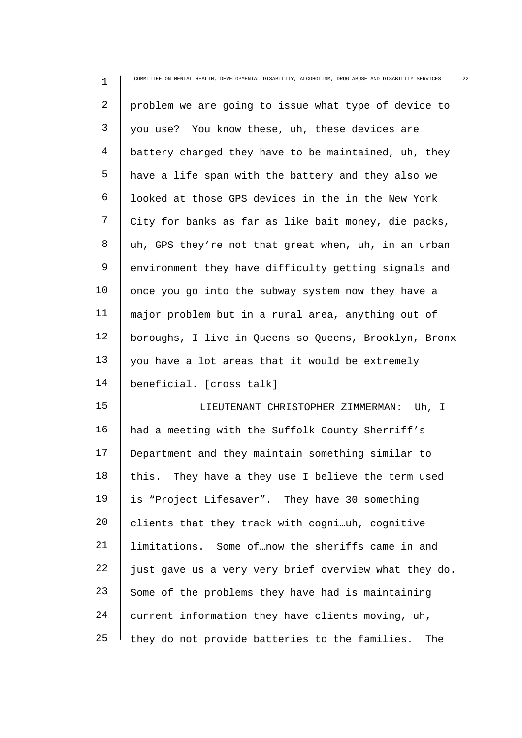problem we are going to issue what type of device to you use? You know these, uh, these devices are battery charged they have to be maintained, uh, they have a life span with the battery and they also we looked at those GPS devices in the in the New York City for banks as far as like bait money, die packs, uh, GPS they're not that great when, uh, in an urban environment they have difficulty getting signals and once you go into the subway system now they have a major problem but in a rural area, anything out of boroughs, I live in Queens so Queens, Brooklyn, Bronx you have a lot areas that it would be extremely beneficial. [cross talk]

LIEUTENANT CHRISTOPHER ZIMMERMAN: Uh, I had a meeting with the Suffolk County Sherriff's Department and they maintain something similar to this. They have a they use I believe the term used is "Project Lifesaver". They have 30 something clients that they track with cogni…uh, cognitive limitations. Some of…now the sheriffs came in and just gave us a very very brief overview what they do. Some of the problems they have had is maintaining current information they have clients moving, uh, they do not provide batteries to the families. The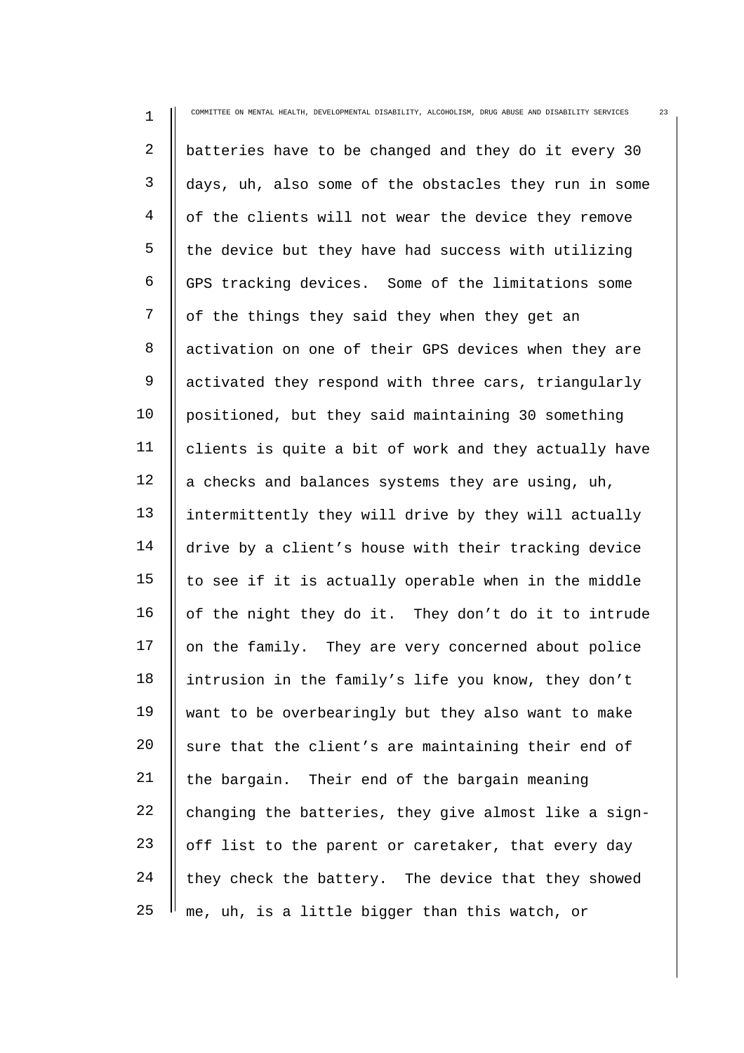batteries have to be changed and they do it every 30 days, uh, also some of the obstacles they run in some of the clients will not wear the device they remove the device but they have had success with utilizing GPS tracking devices. Some of the limitations some of the things they said they when they get an activation on one of their GPS devices when they are activated they respond with three cars, triangularly positioned, but they said maintaining 30 something clients is quite a bit of work and they actually have a checks and balances systems they are using, uh, intermittently they will drive by they will actually drive by a client's house with their tracking device to see if it is actually operable when in the middle of the night they do it. They don't do it to intrude on the family. They are very concerned about police intrusion in the family's life you know, they don't want to be overbearingly but they also want to make sure that the client's are maintaining their end of the bargain. Their end of the bargain meaning changing the batteries, they give almost like a sign-off list to the parent or caretaker, that every day they check the battery. The device that they showed me, uh, is a little bigger than this watch, or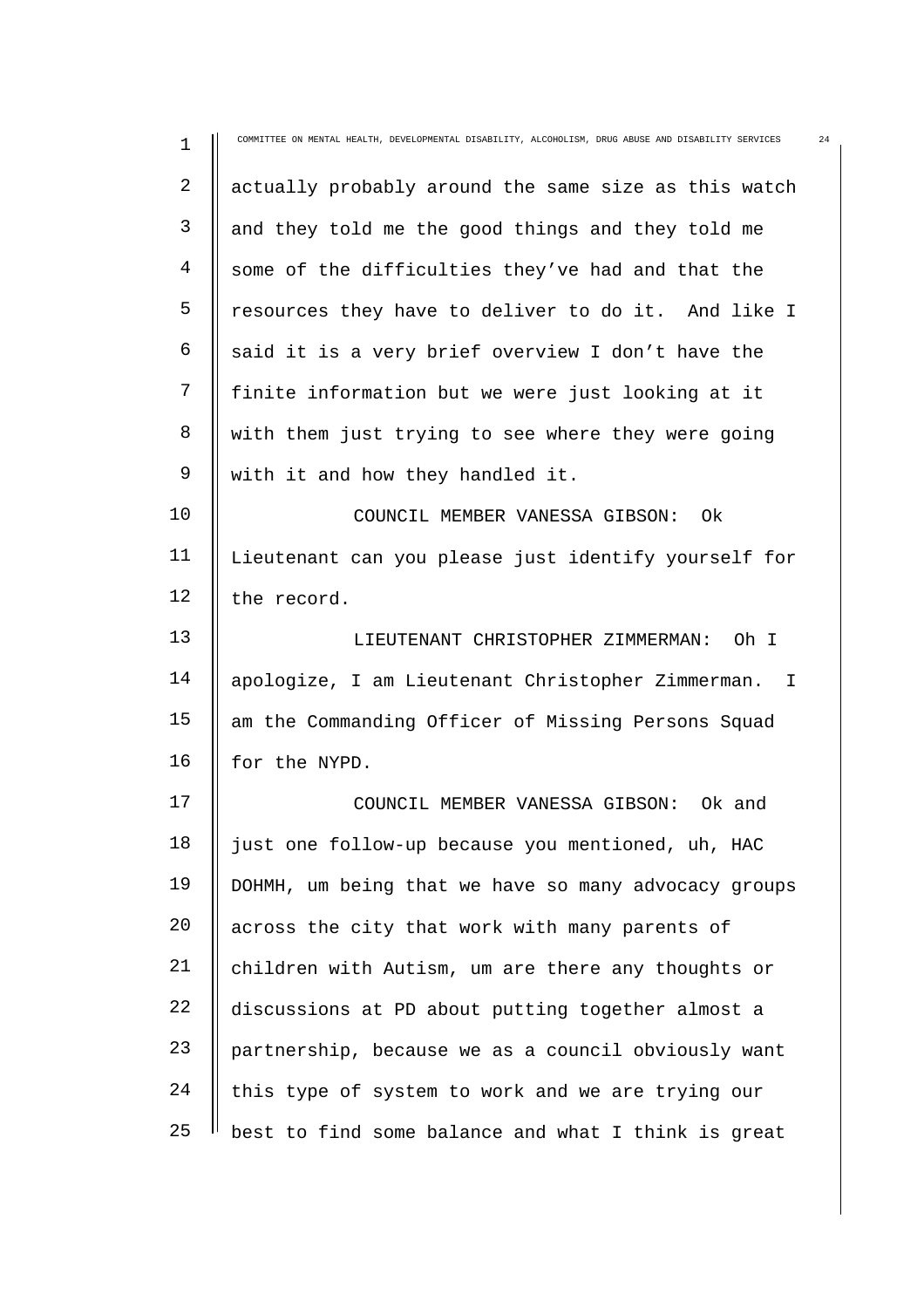actually probably around the same size as this watch and they told me the good things and they told me some of the difficulties they've had and that the resources they have to deliver to do it. And like I said it is a very brief overview I don't have the finite information but we were just looking at it with them just trying to see where they were going with it and how they handled it.

COUNCIL MEMBER VANESSA GIBSON: Ok Lieutenant can you please just identify yourself for the record.

LIEUTENANT CHRISTOPHER ZIMMERMAN: Oh I apologize, I am Lieutenant Christopher Zimmerman. I am the Commanding Officer of Missing Persons Squad for the NYPD.

COUNCIL MEMBER VANESSA GIBSON: Ok and just one follow-up because you mentioned, uh, HAC DOHMH, um being that we have so many advocacy groups across the city that work with many parents of children with Autism, um are there any thoughts or discussions at PD about putting together almost a partnership, because we as a council obviously want this type of system to work and we are trying our best to find some balance and what I think is great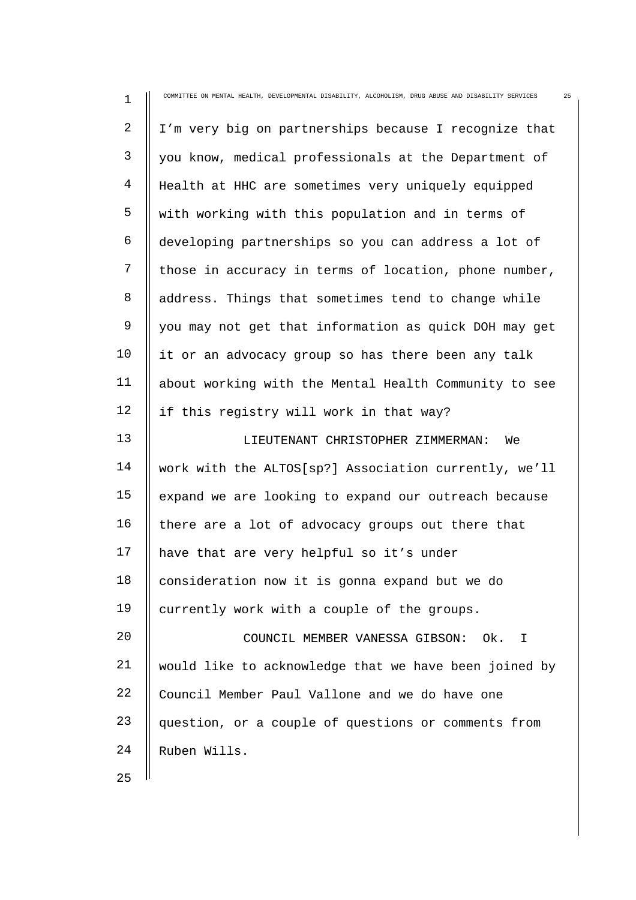I'm very big on partnerships because I recognize that you know, medical professionals at the Department of Health at HHC are sometimes very uniquely equipped with working with this population and in terms of developing partnerships so you can address a lot of those in accuracy in terms of location, phone number, address. Things that sometimes tend to change while you may not get that information as quick DOH may get it or an advocacy group so has there been any talk about working with the Mental Health Community to see if this registry will work in that way?

LIEUTENANT CHRISTOPHER ZIMMERMAN: We work with the ALTOS[sp?] Association currently, we'll expand we are looking to expand our outreach because there are a lot of advocacy groups out there that have that are very helpful so it's under consideration now it is gonna expand but we do currently work with a couple of the groups.

COUNCIL MEMBER VANESSA GIBSON: Ok. I would like to acknowledge that we have been joined by Council Member Paul Vallone and we do have one question, or a couple of questions or comments from Ruben Wills.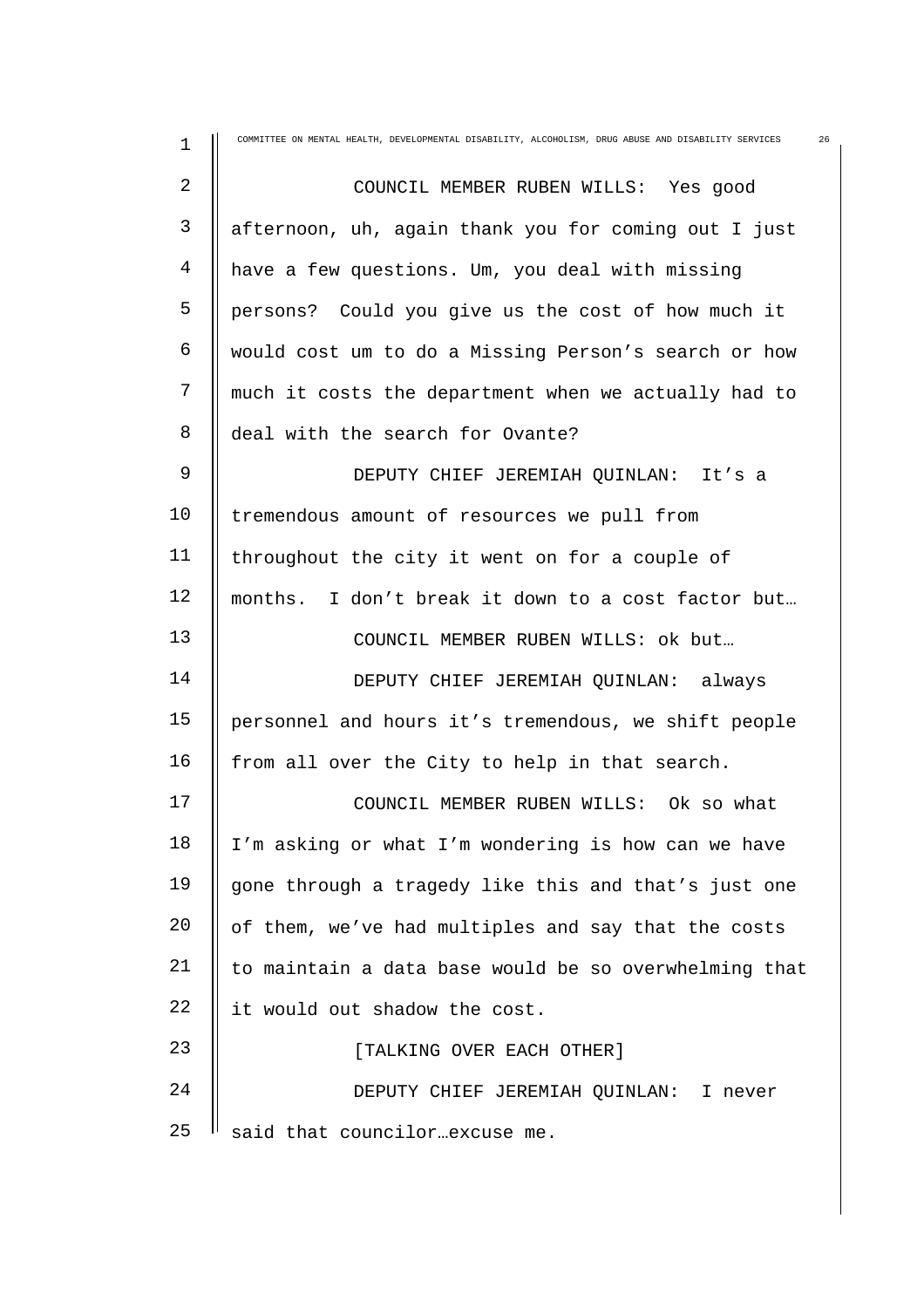COUNCIL MEMBER RUBEN WILLS: Yes good afternoon, uh, again thank you for coming out I just have a few questions. Um, you deal with missing persons? Could you give us the cost of how much it would cost um to do a Missing Person's search or how much it costs the department when we actually had to deal with the search for Ovante?

DEPUTY CHIEF JEREMIAH QUINLAN: It's a tremendous amount of resources we pull from throughout the city it went on for a couple of months. I don't break it down to a cost factor but…

COUNCIL MEMBER RUBEN WILLS: ok but…

DEPUTY CHIEF JEREMIAH QUINLAN: always personnel and hours it's tremendous, we shift people from all over the City to help in that search.

COUNCIL MEMBER RUBEN WILLS: Ok so what I'm asking or what I'm wondering is how can we have gone through a tragedy like this and that's just one of them, we've had multiples and say that the costs to maintain a data base would be so overwhelming that it would out shadow the cost.

[TALKING OVER EACH OTHER]

DEPUTY CHIEF JEREMIAH QUINLAN: I never said that councilor…excuse me.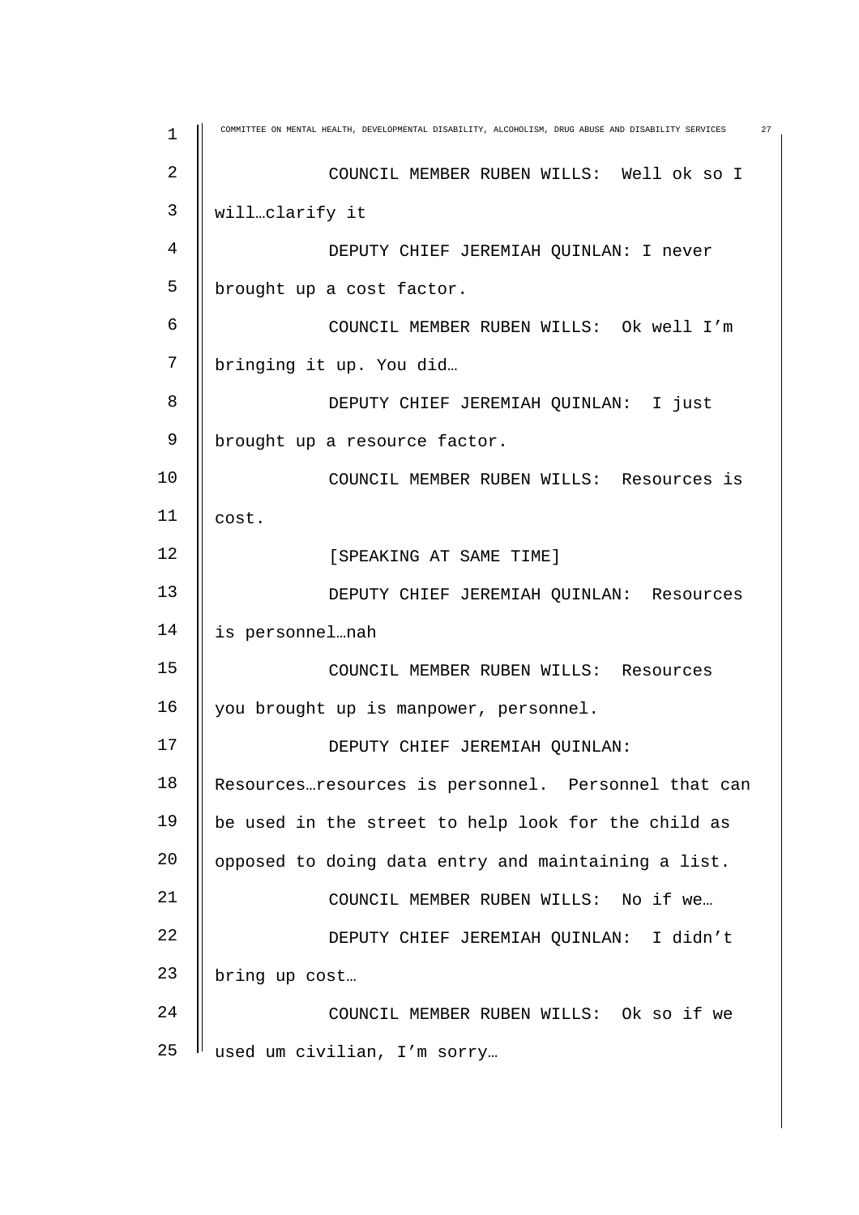COUNCIL MEMBER RUBEN WILLS: Well ok so I will…clarify it

DEPUTY CHIEF JEREMIAH QUINLAN: I never brought up a cost factor.

COUNCIL MEMBER RUBEN WILLS: Ok well I'm bringing it up. You did…

DEPUTY CHIEF JEREMIAH QUINLAN: I just brought up a resource factor.

COUNCIL MEMBER RUBEN WILLS: Resources is cost.

[SPEAKING AT SAME TIME]

DEPUTY CHIEF JEREMIAH QUINLAN: Resources is personnel…nah

COUNCIL MEMBER RUBEN WILLS: Resources you brought up is manpower, personnel.

DEPUTY CHIEF JEREMIAH QUINLAN: Resources…resources is personnel. Personnel that can be used in the street to help look for the child as opposed to doing data entry and maintaining a list.

COUNCIL MEMBER RUBEN WILLS: No if we…

DEPUTY CHIEF JEREMIAH QUINLAN: I didn't bring up cost…

COUNCIL MEMBER RUBEN WILLS: Ok so if we used um civilian, I'm sorry…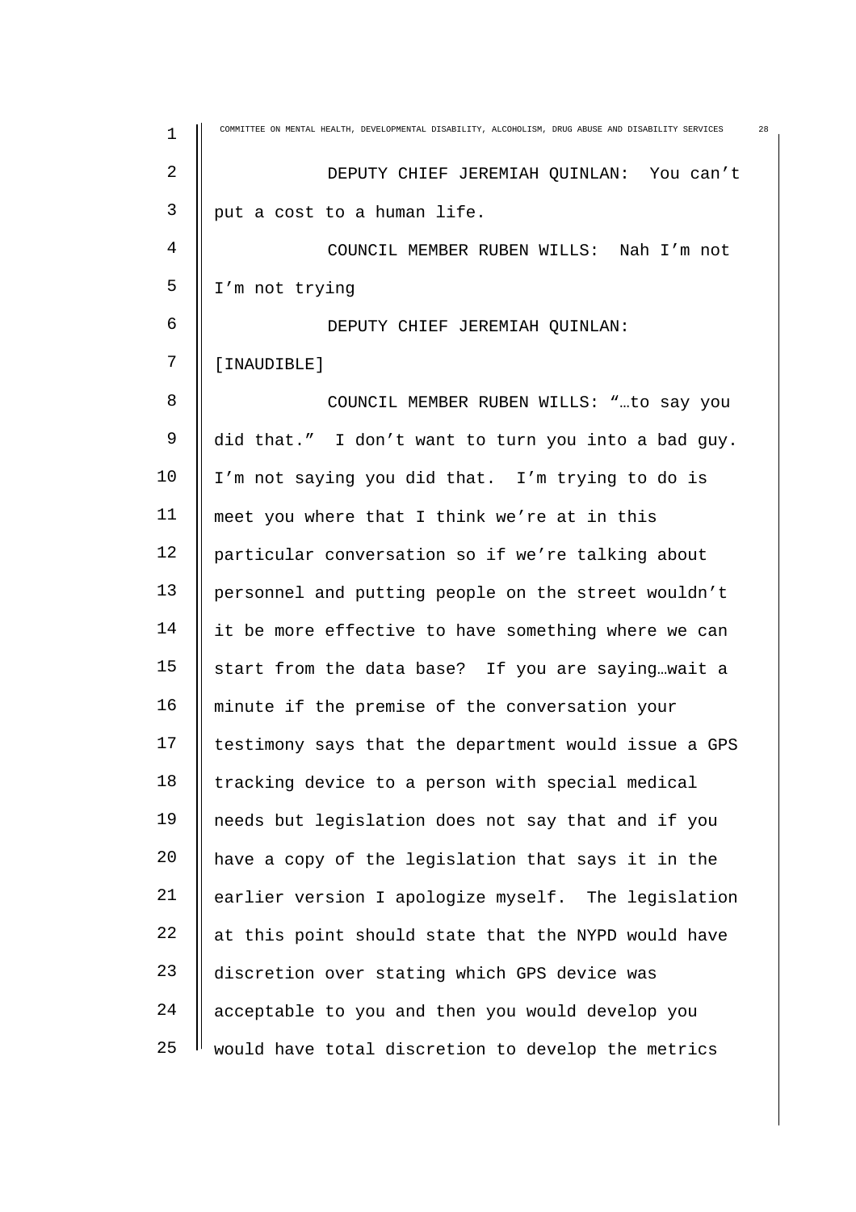DEPUTY CHIEF JEREMIAH QUINLAN: You can't put a cost to a human life.

COUNCIL MEMBER RUBEN WILLS: Nah I'm not I'm not trying

DEPUTY CHIEF JEREMIAH QUINLAN: [INAUDIBLE]

COUNCIL MEMBER RUBEN WILLS: "…to say you did that." I don't want to turn you into a bad guy. I'm not saying you did that. I'm trying to do is meet you where that I think we're at in this particular conversation so if we're talking about personnel and putting people on the street wouldn't it be more effective to have something where we can start from the data base? If you are saying…wait a minute if the premise of the conversation your testimony says that the department would issue a GPS tracking device to a person with special medical needs but legislation does not say that and if you have a copy of the legislation that says it in the earlier version I apologize myself. The legislation at this point should state that the NYPD would have discretion over stating which GPS device was acceptable to you and then you would develop you would have total discretion to develop the metrics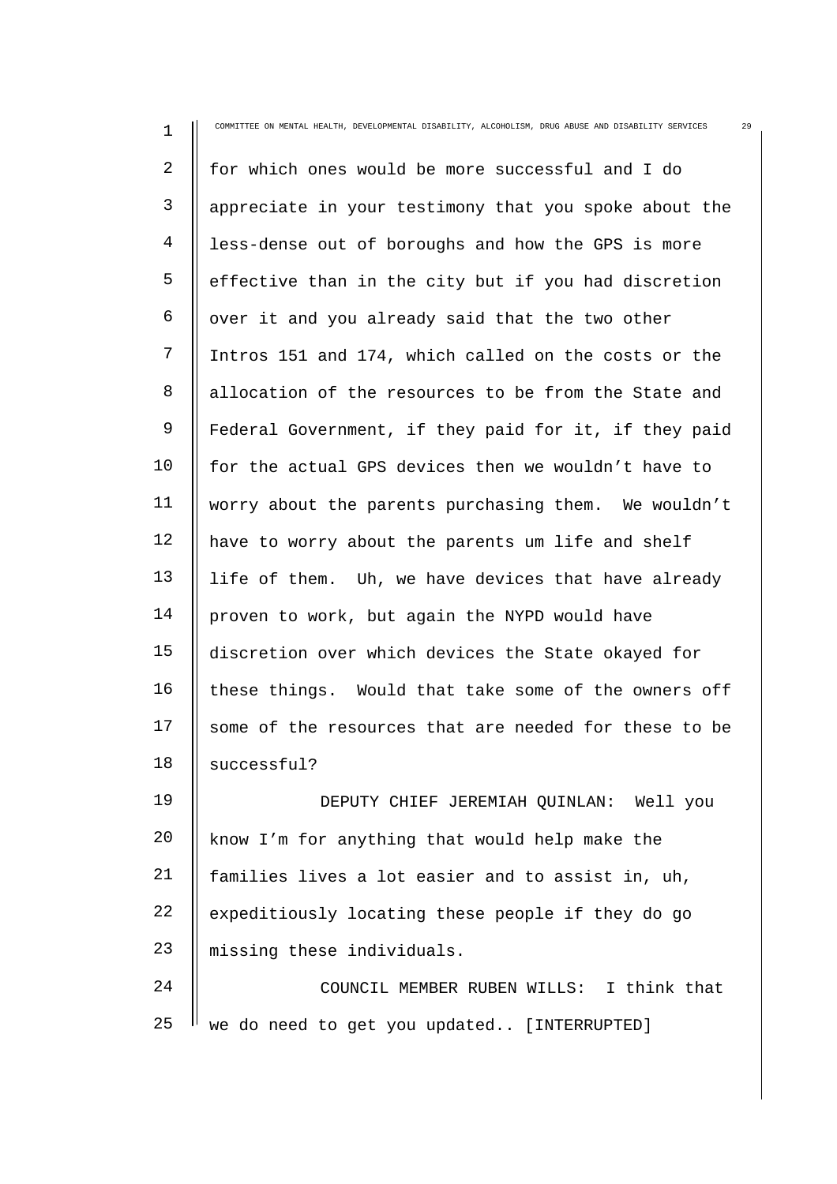for which ones would be more successful and I do appreciate in your testimony that you spoke about the less-dense out of boroughs and how the GPS is more effective than in the city but if you had discretion over it and you already said that the two other Intros 151 and 174, which called on the costs or the allocation of the resources to be from the State and Federal Government, if they paid for it, if they paid for the actual GPS devices then we wouldn't have to worry about the parents purchasing them. We wouldn't have to worry about the parents um life and shelf life of them. Uh, we have devices that have already proven to work, but again the NYPD would have discretion over which devices the State okayed for these things. Would that take some of the owners off some of the resources that are needed for these to be successful?

DEPUTY CHIEF JEREMIAH QUINLAN: Well you know I'm for anything that would help make the families lives a lot easier and to assist in, uh, expeditiously locating these people if they do go missing these individuals.

COUNCIL MEMBER RUBEN WILLS: I think that we do need to get you updated.. [INTERRUPTED]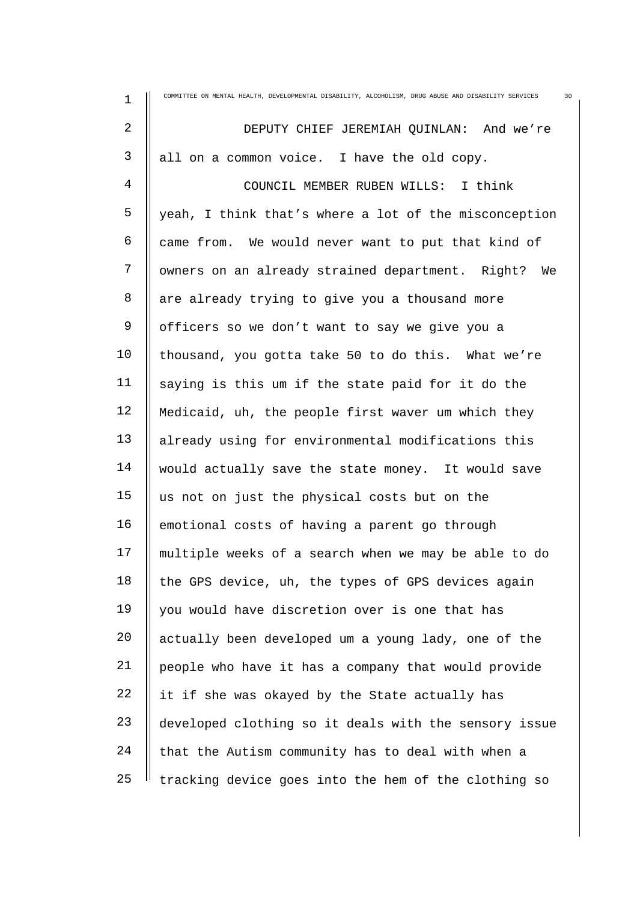DEPUTY CHIEF JEREMIAH QUINLAN: And we're all on a common voice. I have the old copy.

COUNCIL MEMBER RUBEN WILLS: I think yeah, I think that's where a lot of the misconception came from. We would never want to put that kind of owners on an already strained department. Right? We are already trying to give you a thousand more officers so we don't want to say we give you a thousand, you gotta take 50 to do this. What we're saying is this um if the state paid for it do the Medicaid, uh, the people first waver um which they already using for environmental modifications this would actually save the state money. It would save us not on just the physical costs but on the emotional costs of having a parent go through multiple weeks of a search when we may be able to do the GPS device, uh, the types of GPS devices again you would have discretion over is one that has actually been developed um a young lady, one of the people who have it has a company that would provide it if she was okayed by the State actually has developed clothing so it deals with the sensory issue that the Autism community has to deal with when a tracking device goes into the hem of the clothing so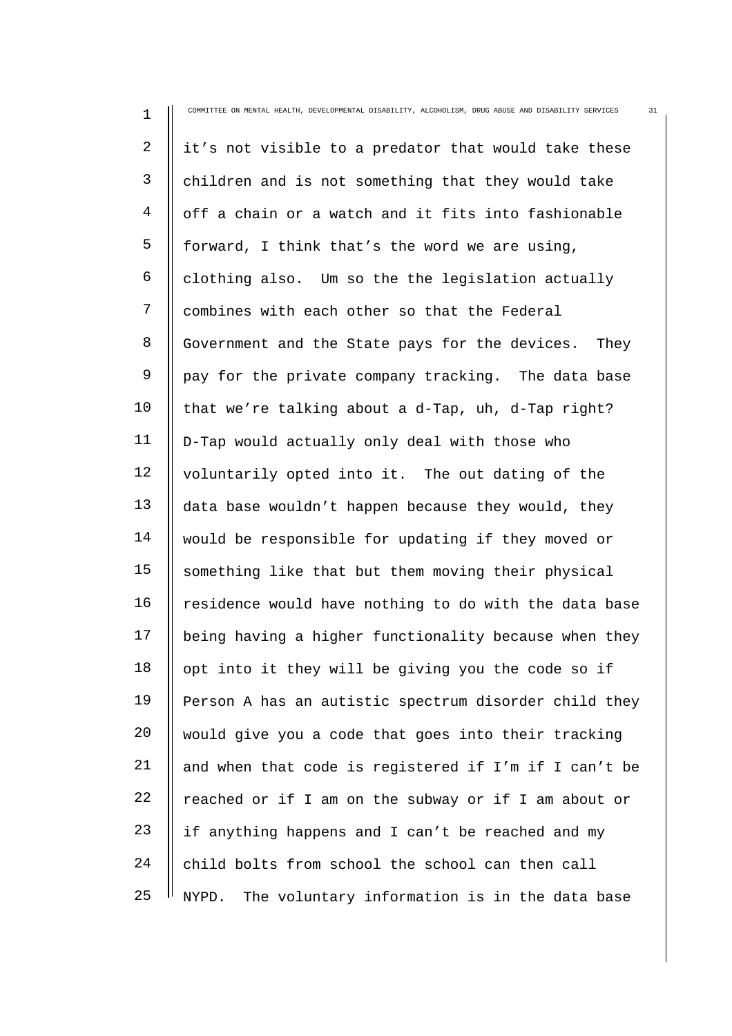it's not visible to a predator that would take these children and is not something that they would take off a chain or a watch and it fits into fashionable forward, I think that's the word we are using, clothing also. Um so the the legislation actually combines with each other so that the Federal Government and the State pays for the devices. They pay for the private company tracking. The data base that we're talking about a d-Tap, uh, d-Tap right? D-Tap would actually only deal with those who voluntarily opted into it. The out dating of the data base wouldn't happen because they would, they would be responsible for updating if they moved or something like that but them moving their physical residence would have nothing to do with the data base being having a higher functionality because when they opt into it they will be giving you the code so if Person A has an autistic spectrum disorder child they would give you a code that goes into their tracking and when that code is registered if I'm if I can't be reached or if I am on the subway or if I am about or if anything happens and I can't be reached and my child bolts from school the school can then call NYPD. The voluntary information is in the data base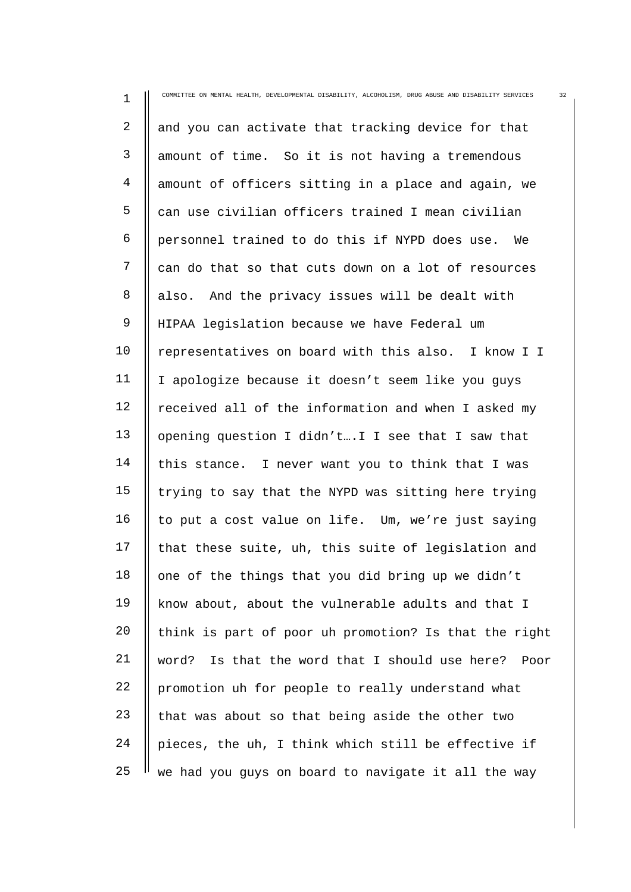and you can activate that tracking device for that amount of time. So it is not having a tremendous amount of officers sitting in a place and again, we can use civilian officers trained I mean civilian personnel trained to do this if NYPD does use. We can do that so that cuts down on a lot of resources also. And the privacy issues will be dealt with HIPAA legislation because we have Federal um representatives on board with this also. I know I I I apologize because it doesn't seem like you guys received all of the information and when I asked my opening question I didn't….I I see that I saw that this stance. I never want you to think that I was trying to say that the NYPD was sitting here trying to put a cost value on life. Um, we're just saying that these suite, uh, this suite of legislation and one of the things that you did bring up we didn't know about, about the vulnerable adults and that I think is part of poor uh promotion? Is that the right word? Is that the word that I should use here? Poor promotion uh for people to really understand what that was about so that being aside the other two pieces, the uh, I think which still be effective if we had you guys on board to navigate it all the way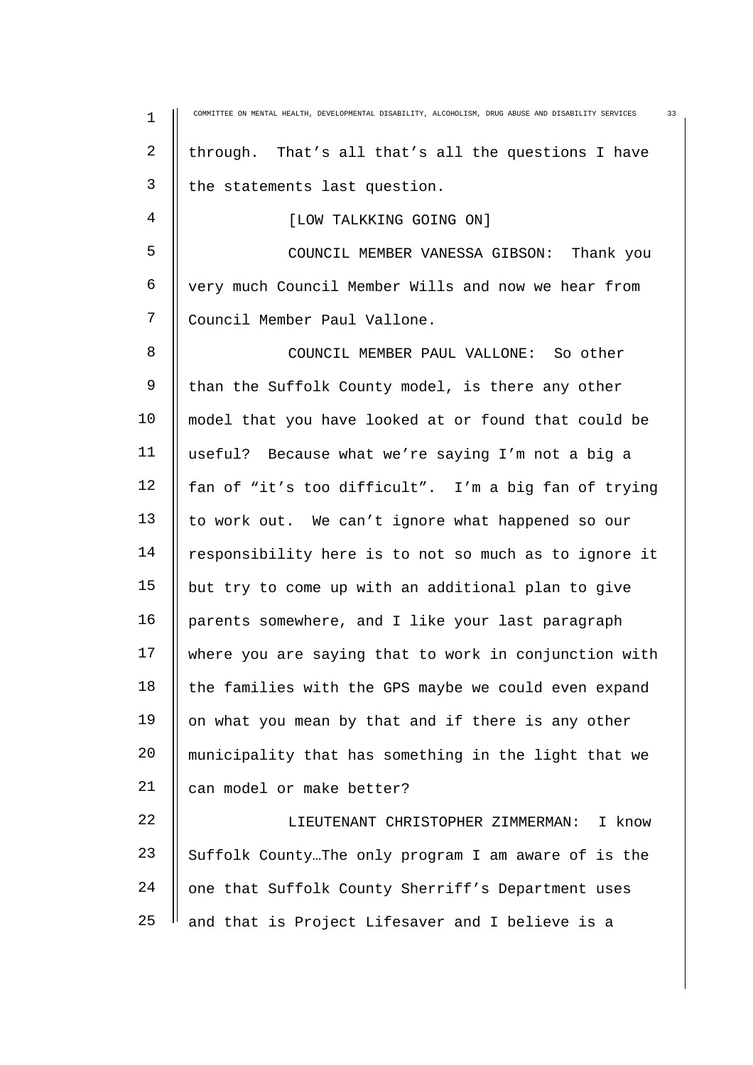through. That's all that's all the questions I have the statements last question.

[LOW TALKKING GOING ON]

COUNCIL MEMBER VANESSA GIBSON: Thank you very much Council Member Wills and now we hear from Council Member Paul Vallone.

COUNCIL MEMBER PAUL VALLONE: So other than the Suffolk County model, is there any other model that you have looked at or found that could be useful? Because what we're saying I'm not a big a fan of "it's too difficult". I'm a big fan of trying to work out. We can't ignore what happened so our responsibility here is to not so much as to ignore it but try to come up with an additional plan to give parents somewhere, and I like your last paragraph where you are saying that to work in conjunction with the families with the GPS maybe we could even expand on what you mean by that and if there is any other municipality that has something in the light that we can model or make better?

LIEUTENANT CHRISTOPHER ZIMMERMAN: I know Suffolk County…The only program I am aware of is the one that Suffolk County Sherriff's Department uses and that is Project Lifesaver and I believe is a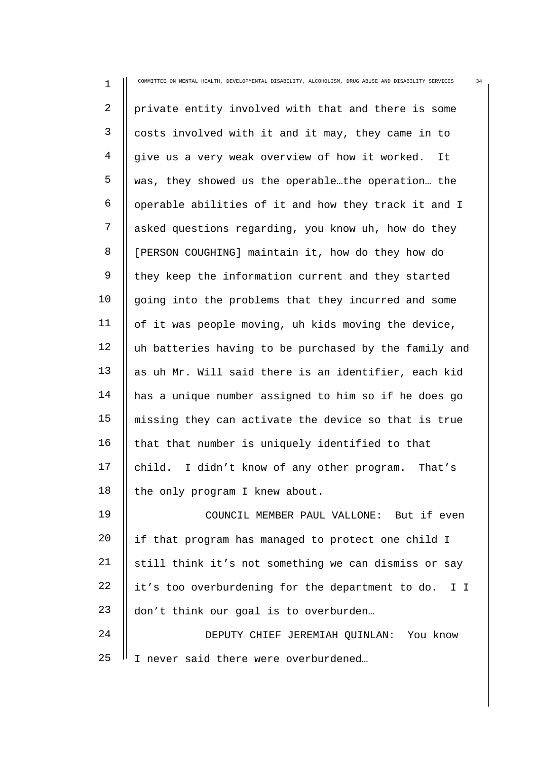private entity involved with that and there is some costs involved with it and it may, they came in to give us a very weak overview of how it worked. It was, they showed us the operable…the operation… the operable abilities of it and how they track it and I asked questions regarding, you know uh, how do they [PERSON COUGHING] maintain it, how do they how do they keep the information current and they started going into the problems that they incurred and some of it was people moving, uh kids moving the device, uh batteries having to be purchased by the family and as uh Mr. Will said there is an identifier, each kid has a unique number assigned to him so if he does go missing they can activate the device so that is true that that number is uniquely identified to that child. I didn't know of any other program. That's the only program I knew about.

COUNCIL MEMBER PAUL VALLONE: But if even if that program has managed to protect one child I still think it's not something we can dismiss or say it's too overburdening for the department to do. I I don't think our goal is to overburden…

DEPUTY CHIEF JEREMIAH QUINLAN: You know I never said there were overburdened…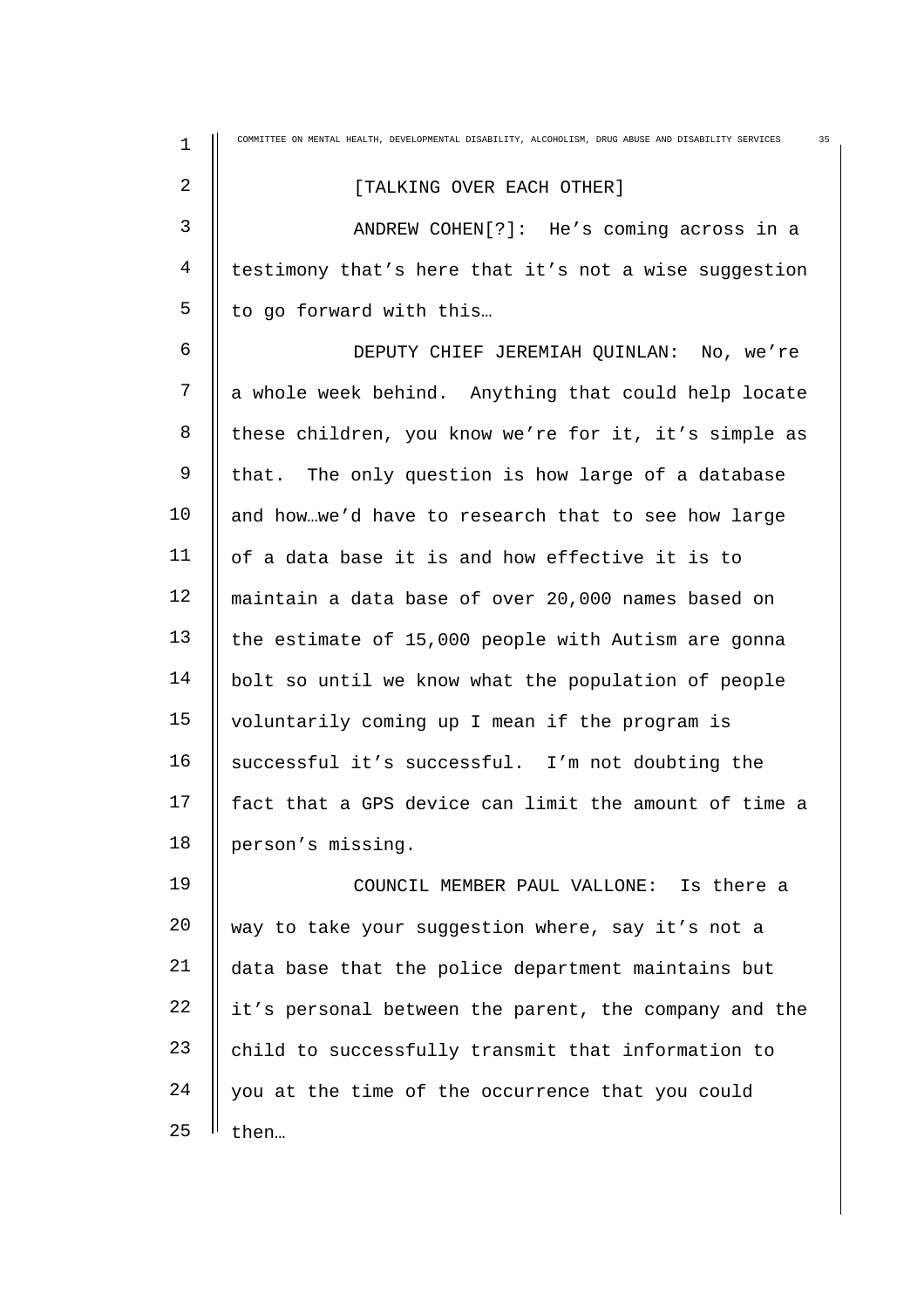[TALKING OVER EACH OTHER]

ANDREW COHEN[?]: He's coming across in a testimony that's here that it's not a wise suggestion to go forward with this…

DEPUTY CHIEF JEREMIAH QUINLAN: No, we're a whole week behind. Anything that could help locate these children, you know we're for it, it's simple as that. The only question is how large of a database and how…we'd have to research that to see how large of a data base it is and how effective it is to maintain a data base of over 20,000 names based on the estimate of 15,000 people with Autism are gonna bolt so until we know what the population of people voluntarily coming up I mean if the program is successful it's successful. I'm not doubting the fact that a GPS device can limit the amount of time a person's missing.

COUNCIL MEMBER PAUL VALLONE: Is there a way to take your suggestion where, say it's not a data base that the police department maintains but it's personal between the parent, the company and the child to successfully transmit that information to you at the time of the occurrence that you could then…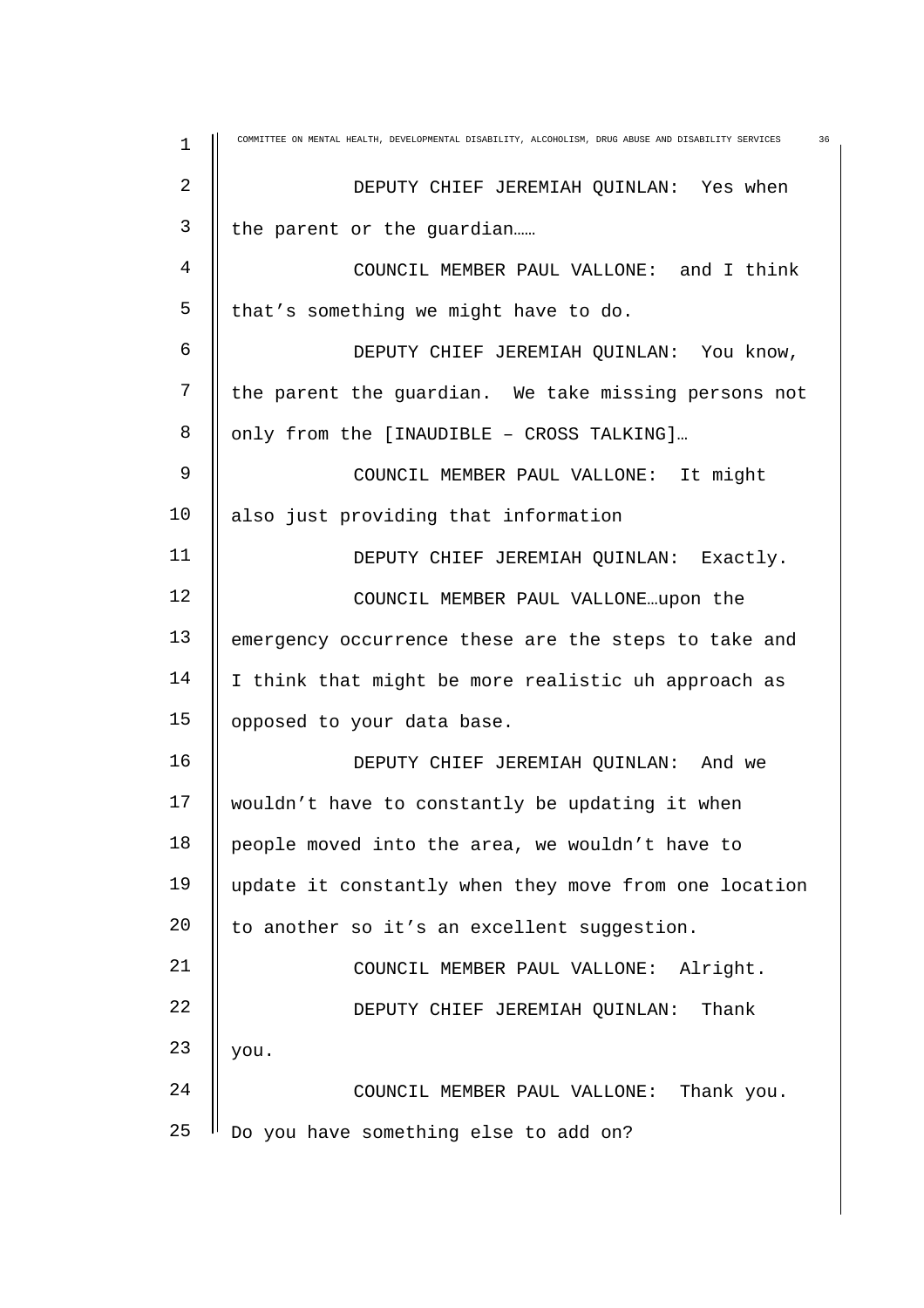DEPUTY CHIEF JEREMIAH QUINLAN: Yes when the parent or the guardian……

COUNCIL MEMBER PAUL VALLONE: and I think that's something we might have to do.

DEPUTY CHIEF JEREMIAH QUINLAN: You know, the parent the guardian. We take missing persons not only from the [INAUDIBLE – CROSS TALKING]…

COUNCIL MEMBER PAUL VALLONE: It might also just providing that information

DEPUTY CHIEF JEREMIAH QUINLAN: Exactly.

COUNCIL MEMBER PAUL VALLONE…upon the emergency occurrence these are the steps to take and I think that might be more realistic uh approach as opposed to your data base.

DEPUTY CHIEF JEREMIAH QUINLAN: And we wouldn't have to constantly be updating it when people moved into the area, we wouldn't have to update it constantly when they move from one location to another so it's an excellent suggestion.

COUNCIL MEMBER PAUL VALLONE: Alright.

DEPUTY CHIEF JEREMIAH QUINLAN: Thank you.

COUNCIL MEMBER PAUL VALLONE: Thank you. Do you have something else to add on?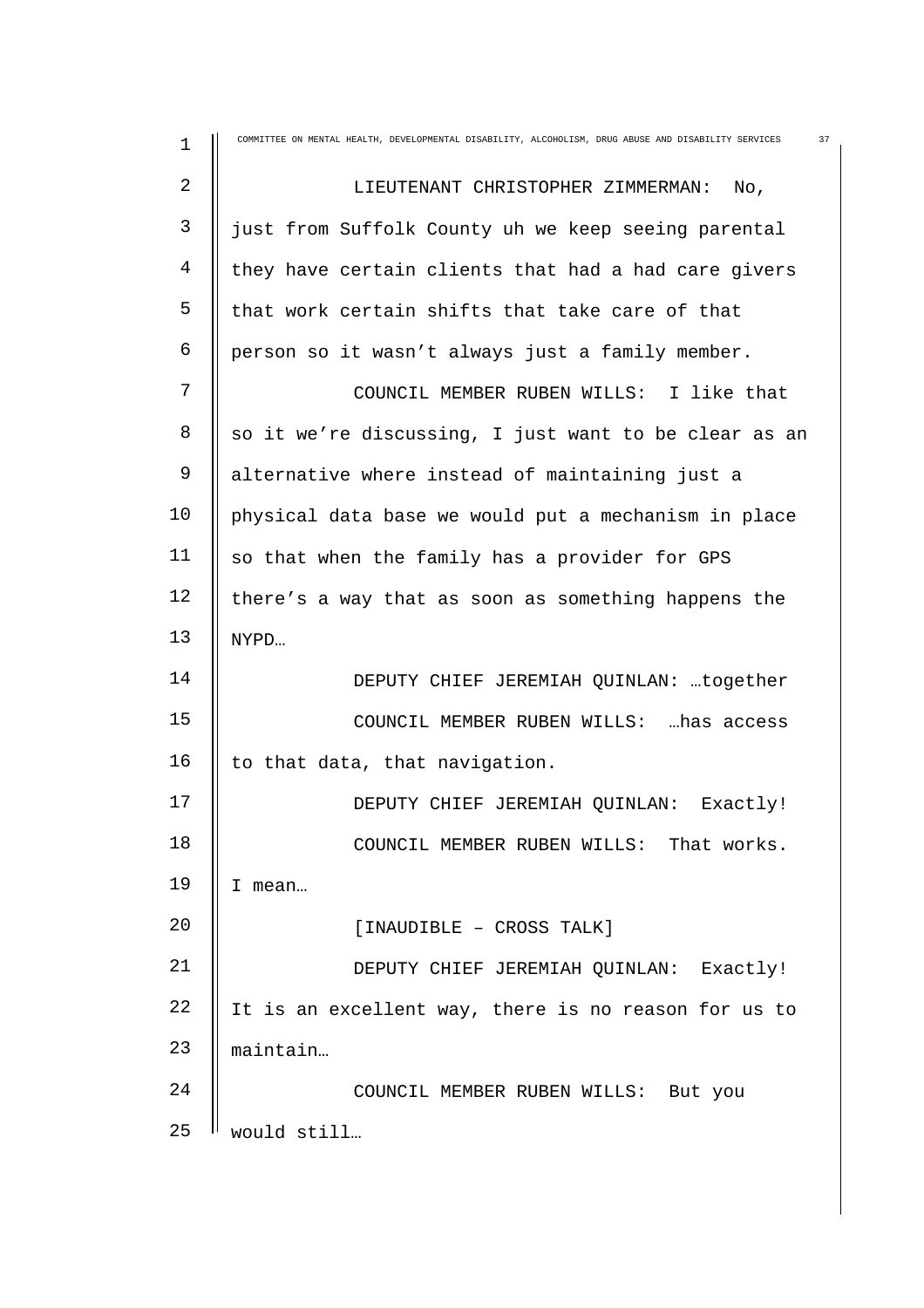LIEUTENANT CHRISTOPHER ZIMMERMAN: No, just from Suffolk County uh we keep seeing parental they have certain clients that had a had care givers that work certain shifts that take care of that person so it wasn't always just a family member.

COUNCIL MEMBER RUBEN WILLS: I like that so it we're discussing, I just want to be clear as an alternative where instead of maintaining just a physical data base we would put a mechanism in place so that when the family has a provider for GPS there's a way that as soon as something happens the NYPD…

DEPUTY CHIEF JEREMIAH QUINLAN: …together

COUNCIL MEMBER RUBEN WILLS: …has access to that data, that navigation.

DEPUTY CHIEF JEREMIAH QUINLAN: Exactly!

COUNCIL MEMBER RUBEN WILLS: That works. I mean…

[INAUDIBLE – CROSS TALK]

DEPUTY CHIEF JEREMIAH QUINLAN: Exactly! It is an excellent way, there is no reason for us to maintain…

COUNCIL MEMBER RUBEN WILLS: But you would still…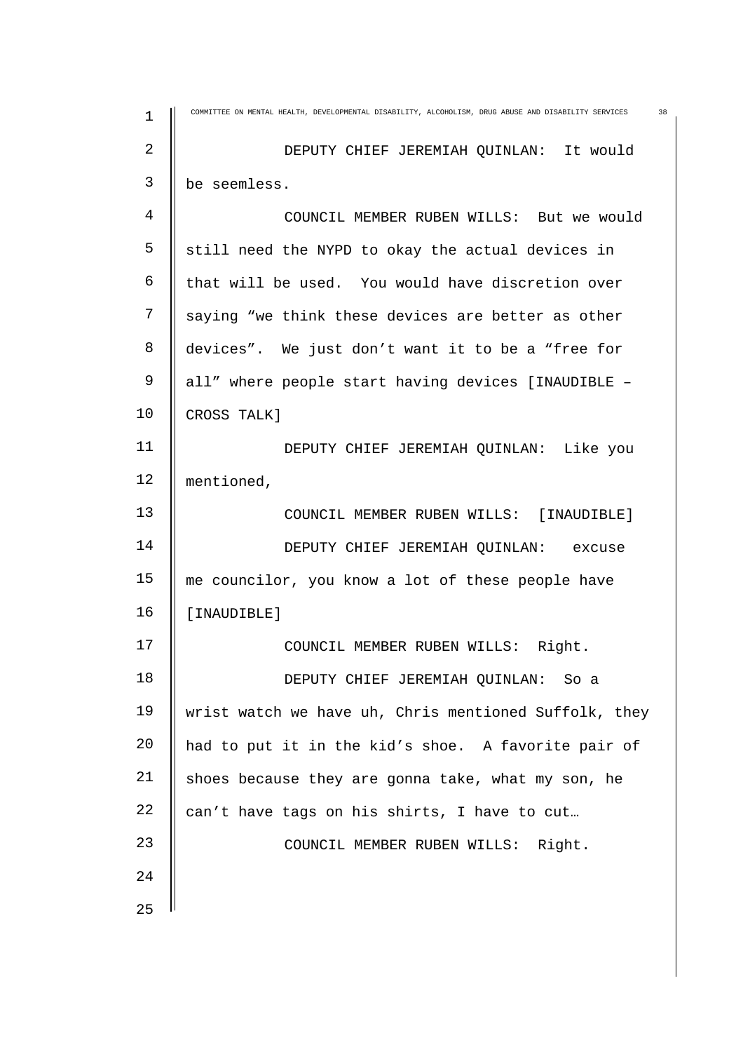DEPUTY CHIEF JEREMIAH QUINLAN: It would be seemless.

COUNCIL MEMBER RUBEN WILLS: But we would still need the NYPD to okay the actual devices in that will be used. You would have discretion over saying “we think these devices are better as other devices”. We just don’t want it to be a “free for all” where people start having devices [INAUDIBLE – CROSS TALK]

DEPUTY CHIEF JEREMIAH QUINLAN: Like you mentioned,

COUNCIL MEMBER RUBEN WILLS: [INAUDIBLE]

DEPUTY CHIEF JEREMIAH QUINLAN: excuse me councilor, you know a lot of these people have [INAUDIBLE]

COUNCIL MEMBER RUBEN WILLS: Right.

DEPUTY CHIEF JEREMIAH QUINLAN: So a wrist watch we have uh, Chris mentioned Suffolk, they had to put it in the kid’s shoe. A favorite pair of shoes because they are gonna take, what my son, he can’t have tags on his shirts, I have to cut…

COUNCIL MEMBER RUBEN WILLS: Right.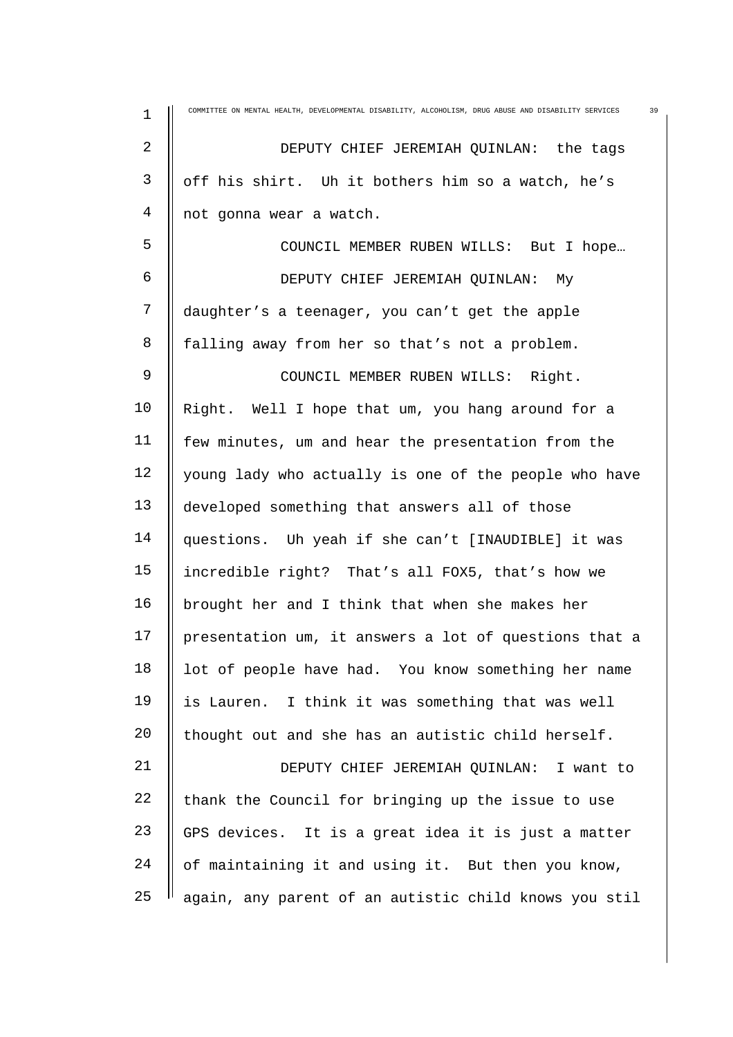DEPUTY CHIEF JEREMIAH QUINLAN: the tags off his shirt. Uh it bothers him so a watch, he's not gonna wear a watch.

COUNCIL MEMBER RUBEN WILLS: But I hope…

DEPUTY CHIEF JEREMIAH QUINLAN: My daughter's a teenager, you can't get the apple falling away from her so that's not a problem.

COUNCIL MEMBER RUBEN WILLS: Right. Right. Well I hope that um, you hang around for a few minutes, um and hear the presentation from the young lady who actually is one of the people who have developed something that answers all of those questions. Uh yeah if she can't [INAUDIBLE] it was incredible right? That's all FOX5, that's how we brought her and I think that when she makes her presentation um, it answers a lot of questions that a lot of people have had. You know something her name is Lauren. I think it was something that was well thought out and she has an autistic child herself.

DEPUTY CHIEF JEREMIAH QUINLAN: I want to thank the Council for bringing up the issue to use GPS devices. It is a great idea it is just a matter of maintaining it and using it. But then you know, again, any parent of an autistic child knows you stil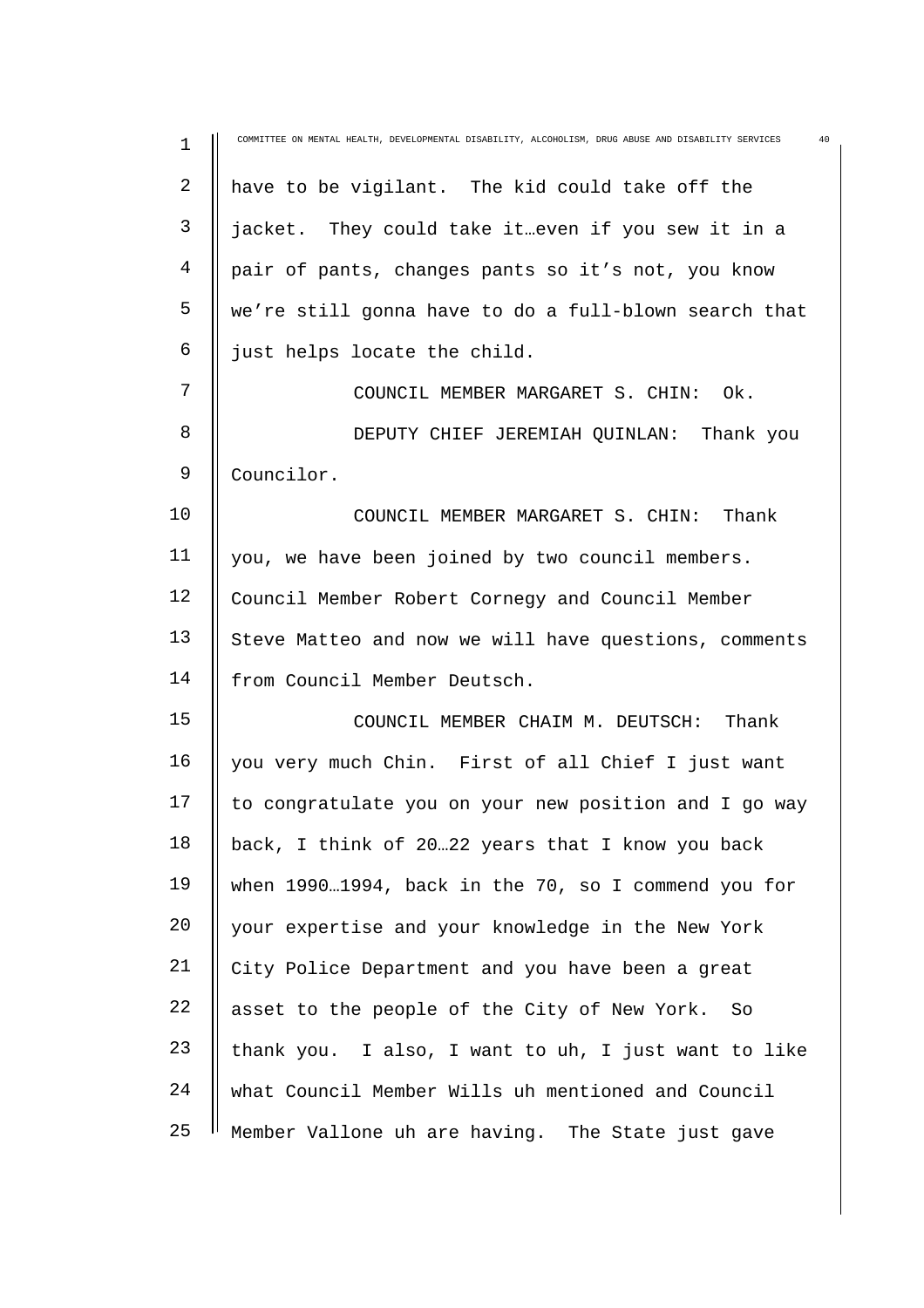have to be vigilant. The kid could take off the jacket. They could take it…even if you sew it in a pair of pants, changes pants so it's not, you know we're still gonna have to do a full-blown search that just helps locate the child.

COUNCIL MEMBER MARGARET S. CHIN: Ok.

DEPUTY CHIEF JEREMIAH QUINLAN: Thank you Councilor.

COUNCIL MEMBER MARGARET S. CHIN: Thank you, we have been joined by two council members. Council Member Robert Cornegy and Council Member Steve Matteo and now we will have questions, comments from Council Member Deutsch.

COUNCIL MEMBER CHAIM M. DEUTSCH: Thank you very much Chin. First of all Chief I just want to congratulate you on your new position and I go way back, I think of 20…22 years that I know you back when 1990…1994, back in the 70, so I commend you for your expertise and your knowledge in the New York City Police Department and you have been a great asset to the people of the City of New York. So thank you. I also, I want to uh, I just want to like what Council Member Wills uh mentioned and Council Member Vallone uh are having. The State just gave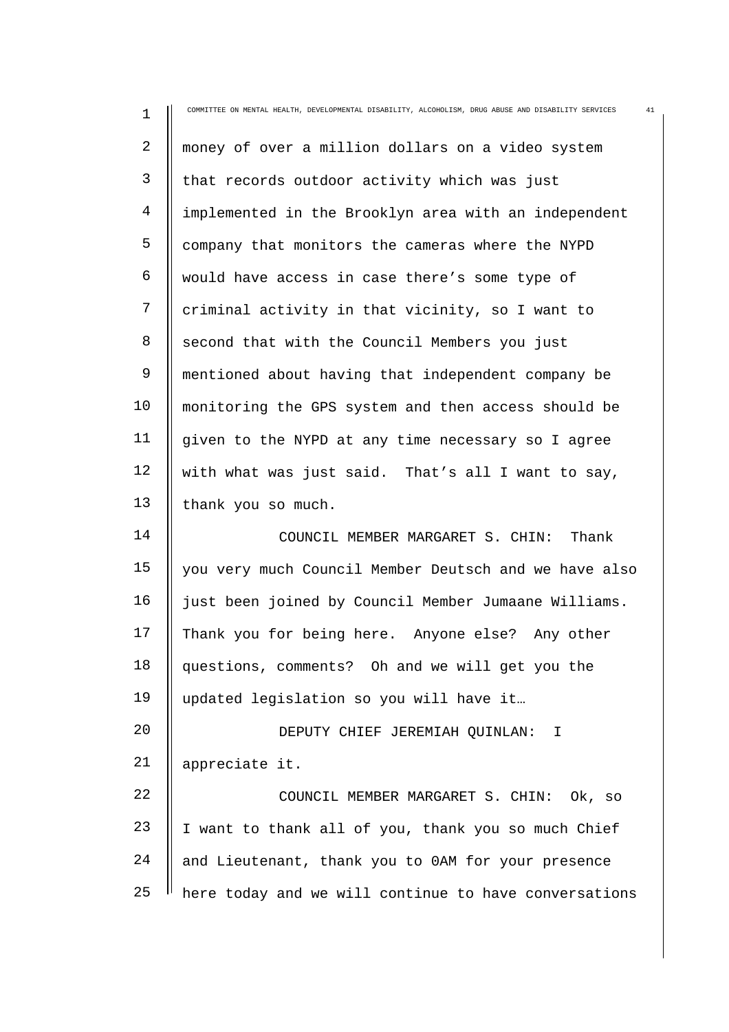money of over a million dollars on a video system that records outdoor activity which was just implemented in the Brooklyn area with an independent company that monitors the cameras where the NYPD would have access in case there's some type of criminal activity in that vicinity, so I want to second that with the Council Members you just mentioned about having that independent company be monitoring the GPS system and then access should be given to the NYPD at any time necessary so I agree with what was just said. That's all I want to say, thank you so much.

COUNCIL MEMBER MARGARET S. CHIN: Thank you very much Council Member Deutsch and we have also just been joined by Council Member Jumaane Williams. Thank you for being here. Anyone else? Any other questions, comments? Oh and we will get you the updated legislation so you will have it…

DEPUTY CHIEF JEREMIAH QUINLAN: I appreciate it.

COUNCIL MEMBER MARGARET S. CHIN: Ok, so I want to thank all of you, thank you so much Chief and Lieutenant, thank you to 0AM for your presence here today and we will continue to have conversations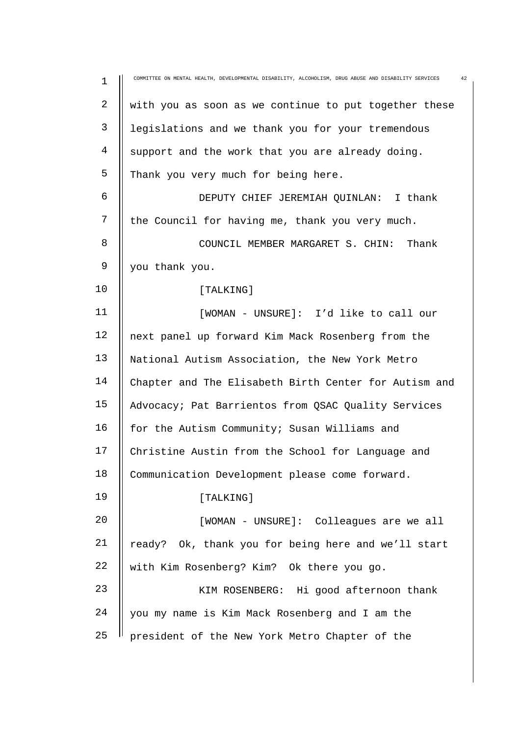with you as soon as we continue to put together these legislations and we thank you for your tremendous support and the work that you are already doing. Thank you very much for being here.

DEPUTY CHIEF JEREMIAH QUINLAN: I thank the Council for having me, thank you very much.

COUNCIL MEMBER MARGARET S. CHIN: Thank you thank you.

[TALKING]

[WOMAN - UNSURE]: I'd like to call our next panel up forward Kim Mack Rosenberg from the National Autism Association, the New York Metro Chapter and The Elisabeth Birth Center for Autism and Advocacy; Pat Barrientos from QSAC Quality Services for the Autism Community; Susan Williams and Christine Austin from the School for Language and Communication Development please come forward.

[TALKING]

[WOMAN - UNSURE]: Colleagues are we all ready? Ok, thank you for being here and we'll start with Kim Rosenberg? Kim? Ok there you go.

KIM ROSENBERG: Hi good afternoon thank you my name is Kim Mack Rosenberg and I am the president of the New York Metro Chapter of the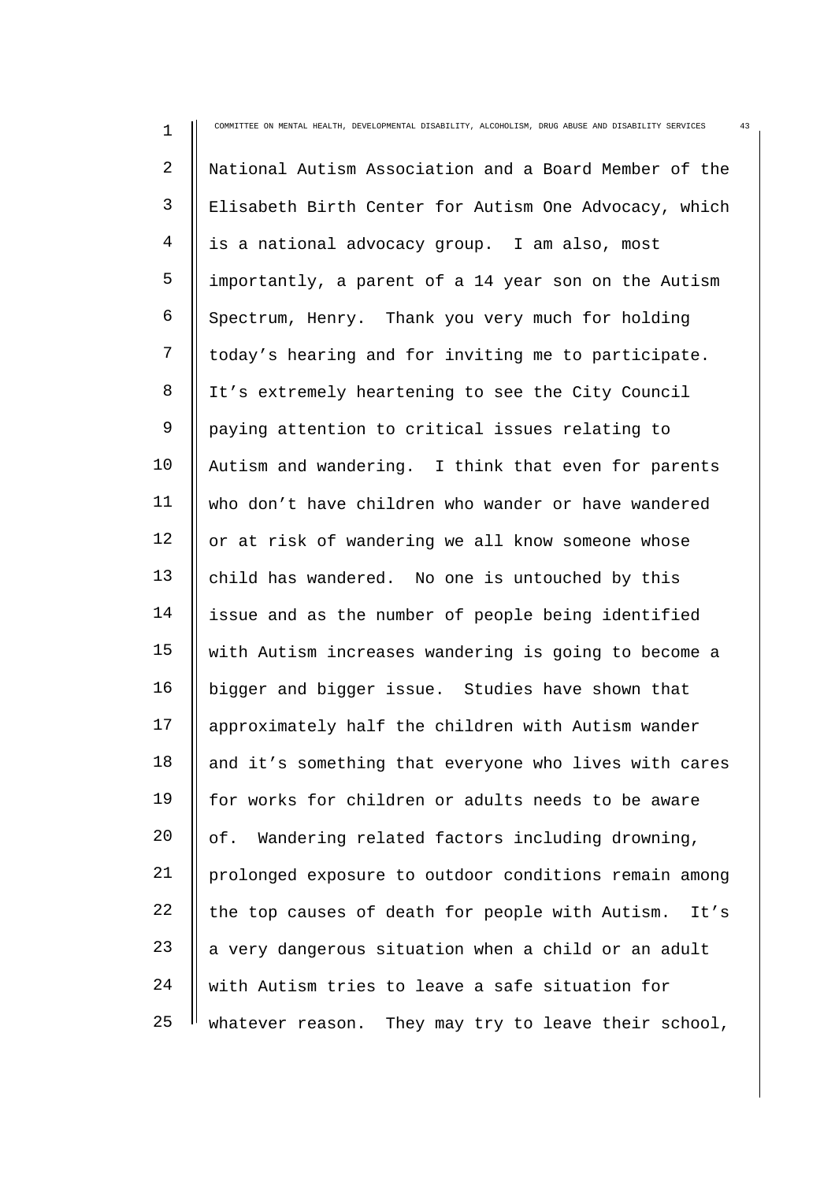National Autism Association and a Board Member of the Elisabeth Birth Center for Autism One Advocacy, which is a national advocacy group. I am also, most importantly, a parent of a 14 year son on the Autism Spectrum, Henry. Thank you very much for holding today's hearing and for inviting me to participate. It's extremely heartening to see the City Council paying attention to critical issues relating to Autism and wandering. I think that even for parents who don't have children who wander or have wandered or at risk of wandering we all know someone whose child has wandered. No one is untouched by this issue and as the number of people being identified with Autism increases wandering is going to become a bigger and bigger issue. Studies have shown that approximately half the children with Autism wander and it's something that everyone who lives with cares for works for children or adults needs to be aware of. Wandering related factors including drowning, prolonged exposure to outdoor conditions remain among the top causes of death for people with Autism. It's a very dangerous situation when a child or an adult with Autism tries to leave a safe situation for whatever reason. They may try to leave their school,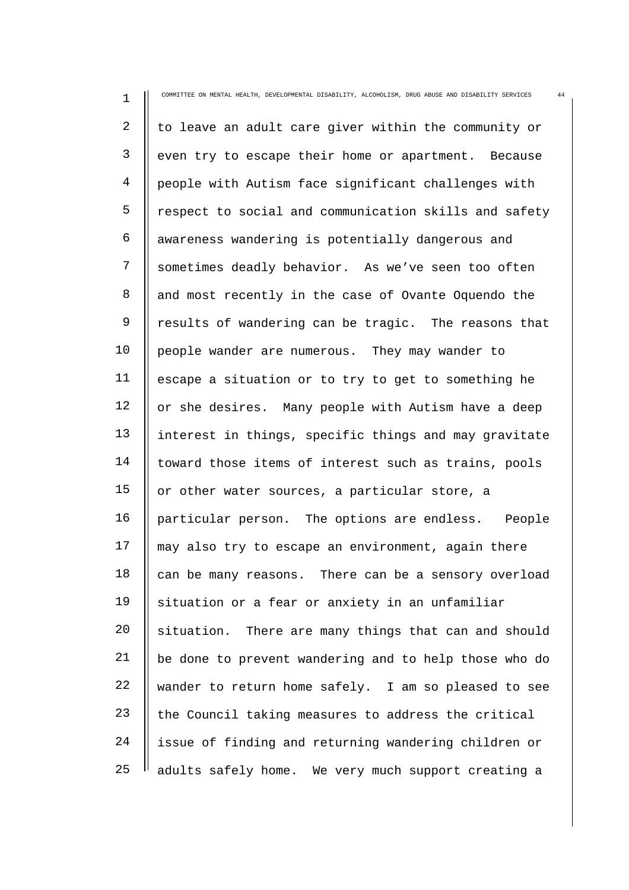to leave an adult care giver within the community or even try to escape their home or apartment. Because people with Autism face significant challenges with respect to social and communication skills and safety awareness wandering is potentially dangerous and sometimes deadly behavior. As we've seen too often and most recently in the case of Ovante Oquendo the results of wandering can be tragic. The reasons that people wander are numerous. They may wander to escape a situation or to try to get to something he or she desires. Many people with Autism have a deep interest in things, specific things and may gravitate toward those items of interest such as trains, pools or other water sources, a particular store, a particular person. The options are endless. People may also try to escape an environment, again there can be many reasons. There can be a sensory overload situation or a fear or anxiety in an unfamiliar situation. There are many things that can and should be done to prevent wandering and to help those who do wander to return home safely. I am so pleased to see the Council taking measures to address the critical issue of finding and returning wandering children or adults safely home. We very much support creating a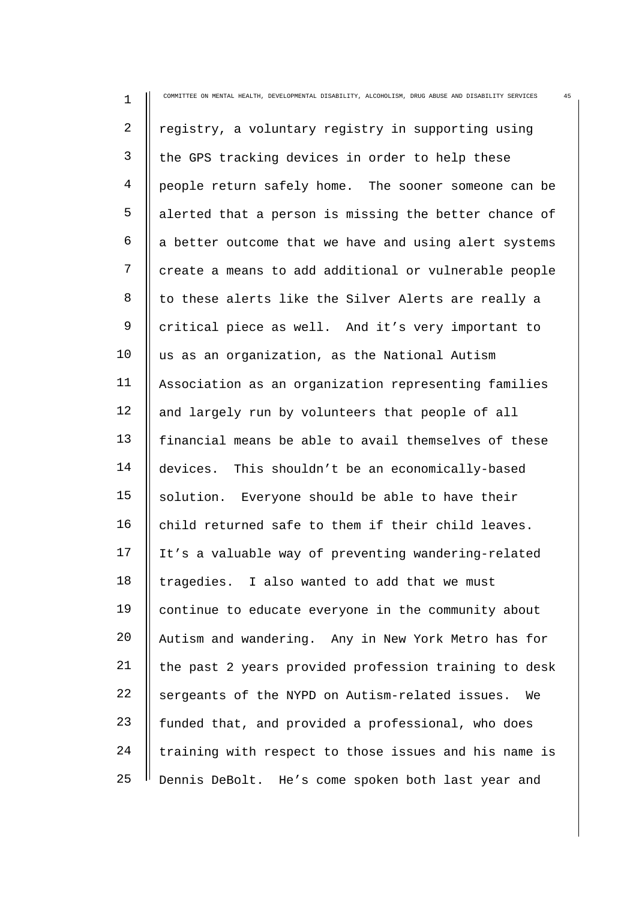registry, a voluntary registry in supporting using the GPS tracking devices in order to help these people return safely home. The sooner someone can be alerted that a person is missing the better chance of a better outcome that we have and using alert systems create a means to add additional or vulnerable people to these alerts like the Silver Alerts are really a critical piece as well. And it's very important to us as an organization, as the National Autism Association as an organization representing families and largely run by volunteers that people of all financial means be able to avail themselves of these devices. This shouldn't be an economically-based solution. Everyone should be able to have their child returned safe to them if their child leaves. It's a valuable way of preventing wandering-related tragedies. I also wanted to add that we must continue to educate everyone in the community about Autism and wandering. Any in New York Metro has for the past 2 years provided profession training to desk sergeants of the NYPD on Autism-related issues. We funded that, and provided a professional, who does training with respect to those issues and his name is Dennis DeBolt. He's come spoken both last year and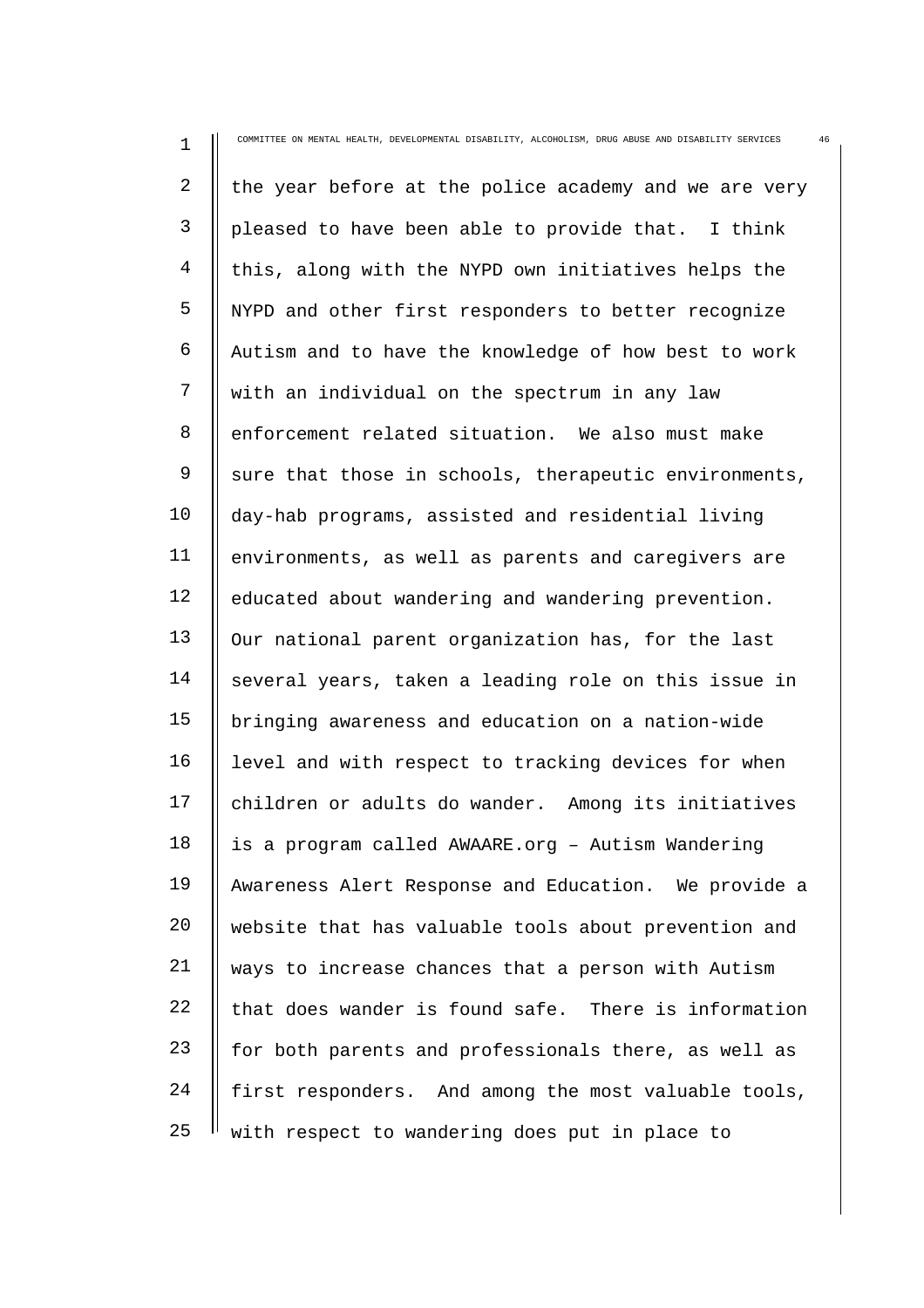the year before at the police academy and we are very pleased to have been able to provide that. I think this, along with the NYPD own initiatives helps the NYPD and other first responders to better recognize Autism and to have the knowledge of how best to work with an individual on the spectrum in any law enforcement related situation. We also must make sure that those in schools, therapeutic environments, day-hab programs, assisted and residential living environments, as well as parents and caregivers are educated about wandering and wandering prevention. Our national parent organization has, for the last several years, taken a leading role on this issue in bringing awareness and education on a nation-wide level and with respect to tracking devices for when children or adults do wander. Among its initiatives is a program called AWAARE.org – Autism Wandering Awareness Alert Response and Education. We provide a website that has valuable tools about prevention and ways to increase chances that a person with Autism that does wander is found safe. There is information for both parents and professionals there, as well as first responders. And among the most valuable tools, with respect to wandering does put in place to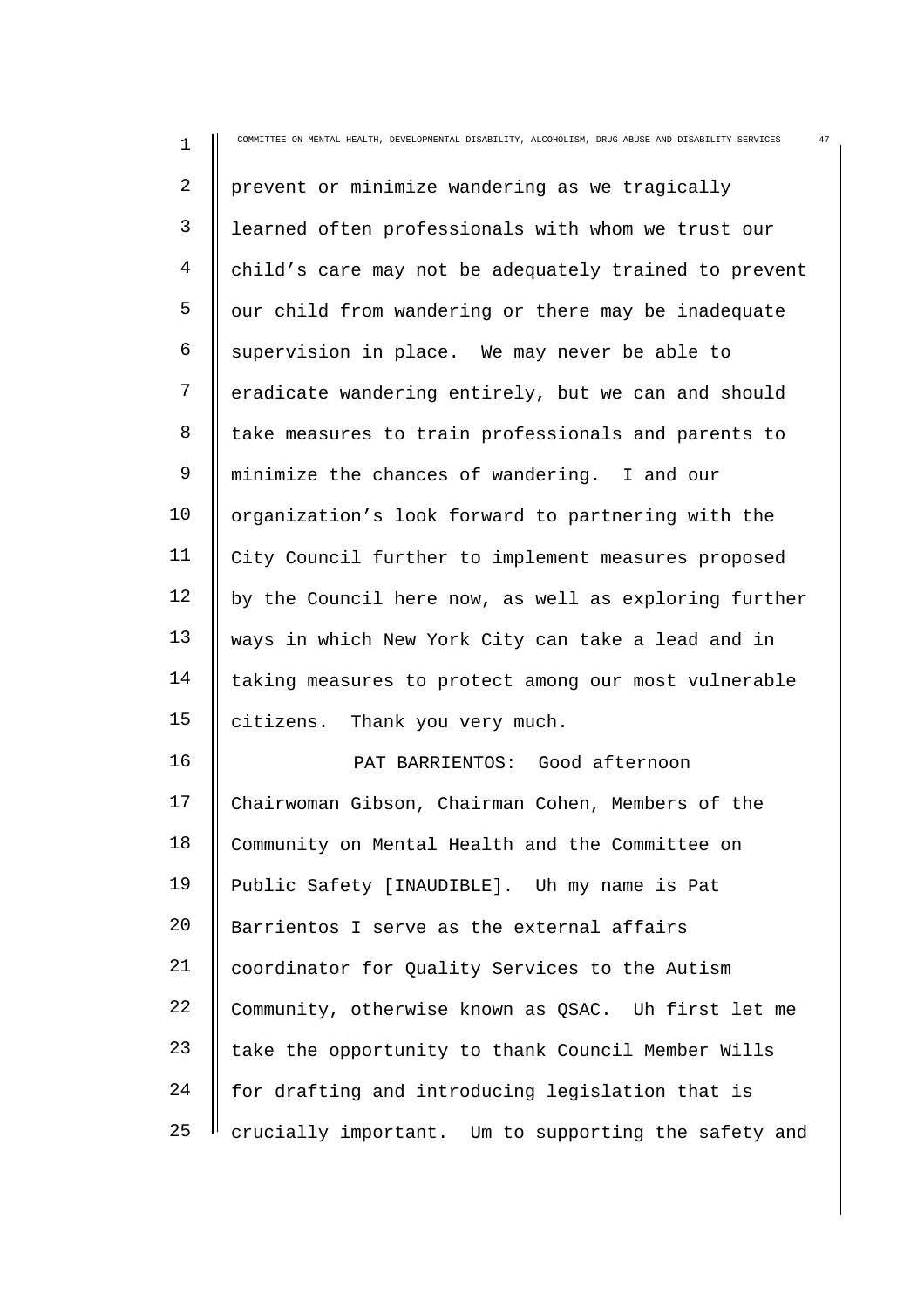prevent or minimize wandering as we tragically learned often professionals with whom we trust our child's care may not be adequately trained to prevent our child from wandering or there may be inadequate supervision in place. We may never be able to eradicate wandering entirely, but we can and should take measures to train professionals and parents to minimize the chances of wandering. I and our organization's look forward to partnering with the City Council further to implement measures proposed by the Council here now, as well as exploring further ways in which New York City can take a lead and in taking measures to protect among our most vulnerable citizens. Thank you very much.

PAT BARRIENTOS: Good afternoon Chairwoman Gibson, Chairman Cohen, Members of the Community on Mental Health and the Committee on Public Safety [INAUDIBLE]. Uh my name is Pat Barrientos I serve as the external affairs coordinator for Quality Services to the Autism Community, otherwise known as QSAC. Uh first let me take the opportunity to thank Council Member Wills for drafting and introducing legislation that is crucially important. Um to supporting the safety and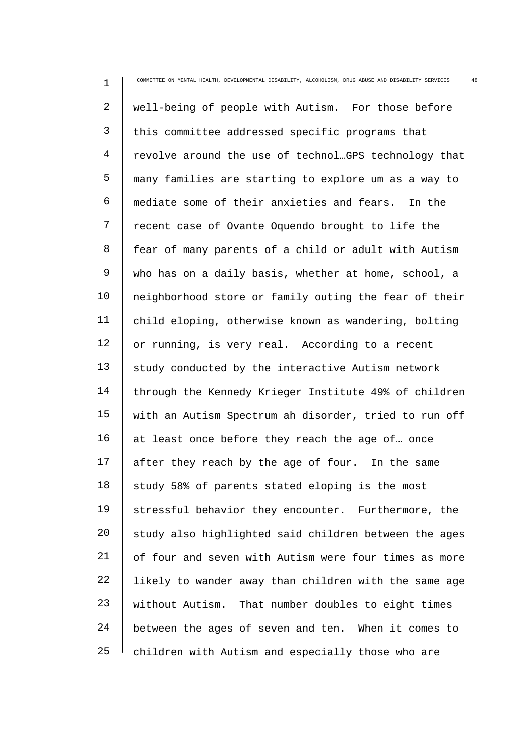well-being of people with Autism. For those before this committee addressed specific programs that revolve around the use of technol…GPS technology that many families are starting to explore um as a way to mediate some of their anxieties and fears. In the recent case of Ovante Oquendo brought to life the fear of many parents of a child or adult with Autism who has on a daily basis, whether at home, school, a neighborhood store or family outing the fear of their child eloping, otherwise known as wandering, bolting or running, is very real. According to a recent study conducted by the interactive Autism network through the Kennedy Krieger Institute 49% of children with an Autism Spectrum ah disorder, tried to run off at least once before they reach the age of… once after they reach by the age of four. In the same study 58% of parents stated eloping is the most stressful behavior they encounter. Furthermore, the study also highlighted said children between the ages of four and seven with Autism were four times as more likely to wander away than children with the same age without Autism. That number doubles to eight times between the ages of seven and ten. When it comes to children with Autism and especially those who are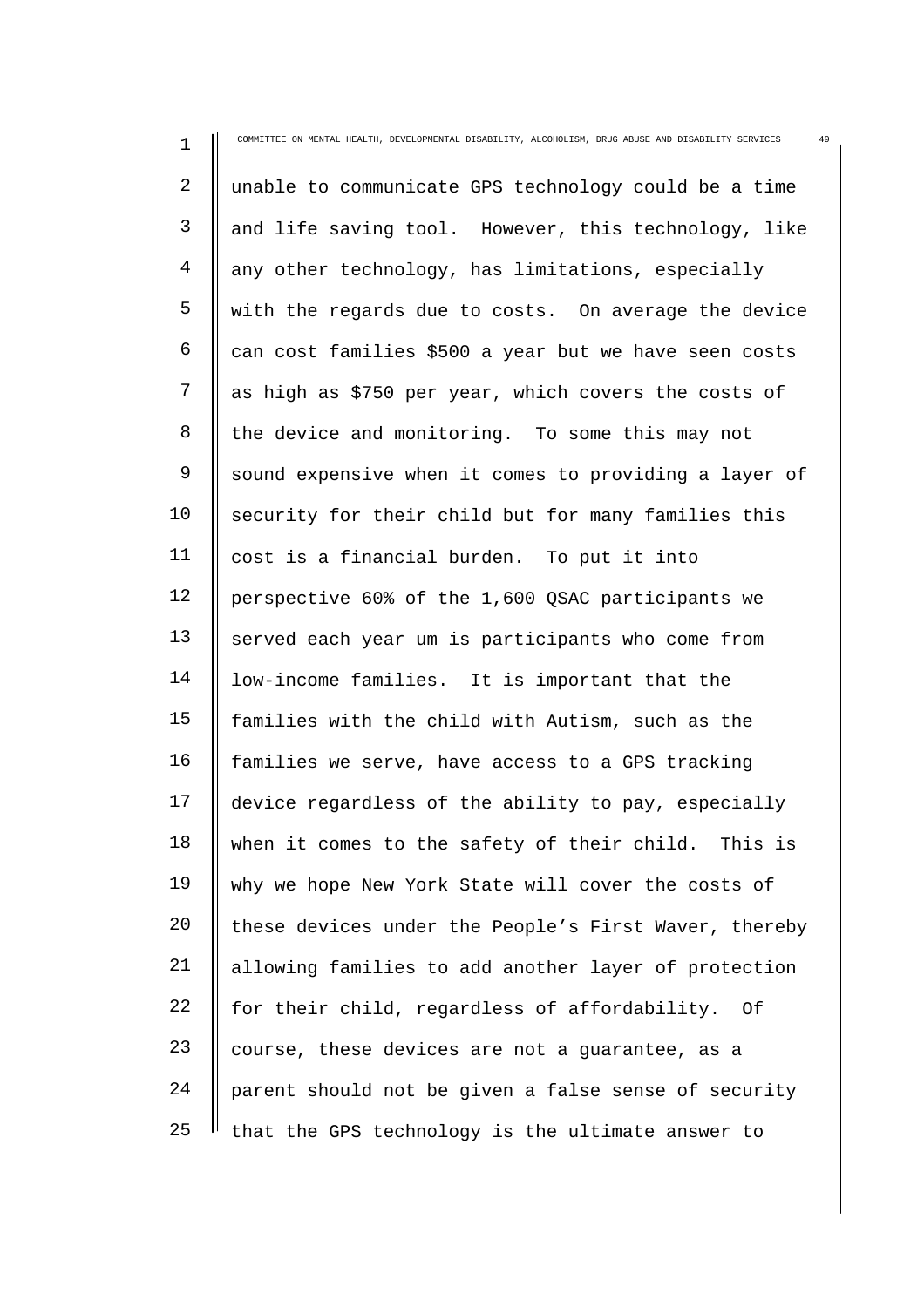unable to communicate GPS technology could be a time and life saving tool. However, this technology, like any other technology, has limitations, especially with the regards due to costs. On average the device can cost families $500 a year but we have seen costs as high as $750 per year, which covers the costs of the device and monitoring. To some this may not sound expensive when it comes to providing a layer of security for their child but for many families this cost is a financial burden. To put it into perspective 60% of the 1,600 QSAC participants we served each year um is participants who come from low-income families. It is important that the families with the child with Autism, such as the families we serve, have access to a GPS tracking device regardless of the ability to pay, especially when it comes to the safety of their child. This is why we hope New York State will cover the costs of these devices under the People's First Waver, thereby allowing families to add another layer of protection for their child, regardless of affordability. Of course, these devices are not a guarantee, as a parent should not be given a false sense of security that the GPS technology is the ultimate answer to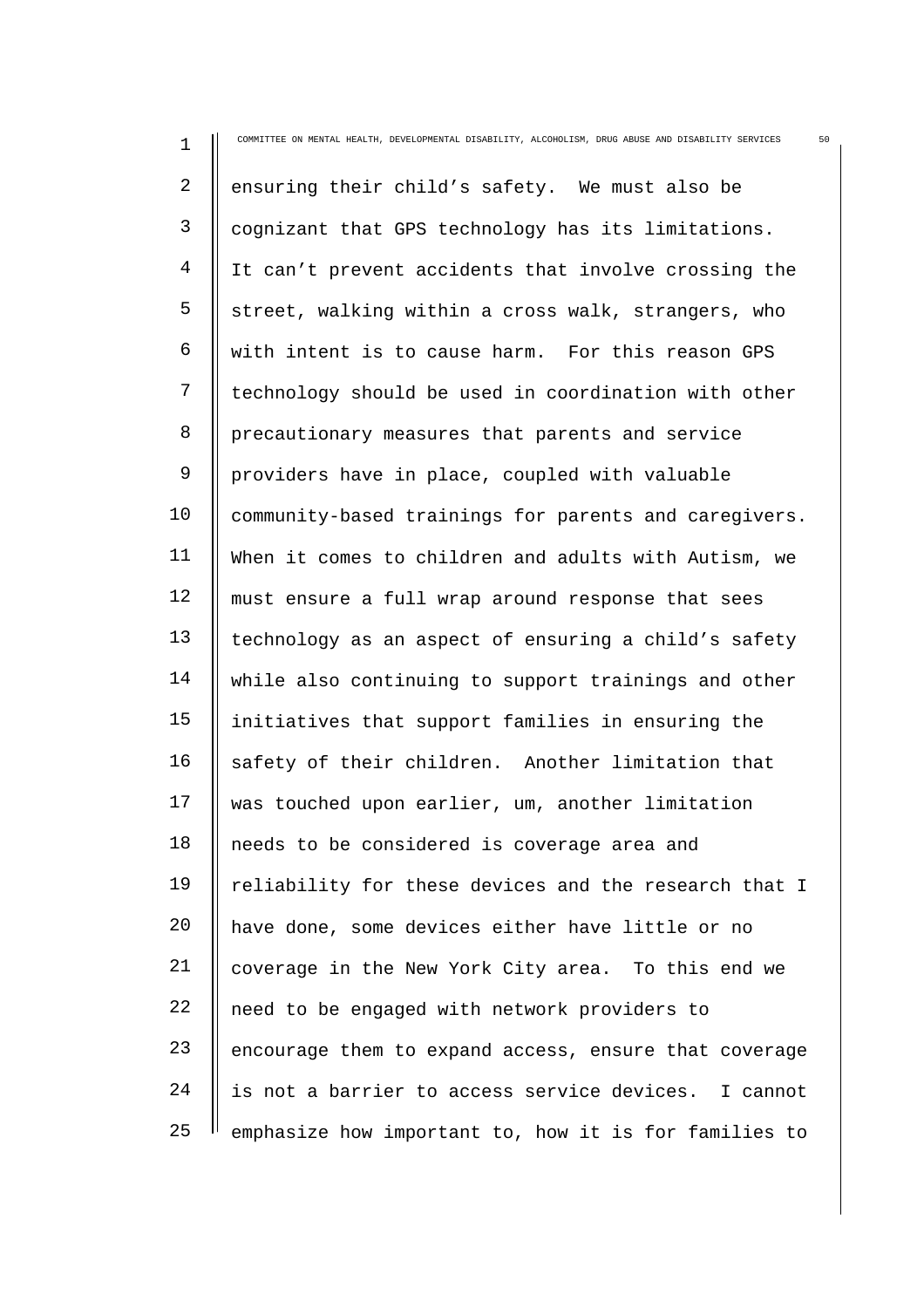ensuring their child's safety. We must also be cognizant that GPS technology has its limitations. It can't prevent accidents that involve crossing the street, walking within a cross walk, strangers, who with intent is to cause harm. For this reason GPS technology should be used in coordination with other precautionary measures that parents and service providers have in place, coupled with valuable community-based trainings for parents and caregivers. When it comes to children and adults with Autism, we must ensure a full wrap around response that sees technology as an aspect of ensuring a child's safety while also continuing to support trainings and other initiatives that support families in ensuring the safety of their children. Another limitation that was touched upon earlier, um, another limitation needs to be considered is coverage area and reliability for these devices and the research that I have done, some devices either have little or no coverage in the New York City area. To this end we need to be engaged with network providers to encourage them to expand access, ensure that coverage is not a barrier to access service devices. I cannot emphasize how important to, how it is for families to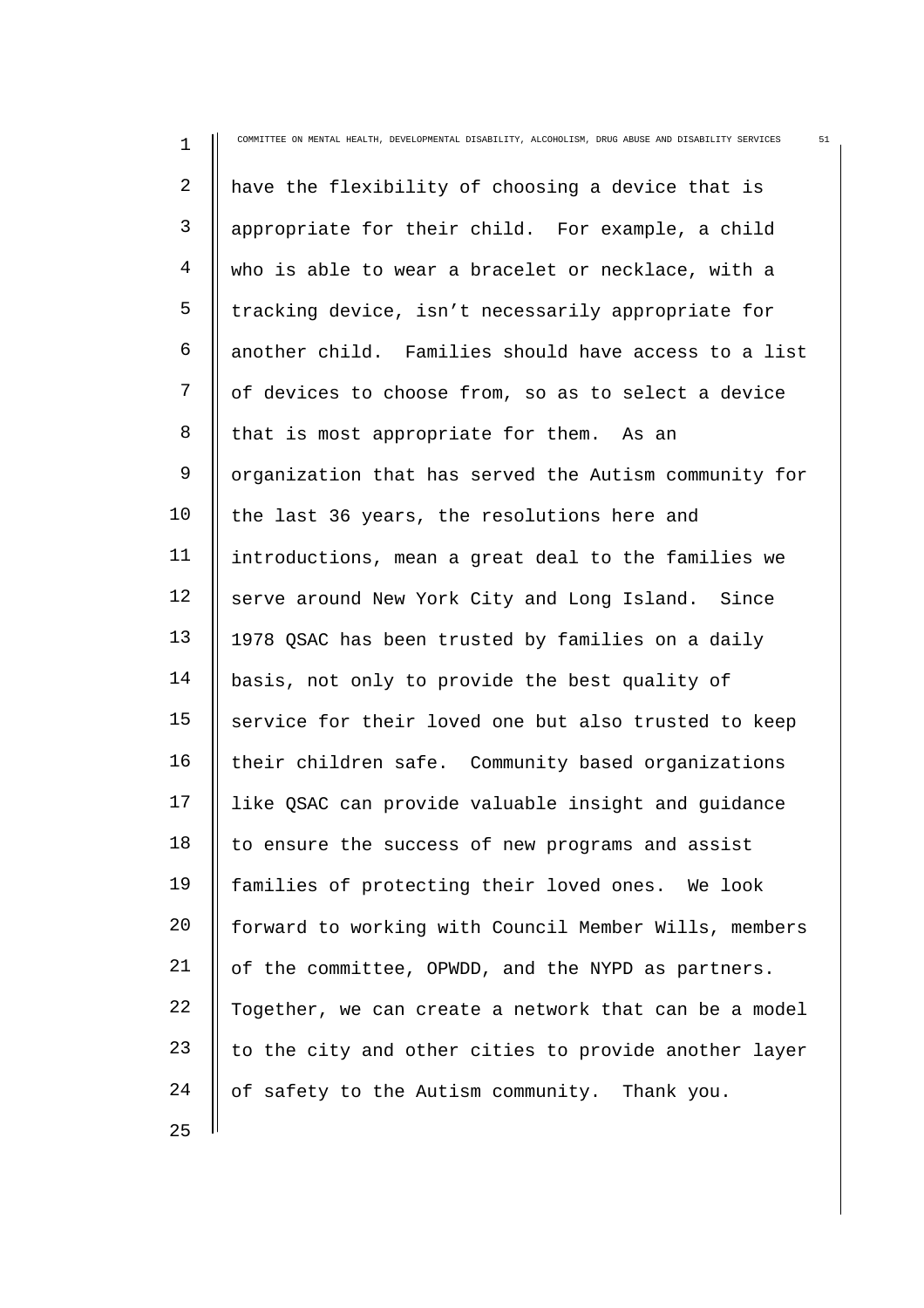have the flexibility of choosing a device that is appropriate for their child. For example, a child who is able to wear a bracelet or necklace, with a tracking device, isn't necessarily appropriate for another child. Families should have access to a list of devices to choose from, so as to select a device that is most appropriate for them. As an organization that has served the Autism community for the last 36 years, the resolutions here and introductions, mean a great deal to the families we serve around New York City and Long Island. Since 1978 QSAC has been trusted by families on a daily basis, not only to provide the best quality of service for their loved one but also trusted to keep their children safe. Community based organizations like QSAC can provide valuable insight and guidance to ensure the success of new programs and assist families of protecting their loved ones. We look forward to working with Council Member Wills, members of the committee, OPWDD, and the NYPD as partners. Together, we can create a network that can be a model to the city and other cities to provide another layer of safety to the Autism community. Thank you.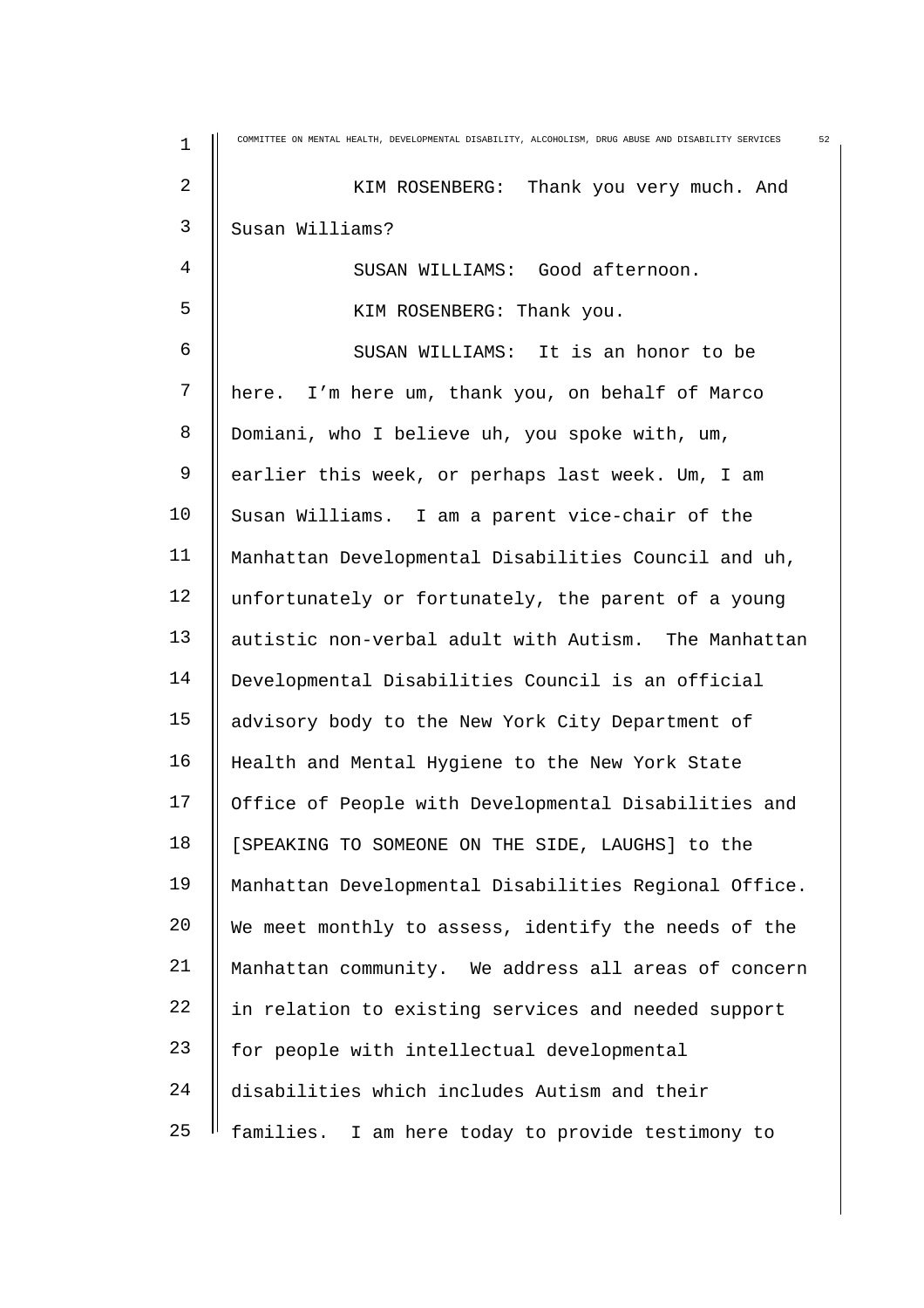KIM ROSENBERG: Thank you very much. And Susan Williams?

SUSAN WILLIAMS: Good afternoon.

KIM ROSENBERG: Thank you.

SUSAN WILLIAMS: It is an honor to be here. I'm here um, thank you, on behalf of Marco Domiani, who I believe uh, you spoke with, um, earlier this week, or perhaps last week. Um, I am Susan Williams. I am a parent vice-chair of the Manhattan Developmental Disabilities Council and uh, unfortunately or fortunately, the parent of a young autistic non-verbal adult with Autism. The Manhattan Developmental Disabilities Council is an official advisory body to the New York City Department of Health and Mental Hygiene to the New York State Office of People with Developmental Disabilities and [SPEAKING TO SOMEONE ON THE SIDE, LAUGHS] to the Manhattan Developmental Disabilities Regional Office. We meet monthly to assess, identify the needs of the Manhattan community. We address all areas of concern in relation to existing services and needed support for people with intellectual developmental disabilities which includes Autism and their families. I am here today to provide testimony to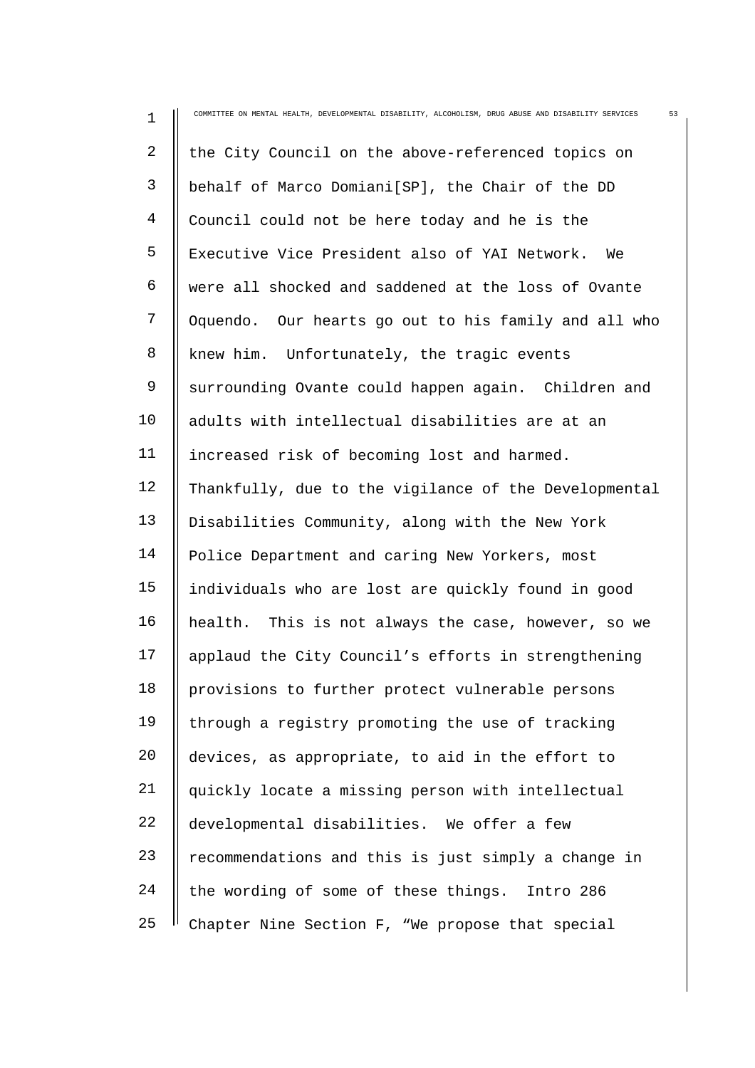the City Council on the above-referenced topics on behalf of Marco Domiani[SP], the Chair of the DD Council could not be here today and he is the Executive Vice President also of YAI Network. We were all shocked and saddened at the loss of Ovante Oquendo. Our hearts go out to his family and all who knew him. Unfortunately, the tragic events surrounding Ovante could happen again. Children and adults with intellectual disabilities are at an increased risk of becoming lost and harmed. Thankfully, due to the vigilance of the Developmental Disabilities Community, along with the New York Police Department and caring New Yorkers, most individuals who are lost are quickly found in good health. This is not always the case, however, so we applaud the City Council's efforts in strengthening provisions to further protect vulnerable persons through a registry promoting the use of tracking devices, as appropriate, to aid in the effort to quickly locate a missing person with intellectual developmental disabilities. We offer a few recommendations and this is just simply a change in the wording of some of these things. Intro 286 Chapter Nine Section F, "We propose that special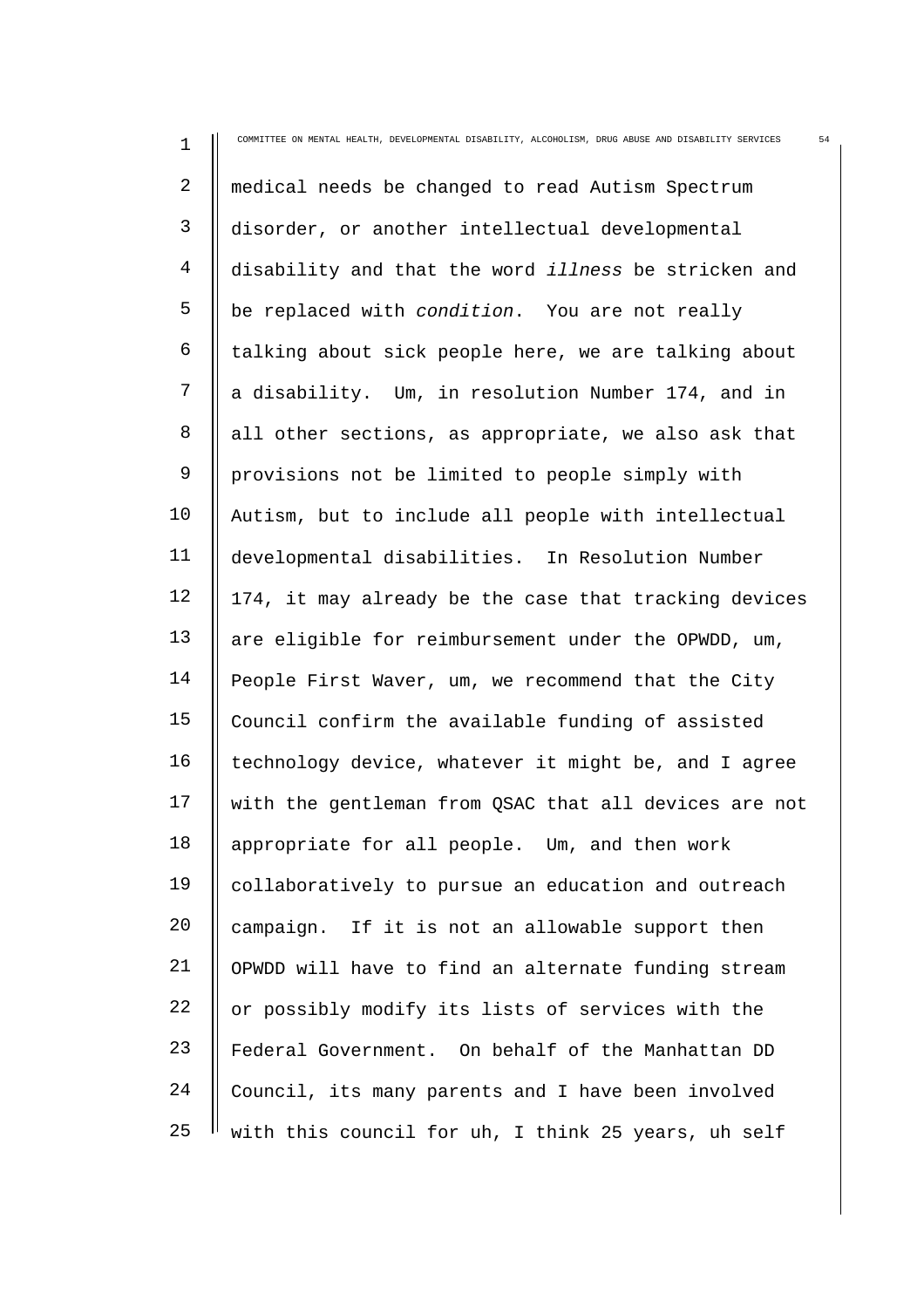medical needs be changed to read Autism Spectrum disorder, or another intellectual developmental disability and that the word *illness* be stricken and be replaced with *condition*. You are not really talking about sick people here, we are talking about a disability. Um, in resolution Number 174, and in all other sections, as appropriate, we also ask that provisions not be limited to people simply with Autism, but to include all people with intellectual developmental disabilities. In Resolution Number 174, it may already be the case that tracking devices are eligible for reimbursement under the OPWDD, um, People First Waver, um, we recommend that the City Council confirm the available funding of assisted technology device, whatever it might be, and I agree with the gentleman from QSAC that all devices are not appropriate for all people. Um, and then work collaboratively to pursue an education and outreach campaign. If it is not an allowable support then OPWDD will have to find an alternate funding stream or possibly modify its lists of services with the Federal Government. On behalf of the Manhattan DD Council, its many parents and I have been involved with this council for uh, I think 25 years, uh self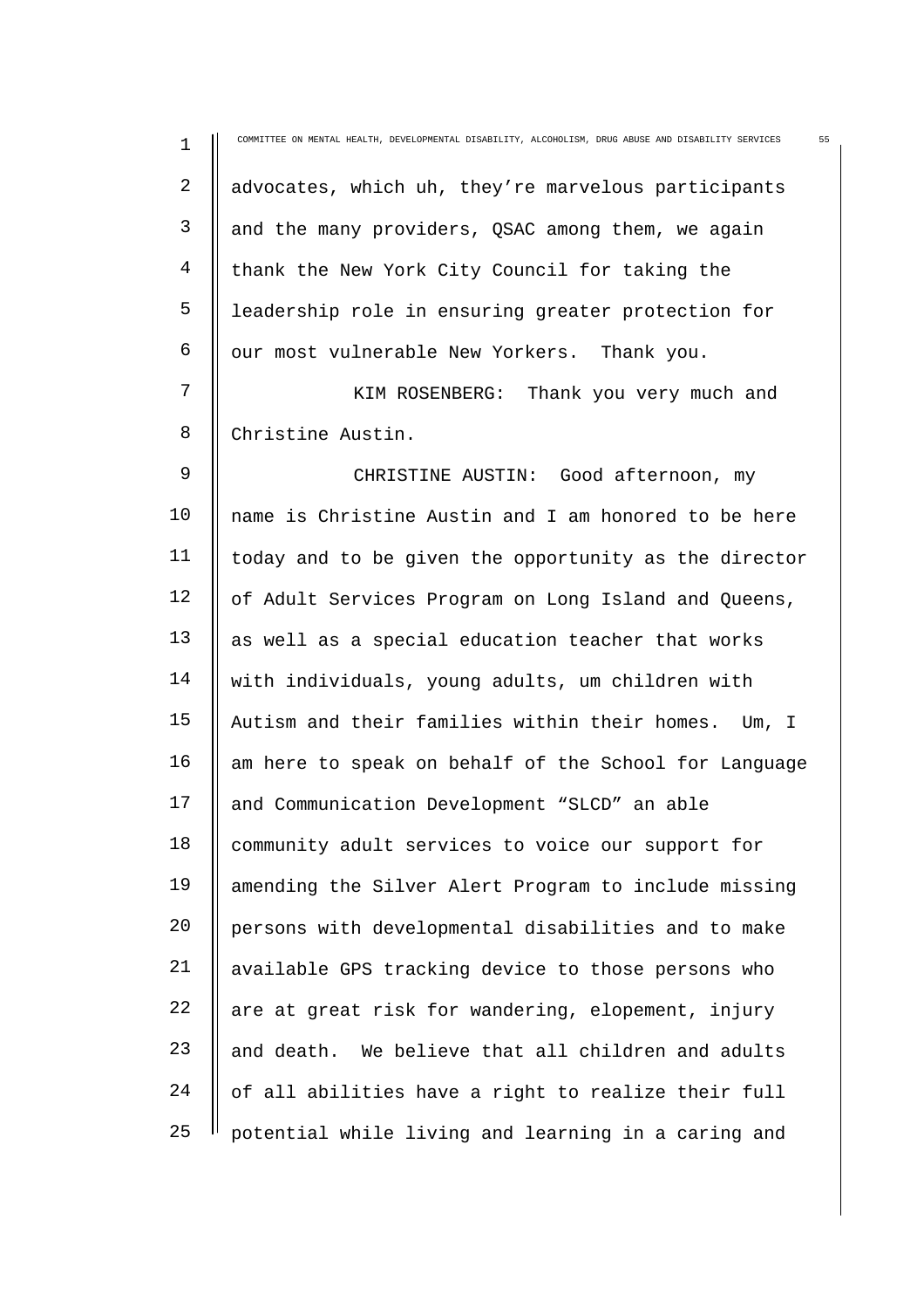advocates, which uh, they're marvelous participants and the many providers, QSAC among them, we again thank the New York City Council for taking the leadership role in ensuring greater protection for our most vulnerable New Yorkers. Thank you.

KIM ROSENBERG: Thank you very much and Christine Austin.

CHRISTINE AUSTIN: Good afternoon, my name is Christine Austin and I am honored to be here today and to be given the opportunity as the director of Adult Services Program on Long Island and Queens, as well as a special education teacher that works with individuals, young adults, um children with Autism and their families within their homes. Um, I am here to speak on behalf of the School for Language and Communication Development "SLCD" an able community adult services to voice our support for amending the Silver Alert Program to include missing persons with developmental disabilities and to make available GPS tracking device to those persons who are at great risk for wandering, elopement, injury and death. We believe that all children and adults of all abilities have a right to realize their full potential while living and learning in a caring and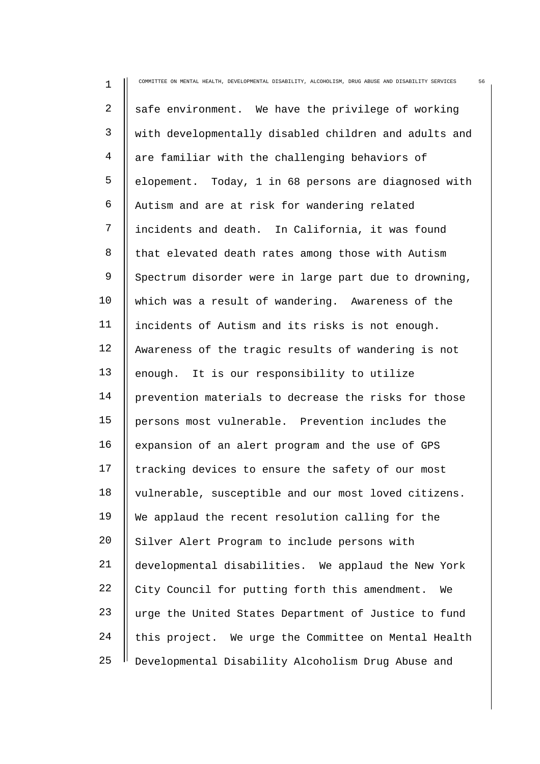safe environment. We have the privilege of working with developmentally disabled children and adults and are familiar with the challenging behaviors of elopement. Today, 1 in 68 persons are diagnosed with Autism and are at risk for wandering related incidents and death. In California, it was found that elevated death rates among those with Autism Spectrum disorder were in large part due to drowning, which was a result of wandering. Awareness of the incidents of Autism and its risks is not enough. Awareness of the tragic results of wandering is not enough. It is our responsibility to utilize prevention materials to decrease the risks for those persons most vulnerable. Prevention includes the expansion of an alert program and the use of GPS tracking devices to ensure the safety of our most vulnerable, susceptible and our most loved citizens. We applaud the recent resolution calling for the Silver Alert Program to include persons with developmental disabilities. We applaud the New York City Council for putting forth this amendment. We urge the United States Department of Justice to fund this project. We urge the Committee on Mental Health Developmental Disability Alcoholism Drug Abuse and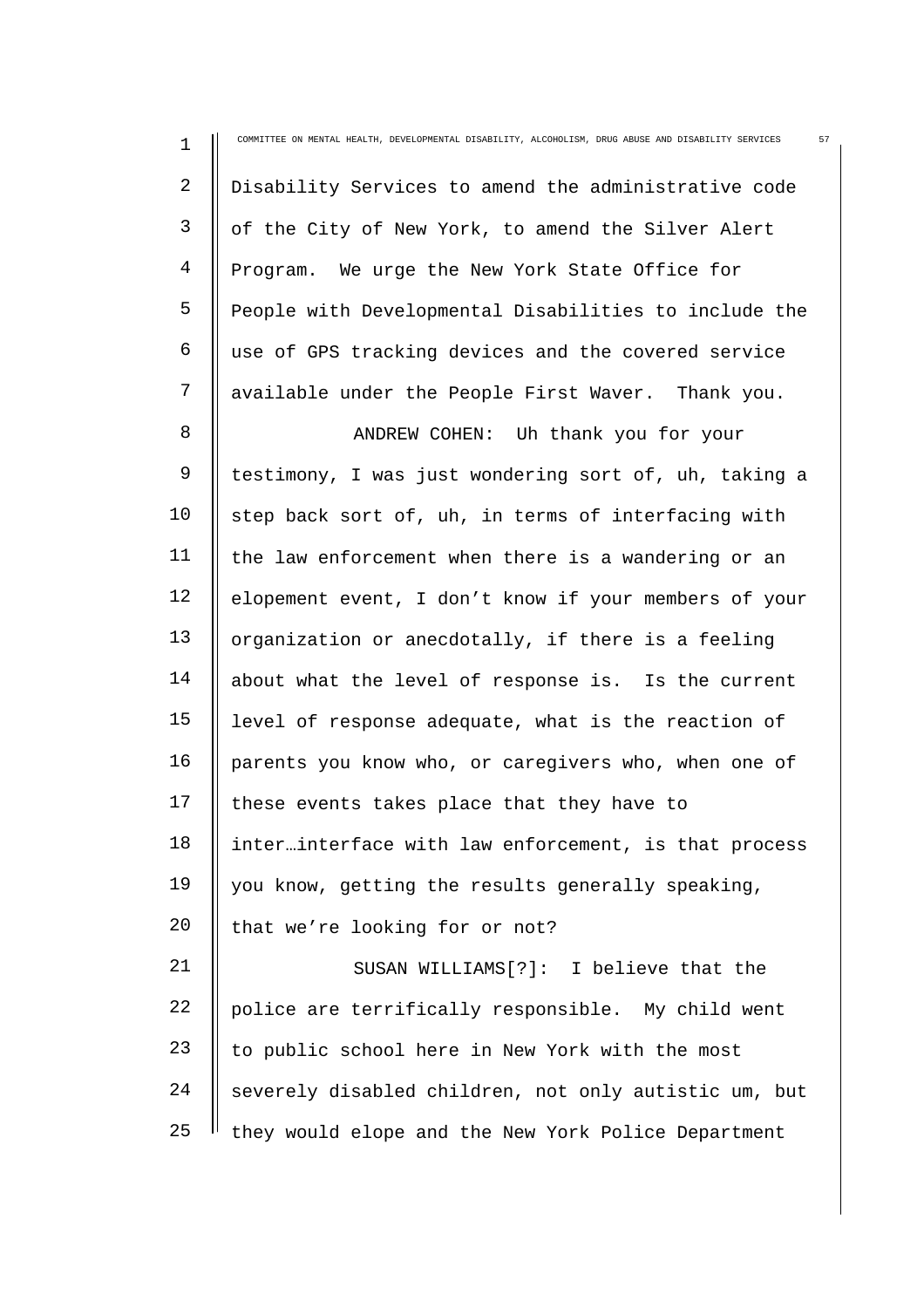Disability Services to amend the administrative code of the City of New York, to amend the Silver Alert Program. We urge the New York State Office for People with Developmental Disabilities to include the use of GPS tracking devices and the covered service available under the People First Waver. Thank you.

ANDREW COHEN: Uh thank you for your testimony, I was just wondering sort of, uh, taking a step back sort of, uh, in terms of interfacing with the law enforcement when there is a wandering or an elopement event, I don't know if your members of your organization or anecdotally, if there is a feeling about what the level of response is. Is the current level of response adequate, what is the reaction of parents you know who, or caregivers who, when one of these events takes place that they have to inter…interface with law enforcement, is that process you know, getting the results generally speaking, that we're looking for or not?

SUSAN WILLIAMS[?]: I believe that the police are terrifically responsible. My child went to public school here in New York with the most severely disabled children, not only autistic um, but they would elope and the New York Police Department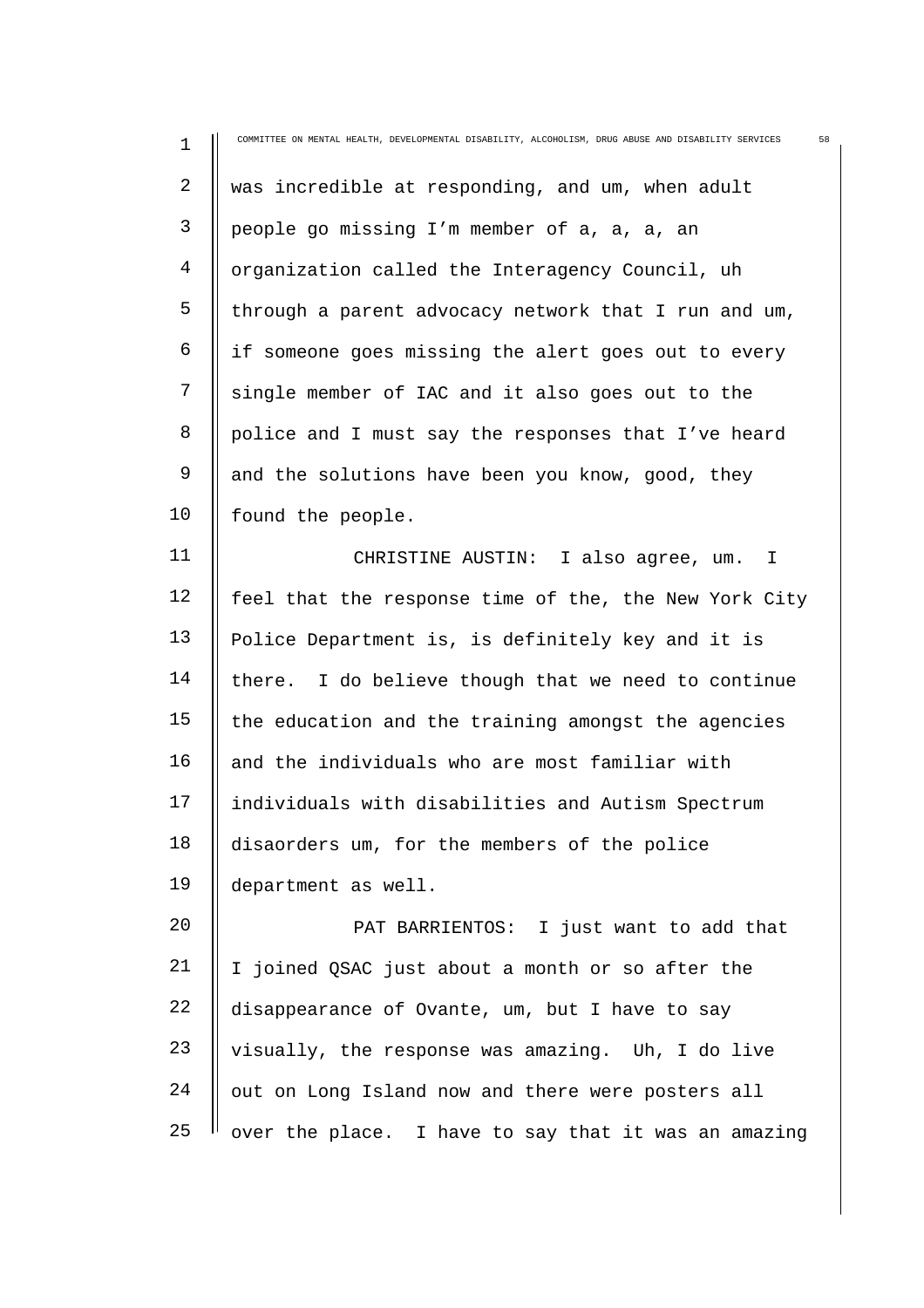was incredible at responding, and um, when adult people go missing I'm member of a, a, a, an organization called the Interagency Council, uh through a parent advocacy network that I run and um, if someone goes missing the alert goes out to every single member of IAC and it also goes out to the police and I must say the responses that I've heard and the solutions have been you know, good, they found the people.

CHRISTINE AUSTIN: I also agree, um. I feel that the response time of the, the New York City Police Department is, is definitely key and it is there. I do believe though that we need to continue the education and the training amongst the agencies and the individuals who are most familiar with individuals with disabilities and Autism Spectrum disaorders um, for the members of the police department as well.

PAT BARRIENTOS: I just want to add that I joined QSAC just about a month or so after the disappearance of Ovante, um, but I have to say visually, the response was amazing. Uh, I do live out on Long Island now and there were posters all over the place. I have to say that it was an amazing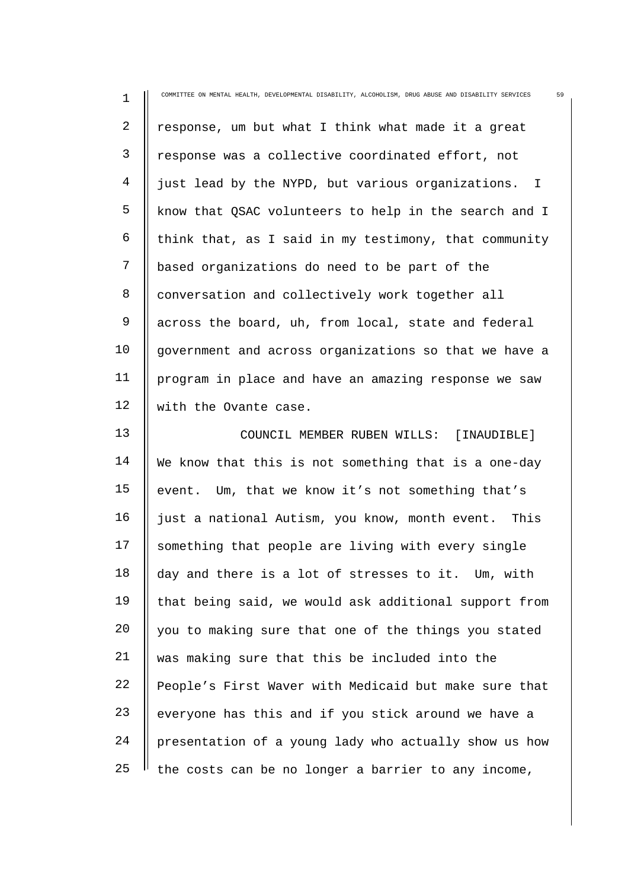response, um but what I think what made it a great response was a collective coordinated effort, not just lead by the NYPD, but various organizations. I know that QSAC volunteers to help in the search and I think that, as I said in my testimony, that community based organizations do need to be part of the conversation and collectively work together all across the board, uh, from local, state and federal government and across organizations so that we have a program in place and have an amazing response we saw with the Ovante case.

COUNCIL MEMBER RUBEN WILLS: [INAUDIBLE] We know that this is not something that is a one-day event. Um, that we know it's not something that's just a national Autism, you know, month event. This something that people are living with every single day and there is a lot of stresses to it. Um, with that being said, we would ask additional support from you to making sure that one of the things you stated was making sure that this be included into the People's First Waver with Medicaid but make sure that everyone has this and if you stick around we have a presentation of a young lady who actually show us how the costs can be no longer a barrier to any income,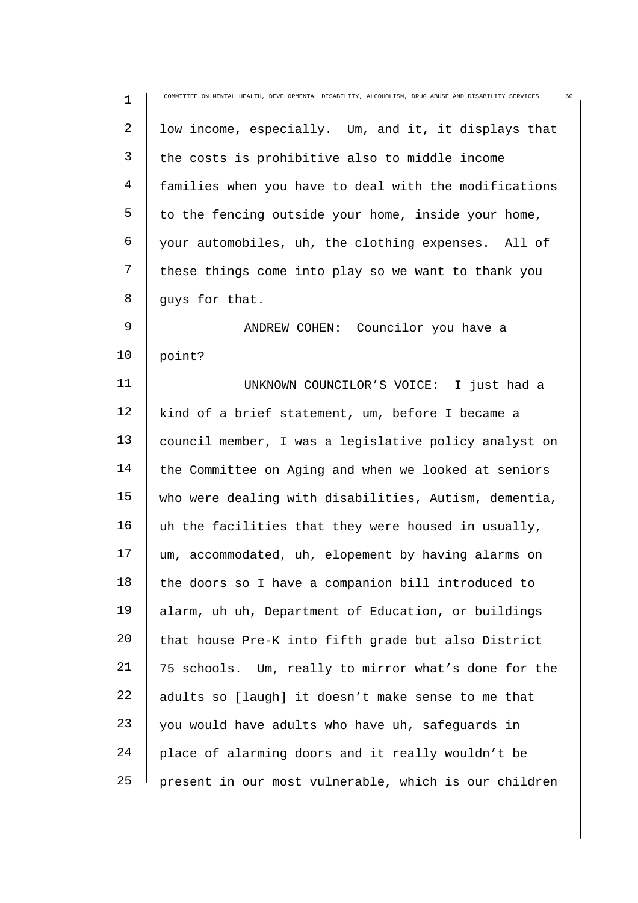low income, especially. Um, and it, it displays that the costs is prohibitive also to middle income families when you have to deal with the modifications to the fencing outside your home, inside your home, your automobiles, uh, the clothing expenses. All of these things come into play so we want to thank you guys for that.

ANDREW COHEN: Councilor you have a point?

UNKNOWN COUNCILOR'S VOICE: I just had a kind of a brief statement, um, before I became a council member, I was a legislative policy analyst on the Committee on Aging and when we looked at seniors who were dealing with disabilities, Autism, dementia, uh the facilities that they were housed in usually, um, accommodated, uh, elopement by having alarms on the doors so I have a companion bill introduced to alarm, uh uh, Department of Education, or buildings that house Pre-K into fifth grade but also District 75 schools. Um, really to mirror what's done for the adults so [laugh] it doesn't make sense to me that you would have adults who have uh, safeguards in place of alarming doors and it really wouldn't be present in our most vulnerable, which is our children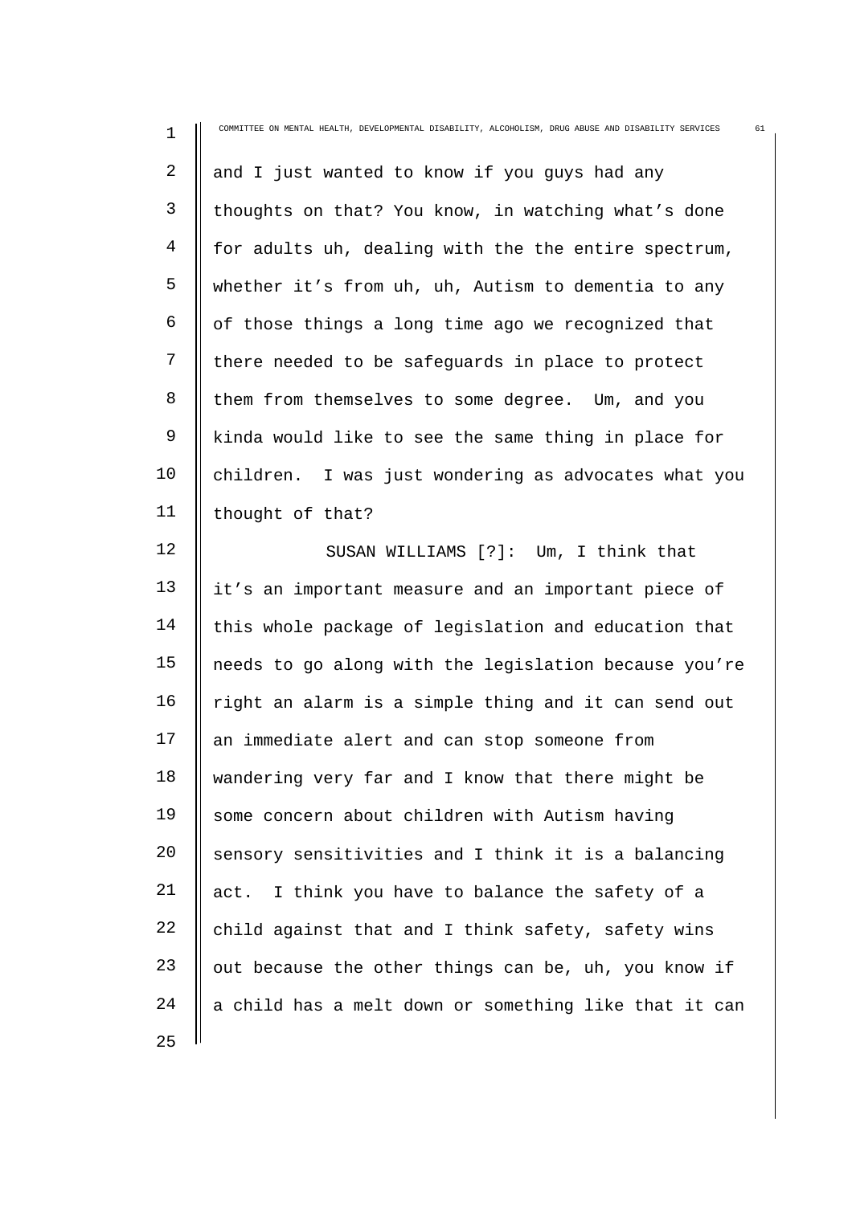and I just wanted to know if you guys had any thoughts on that? You know, in watching what's done for adults uh, dealing with the the entire spectrum, whether it's from uh, uh, Autism to dementia to any of those things a long time ago we recognized that there needed to be safeguards in place to protect them from themselves to some degree. Um, and you kinda would like to see the same thing in place for children. I was just wondering as advocates what you thought of that?

SUSAN WILLIAMS [?]: Um, I think that it's an important measure and an important piece of this whole package of legislation and education that needs to go along with the legislation because you're right an alarm is a simple thing and it can send out an immediate alert and can stop someone from wandering very far and I know that there might be some concern about children with Autism having sensory sensitivities and I think it is a balancing act. I think you have to balance the safety of a child against that and I think safety, safety wins out because the other things can be, uh, you know if a child has a melt down or something like that it can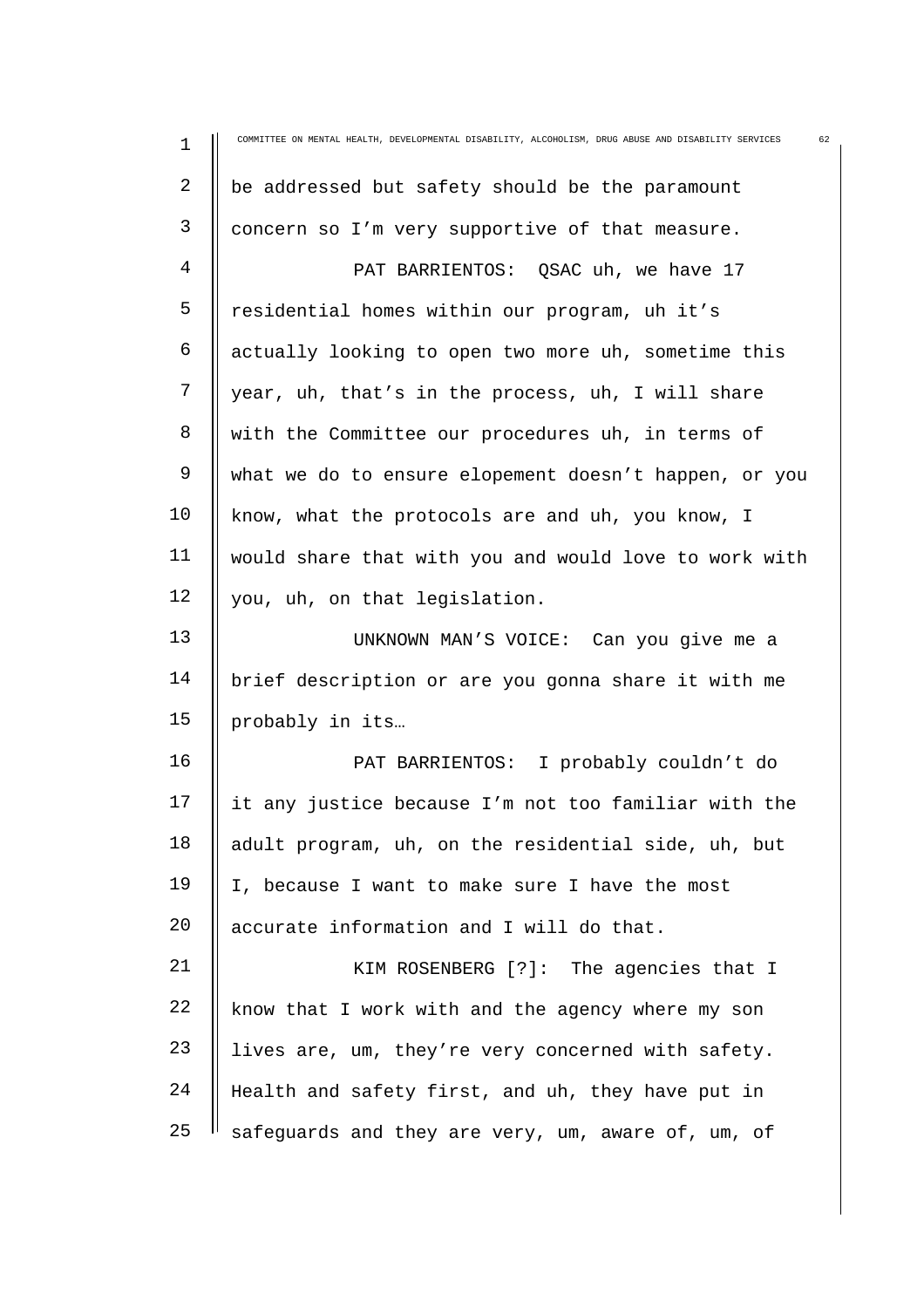be addressed but safety should be the paramount concern so I'm very supportive of that measure.

PAT BARRIENTOS: QSAC uh, we have 17 residential homes within our program, uh it's actually looking to open two more uh, sometime this year, uh, that's in the process, uh, I will share with the Committee our procedures uh, in terms of what we do to ensure elopement doesn't happen, or you know, what the protocols are and uh, you know, I would share that with you and would love to work with you, uh, on that legislation.

UNKNOWN MAN'S VOICE: Can you give me a brief description or are you gonna share it with me probably in its…

PAT BARRIENTOS: I probably couldn't do it any justice because I'm not too familiar with the adult program, uh, on the residential side, uh, but I, because I want to make sure I have the most accurate information and I will do that.

KIM ROSENBERG [?]: The agencies that I know that I work with and the agency where my son lives are, um, they're very concerned with safety. Health and safety first, and uh, they have put in safeguards and they are very, um, aware of, um, of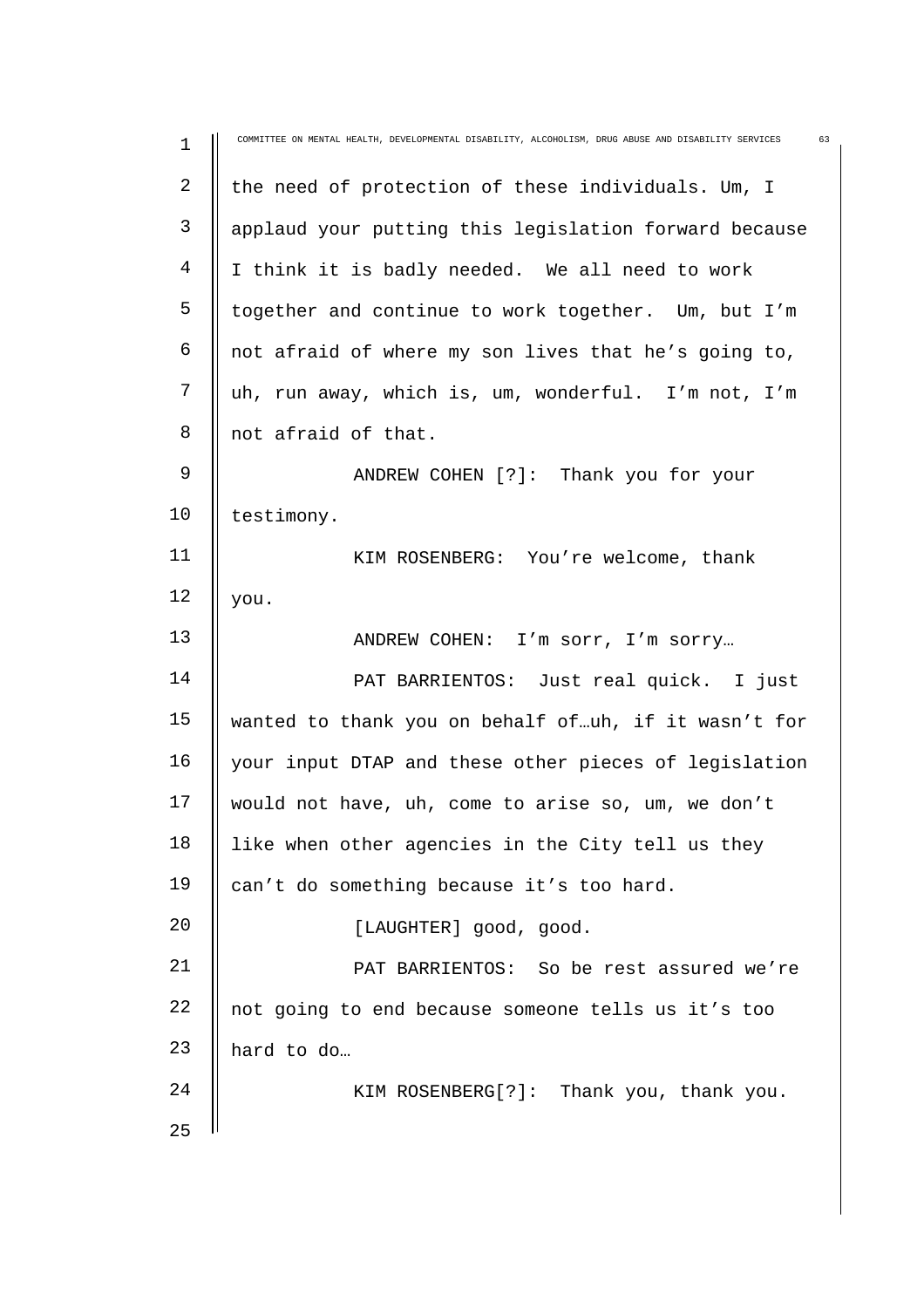the need of protection of these individuals. Um, I applaud your putting this legislation forward because I think it is badly needed. We all need to work together and continue to work together. Um, but I'm not afraid of where my son lives that he's going to, uh, run away, which is, um, wonderful. I'm not, I'm not afraid of that.

ANDREW COHEN [?]: Thank you for your testimony.

KIM ROSENBERG: You're welcome, thank you.

ANDREW COHEN: I'm sorr, I'm sorry…

PAT BARRIENTOS: Just real quick. I just wanted to thank you on behalf of…uh, if it wasn't for your input DTAP and these other pieces of legislation would not have, uh, come to arise so, um, we don't like when other agencies in the City tell us they can't do something because it's too hard.

[LAUGHTER] good, good.

PAT BARRIENTOS: So be rest assured we're not going to end because someone tells us it's too hard to do…

KIM ROSENBERG[?]: Thank you, thank you.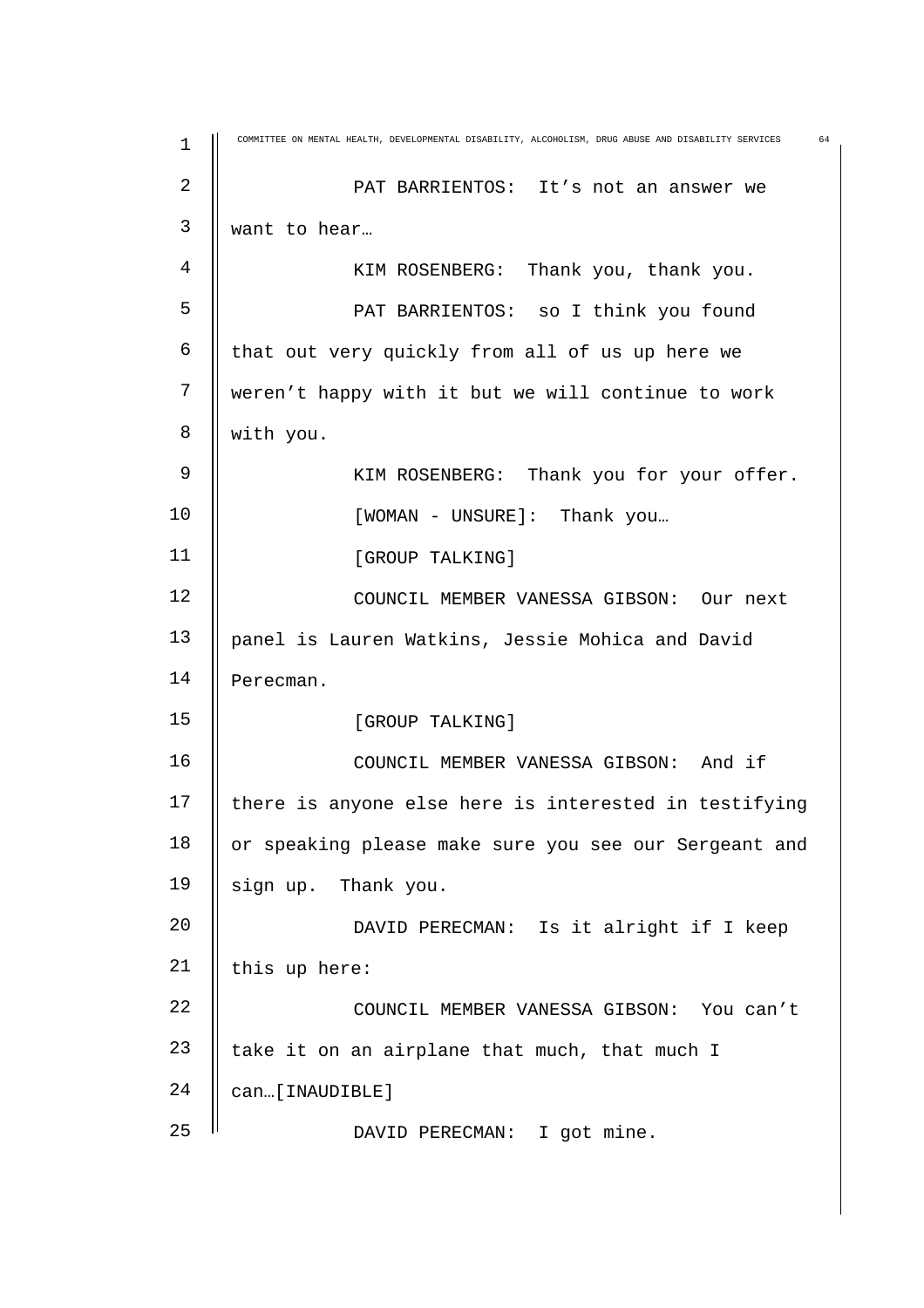PAT BARRIENTOS: It's not an answer we want to hear…

KIM ROSENBERG: Thank you, thank you.

PAT BARRIENTOS: so I think you found that out very quickly from all of us up here we weren't happy with it but we will continue to work with you.

KIM ROSENBERG: Thank you for your offer.

[WOMAN - UNSURE]: Thank you…

[GROUP TALKING]

COUNCIL MEMBER VANESSA GIBSON: Our next panel is Lauren Watkins, Jessie Mohica and David Perecman.

[GROUP TALKING]

COUNCIL MEMBER VANESSA GIBSON: And if there is anyone else here is interested in testifying or speaking please make sure you see our Sergeant and sign up. Thank you.

DAVID PERECMAN: Is it alright if I keep this up here:

COUNCIL MEMBER VANESSA GIBSON: You can't take it on an airplane that much, that much I can…[INAUDIBLE]

DAVID PERECMAN: I got mine.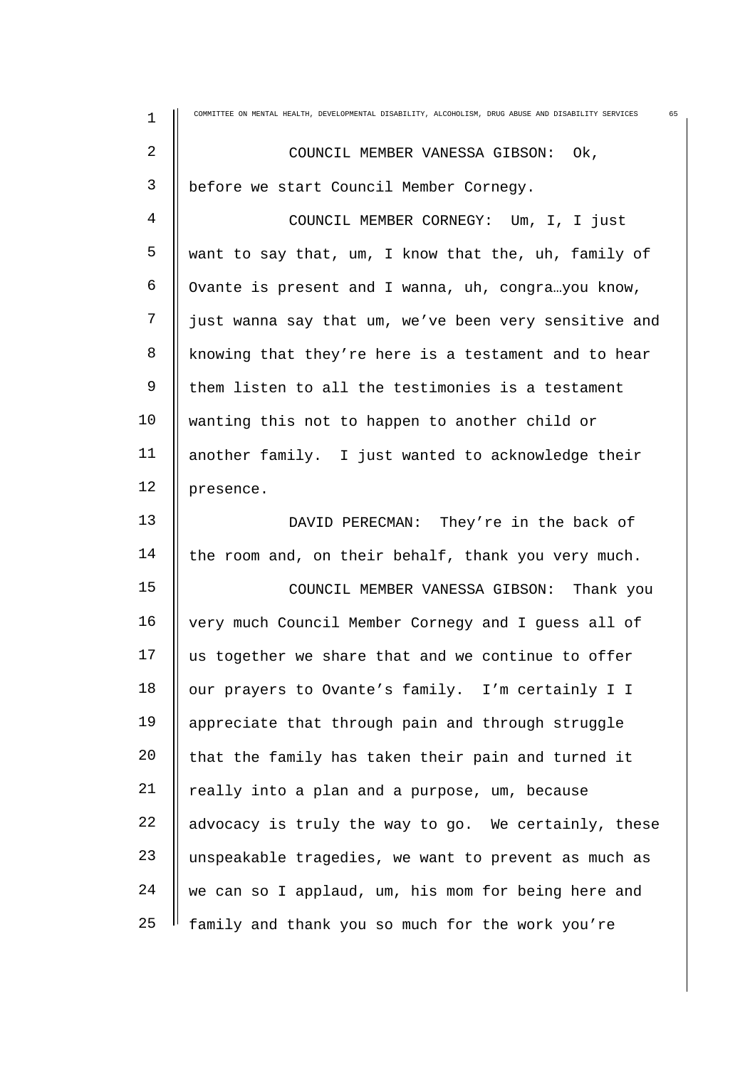COUNCIL MEMBER VANESSA GIBSON: Ok, before we start Council Member Cornegy.

COUNCIL MEMBER CORNEGY: Um, I, I just want to say that, um, I know that the, uh, family of Ovante is present and I wanna, uh, congra…you know, just wanna say that um, we've been very sensitive and knowing that they're here is a testament and to hear them listen to all the testimonies is a testament wanting this not to happen to another child or another family. I just wanted to acknowledge their presence.

DAVID PERECMAN: They're in the back of the room and, on their behalf, thank you very much.

COUNCIL MEMBER VANESSA GIBSON: Thank you very much Council Member Cornegy and I guess all of us together we share that and we continue to offer our prayers to Ovante's family. I'm certainly I I appreciate that through pain and through struggle that the family has taken their pain and turned it really into a plan and a purpose, um, because advocacy is truly the way to go. We certainly, these unspeakable tragedies, we want to prevent as much as we can so I applaud, um, his mom for being here and family and thank you so much for the work you're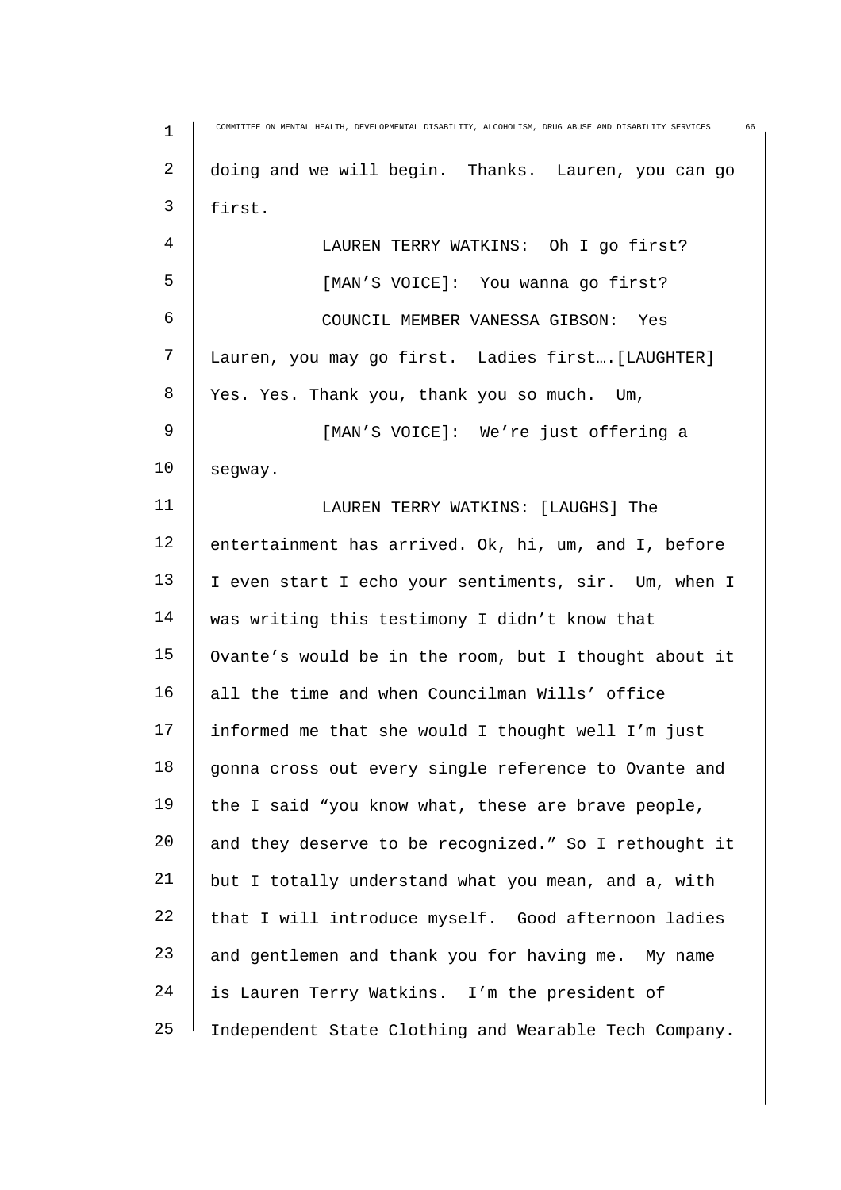doing and we will begin. Thanks. Lauren, you can go first.

LAUREN TERRY WATKINS: Oh I go first?

[MAN'S VOICE]: You wanna go first?

COUNCIL MEMBER VANESSA GIBSON: Yes Lauren, you may go first. Ladies first….[LAUGHTER] Yes. Yes. Thank you, thank you so much. Um,

[MAN'S VOICE]: We're just offering a segway.

LAUREN TERRY WATKINS: [LAUGHS] The entertainment has arrived. Ok, hi, um, and I, before I even start I echo your sentiments, sir. Um, when I was writing this testimony I didn't know that Ovante's would be in the room, but I thought about it all the time and when Councilman Wills' office informed me that she would I thought well I'm just gonna cross out every single reference to Ovante and the I said "you know what, these are brave people, and they deserve to be recognized." So I rethought it but I totally understand what you mean, and a, with that I will introduce myself. Good afternoon ladies and gentlemen and thank you for having me. My name is Lauren Terry Watkins. I'm the president of Independent State Clothing and Wearable Tech Company.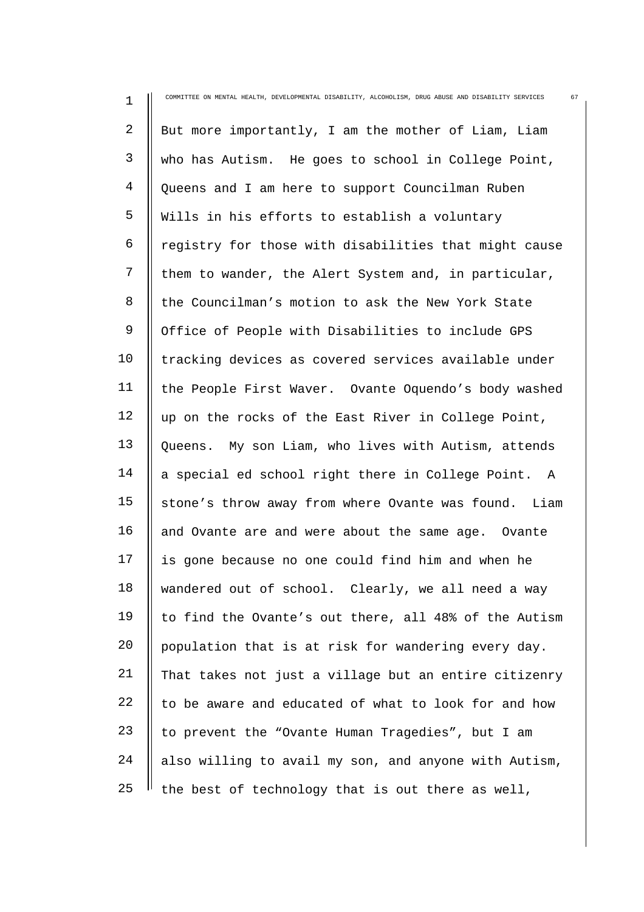But more importantly, I am the mother of Liam, Liam who has Autism. He goes to school in College Point, Queens and I am here to support Councilman Ruben Wills in his efforts to establish a voluntary registry for those with disabilities that might cause them to wander, the Alert System and, in particular, the Councilman's motion to ask the New York State Office of People with Disabilities to include GPS tracking devices as covered services available under the People First Waver. Ovante Oquendo's body washed up on the rocks of the East River in College Point, Queens. My son Liam, who lives with Autism, attends a special ed school right there in College Point. A stone's throw away from where Ovante was found. Liam and Ovante are and were about the same age. Ovante is gone because no one could find him and when he wandered out of school. Clearly, we all need a way to find the Ovante's out there, all 48% of the Autism population that is at risk for wandering every day. That takes not just a village but an entire citizenry to be aware and educated of what to look for and how to prevent the "Ovante Human Tragedies", but I am also willing to avail my son, and anyone with Autism, the best of technology that is out there as well,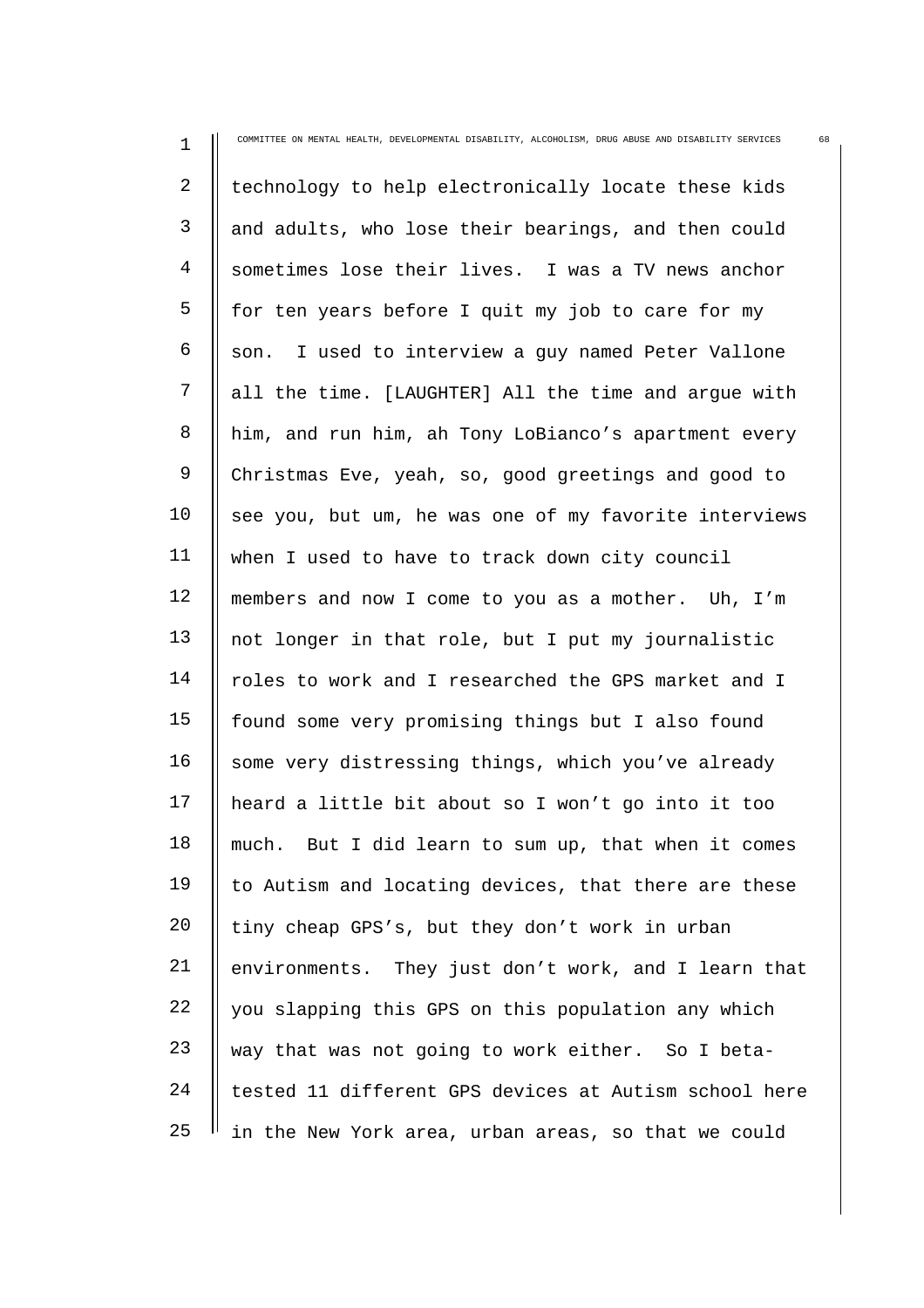technology to help electronically locate these kids and adults, who lose their bearings, and then could sometimes lose their lives. I was a TV news anchor for ten years before I quit my job to care for my son. I used to interview a guy named Peter Vallone all the time. [LAUGHTER] All the time and argue with him, and run him, ah Tony LoBianco's apartment every Christmas Eve, yeah, so, good greetings and good to see you, but um, he was one of my favorite interviews when I used to have to track down city council members and now I come to you as a mother. Uh, I'm not longer in that role, but I put my journalistic roles to work and I researched the GPS market and I found some very promising things but I also found some very distressing things, which you've already heard a little bit about so I won't go into it too much. But I did learn to sum up, that when it comes to Autism and locating devices, that there are these tiny cheap GPS's, but they don't work in urban environments. They just don't work, and I learn that you slapping this GPS on this population any which way that was not going to work either. So I beta-tested 11 different GPS devices at Autism school here in the New York area, urban areas, so that we could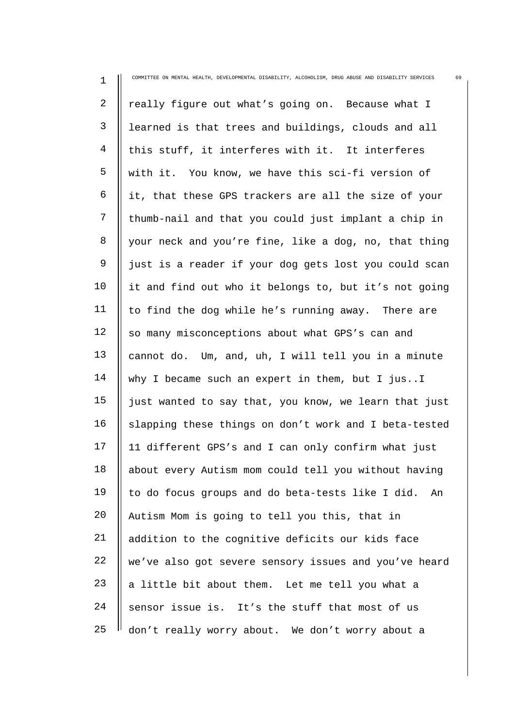really figure out what's going on. Because what I learned is that trees and buildings, clouds and all this stuff, it interferes with it. It interferes with it. You know, we have this sci-fi version of it, that these GPS trackers are all the size of your thumb-nail and that you could just implant a chip in your neck and you're fine, like a dog, no, that thing just is a reader if your dog gets lost you could scan it and find out who it belongs to, but it's not going to find the dog while he's running away. There are so many misconceptions about what GPS's can and cannot do. Um, and, uh, I will tell you in a minute why I became such an expert in them, but I jus..I just wanted to say that, you know, we learn that just slapping these things on don't work and I beta-tested 11 different GPS's and I can only confirm what just about every Autism mom could tell you without having to do focus groups and do beta-tests like I did. An Autism Mom is going to tell you this, that in addition to the cognitive deficits our kids face we've also got severe sensory issues and you've heard a little bit about them. Let me tell you what a sensor issue is. It's the stuff that most of us don't really worry about. We don't worry about a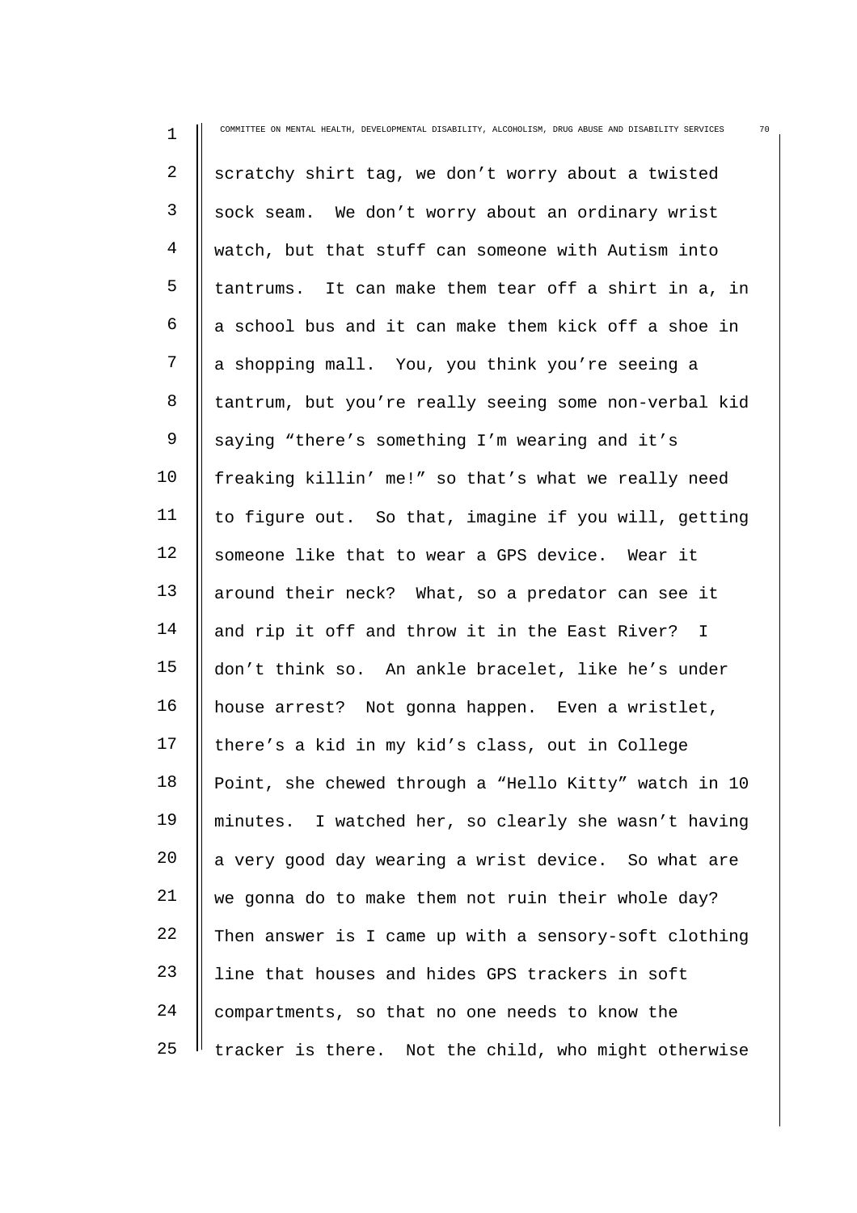scratchy shirt tag, we don't worry about a twisted sock seam. We don't worry about an ordinary wrist watch, but that stuff can someone with Autism into tantrums. It can make them tear off a shirt in a, in a school bus and it can make them kick off a shoe in a shopping mall. You, you think you're seeing a tantrum, but you're really seeing some non-verbal kid saying "there's something I'm wearing and it's freaking killin' me!" so that's what we really need to figure out. So that, imagine if you will, getting someone like that to wear a GPS device. Wear it around their neck? What, so a predator can see it and rip it off and throw it in the East River? I don't think so. An ankle bracelet, like he's under house arrest? Not gonna happen. Even a wristlet, there's a kid in my kid's class, out in College Point, she chewed through a "Hello Kitty" watch in 10 minutes. I watched her, so clearly she wasn't having a very good day wearing a wrist device. So what are we gonna do to make them not ruin their whole day? Then answer is I came up with a sensory-soft clothing line that houses and hides GPS trackers in soft compartments, so that no one needs to know the tracker is there. Not the child, who might otherwise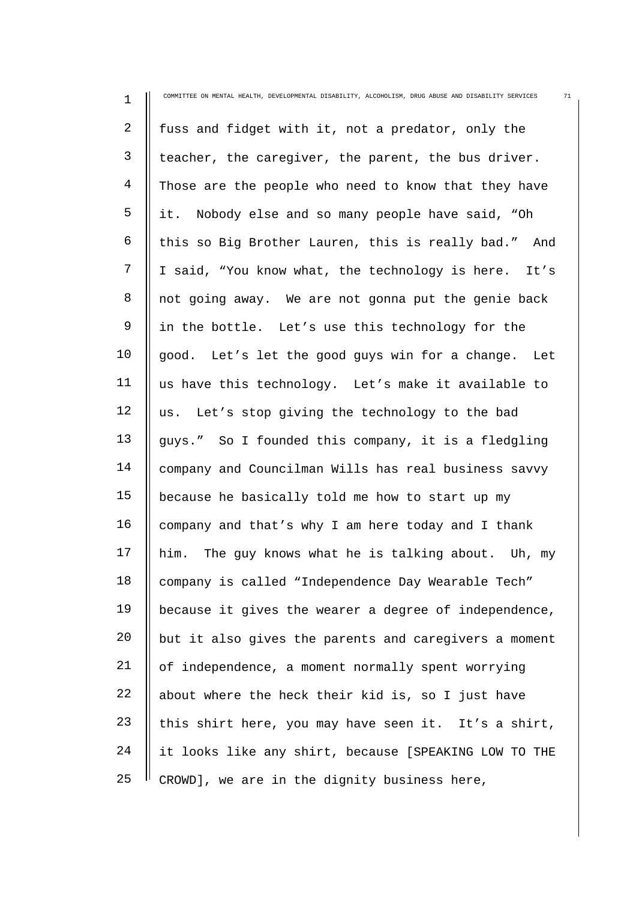fuss and fidget with it, not a predator, only the teacher, the caregiver, the parent, the bus driver. Those are the people who need to know that they have it. Nobody else and so many people have said, "Oh this so Big Brother Lauren, this is really bad." And I said, "You know what, the technology is here. It's not going away. We are not gonna put the genie back in the bottle. Let's use this technology for the good. Let's let the good guys win for a change. Let us have this technology. Let's make it available to us. Let's stop giving the technology to the bad guys." So I founded this company, it is a fledgling company and Councilman Wills has real business savvy because he basically told me how to start up my company and that's why I am here today and I thank him. The guy knows what he is talking about. Uh, my company is called "Independence Day Wearable Tech" because it gives the wearer a degree of independence, but it also gives the parents and caregivers a moment of independence, a moment normally spent worrying about where the heck their kid is, so I just have this shirt here, you may have seen it. It's a shirt, it looks like any shirt, because [SPEAKING LOW TO THE CROWD], we are in the dignity business here,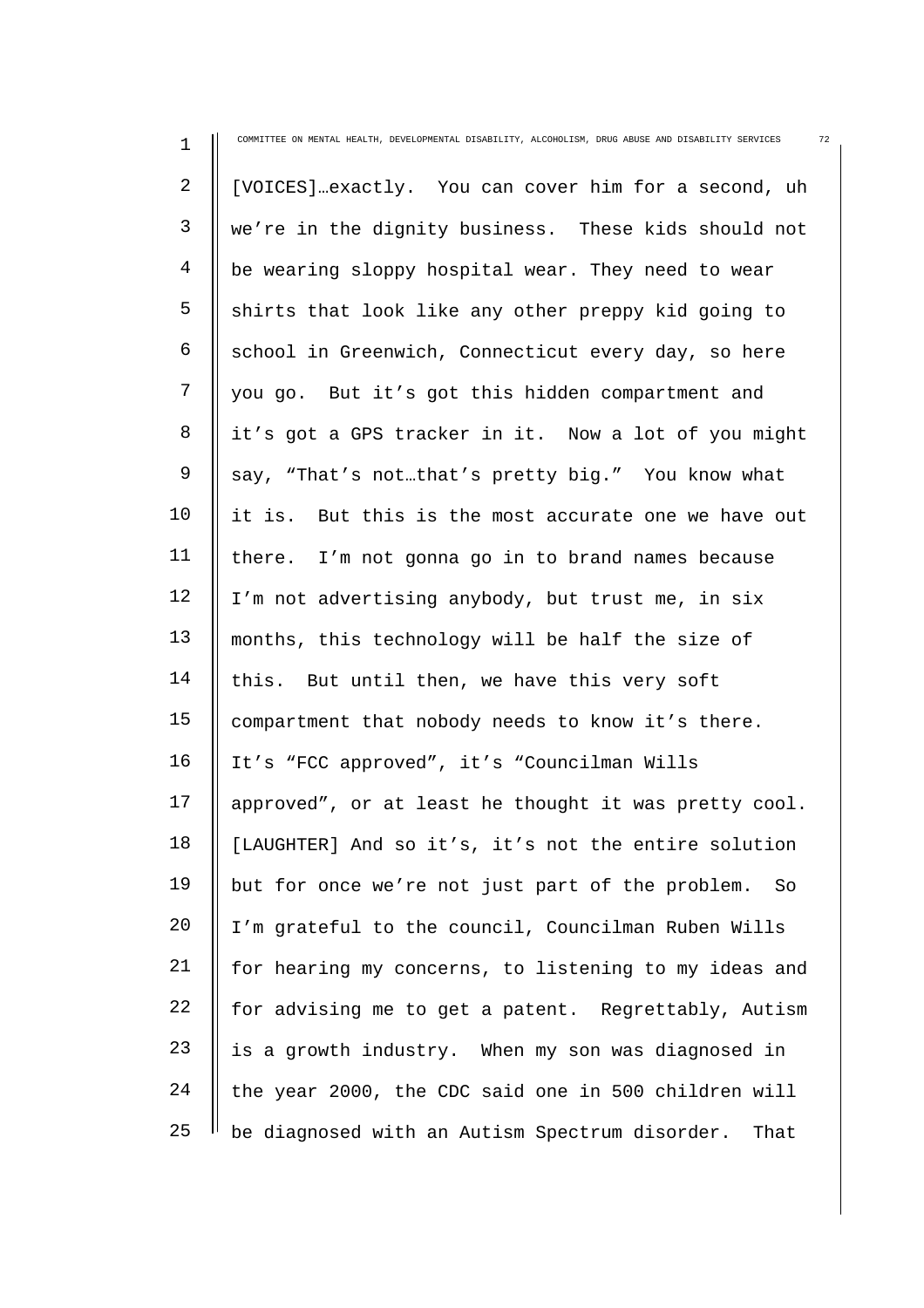[VOICES]…exactly. You can cover him for a second, uh we're in the dignity business. These kids should not be wearing sloppy hospital wear. They need to wear shirts that look like any other preppy kid going to school in Greenwich, Connecticut every day, so here you go. But it's got this hidden compartment and it's got a GPS tracker in it. Now a lot of you might say, "That's not…that's pretty big." You know what it is. But this is the most accurate one we have out there. I'm not gonna go in to brand names because I'm not advertising anybody, but trust me, in six months, this technology will be half the size of this. But until then, we have this very soft compartment that nobody needs to know it's there. It's "FCC approved", it's "Councilman Wills approved", or at least he thought it was pretty cool. [LAUGHTER] And so it's, it's not the entire solution but for once we're not just part of the problem. So I'm grateful to the council, Councilman Ruben Wills for hearing my concerns, to listening to my ideas and for advising me to get a patent. Regrettably, Autism is a growth industry. When my son was diagnosed in the year 2000, the CDC said one in 500 children will be diagnosed with an Autism Spectrum disorder. That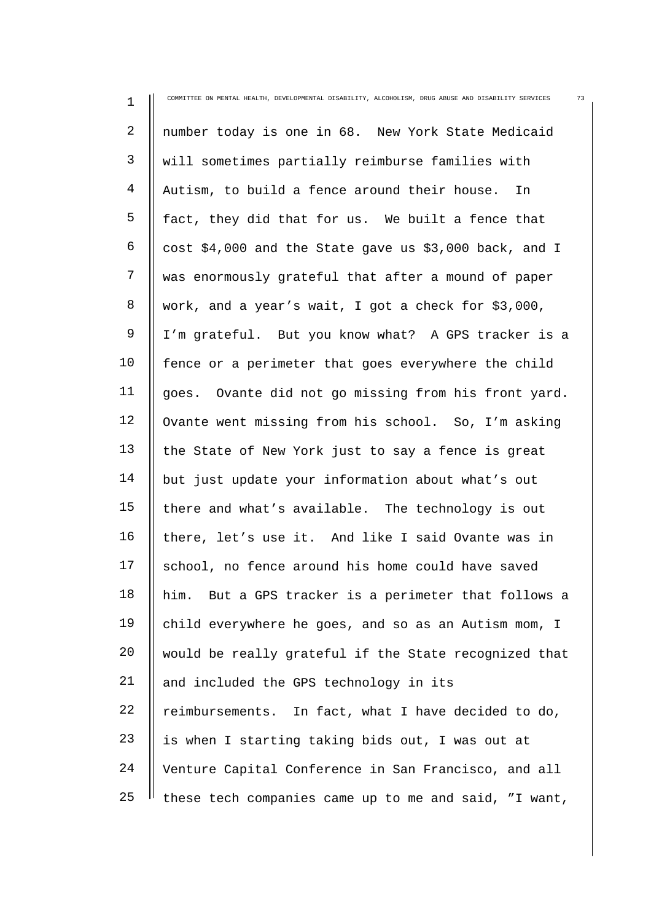number today is one in 68. New York State Medicaid will sometimes partially reimburse families with Autism, to build a fence around their house. In fact, they did that for us. We built a fence that cost $4,000 and the State gave us $3,000 back, and I was enormously grateful that after a mound of paper work, and a year's wait, I got a check for $3,000, I'm grateful. But you know what? A GPS tracker is a fence or a perimeter that goes everywhere the child goes. Ovante did not go missing from his front yard. Ovante went missing from his school. So, I'm asking the State of New York just to say a fence is great but just update your information about what's out there and what's available. The technology is out there, let's use it. And like I said Ovante was in school, no fence around his home could have saved him. But a GPS tracker is a perimeter that follows a child everywhere he goes, and so as an Autism mom, I would be really grateful if the State recognized that and included the GPS technology in its reimbursements. In fact, what I have decided to do, is when I starting taking bids out, I was out at Venture Capital Conference in San Francisco, and all these tech companies came up to me and said, "I want,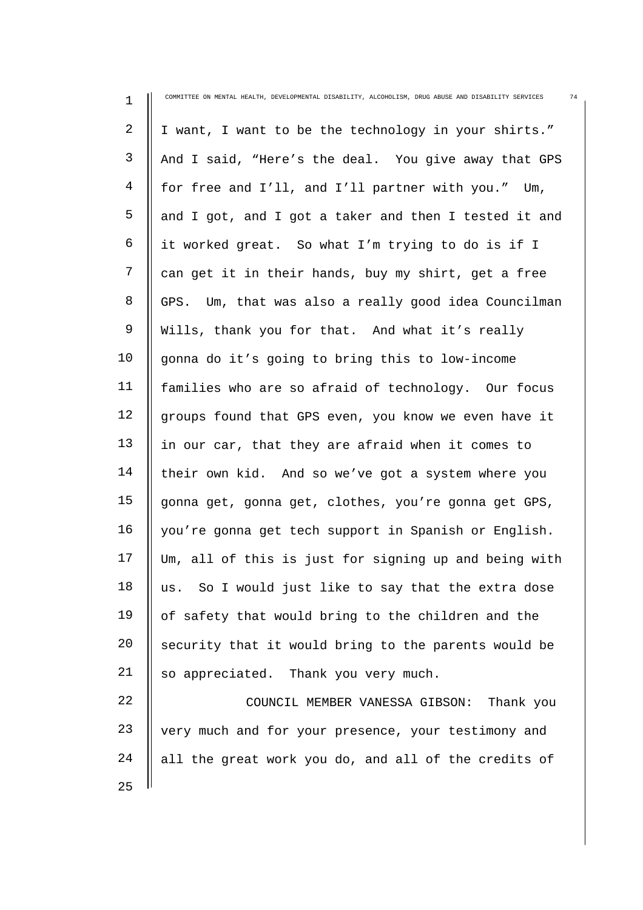I want, I want to be the technology in your shirts." And I said, "Here's the deal. You give away that GPS for free and I'll, and I'll partner with you." Um, and I got, and I got a taker and then I tested it and it worked great. So what I'm trying to do is if I can get it in their hands, buy my shirt, get a free GPS. Um, that was also a really good idea Councilman Wills, thank you for that. And what it's really gonna do it's going to bring this to low-income families who are so afraid of technology. Our focus groups found that GPS even, you know we even have it in our car, that they are afraid when it comes to their own kid. And so we've got a system where you gonna get, gonna get, clothes, you're gonna get GPS, you're gonna get tech support in Spanish or English. Um, all of this is just for signing up and being with us. So I would just like to say that the extra dose of safety that would bring to the children and the security that it would bring to the parents would be so appreciated. Thank you very much.

COUNCIL MEMBER VANESSA GIBSON: Thank you very much and for your presence, your testimony and all the great work you do, and all of the credits of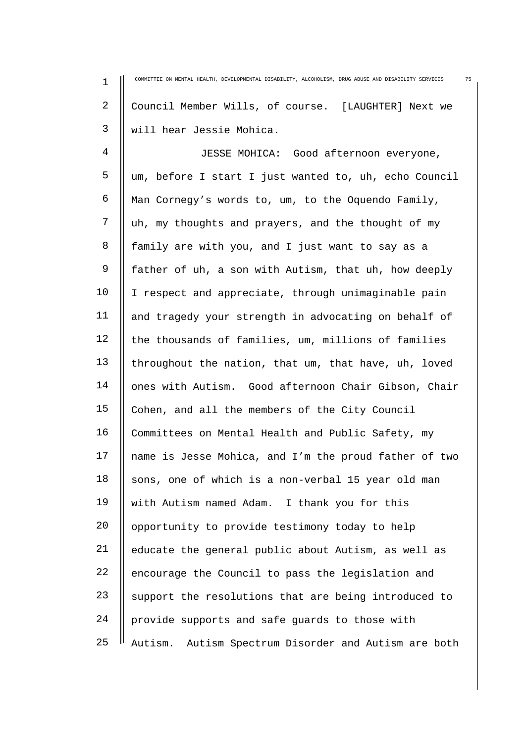Council Member Wills, of course. [LAUGHTER] Next we will hear Jessie Mohica.

JESSE MOHICA: Good afternoon everyone, um, before I start I just wanted to, uh, echo Council Man Cornegy's words to, um, to the Oquendo Family, uh, my thoughts and prayers, and the thought of my family are with you, and I just want to say as a father of uh, a son with Autism, that uh, how deeply I respect and appreciate, through unimaginable pain and tragedy your strength in advocating on behalf of the thousands of families, um, millions of families throughout the nation, that um, that have, uh, loved ones with Autism. Good afternoon Chair Gibson, Chair Cohen, and all the members of the City Council Committees on Mental Health and Public Safety, my name is Jesse Mohica, and I'm the proud father of two sons, one of which is a non-verbal 15 year old man with Autism named Adam. I thank you for this opportunity to provide testimony today to help educate the general public about Autism, as well as encourage the Council to pass the legislation and support the resolutions that are being introduced to provide supports and safe guards to those with Autism. Autism Spectrum Disorder and Autism are both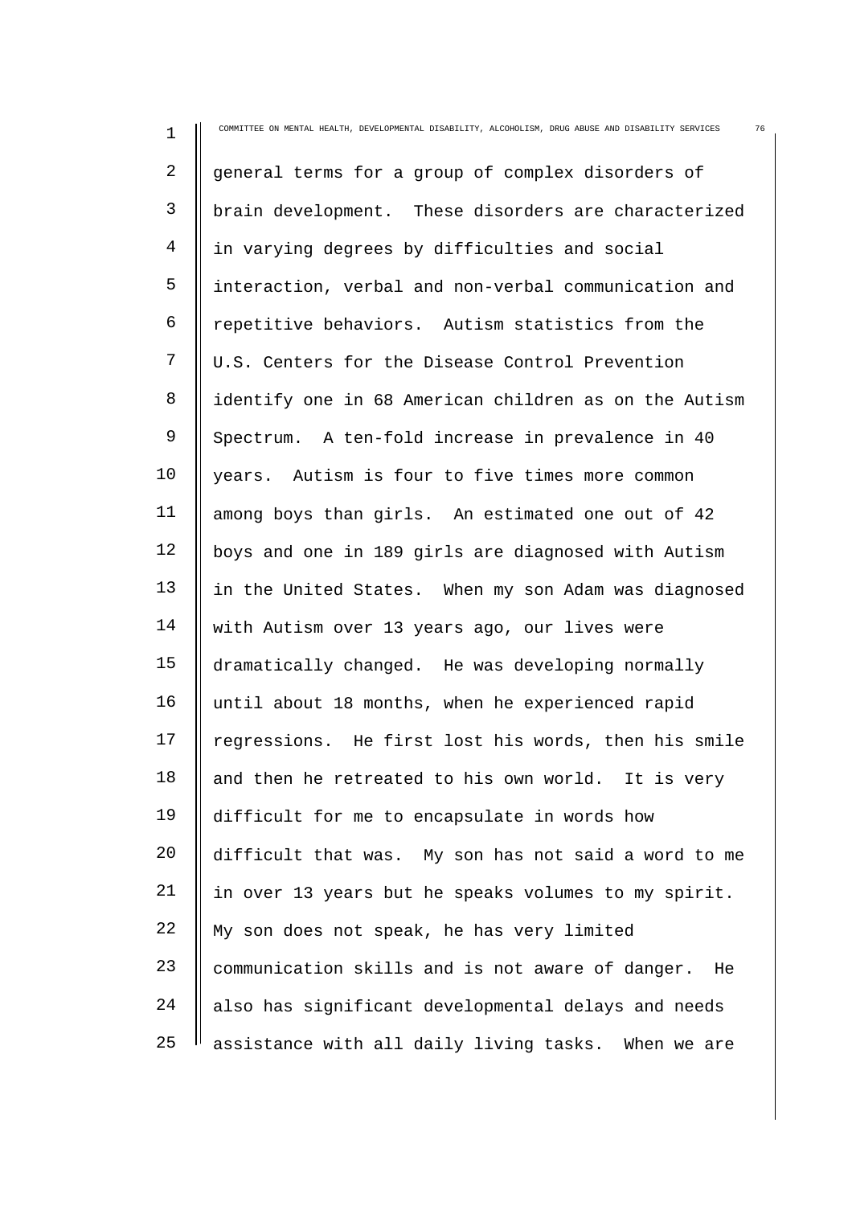general terms for a group of complex disorders of brain development. These disorders are characterized in varying degrees by difficulties and social interaction, verbal and non-verbal communication and repetitive behaviors. Autism statistics from the U.S. Centers for the Disease Control Prevention identify one in 68 American children as on the Autism Spectrum. A ten-fold increase in prevalence in 40 years. Autism is four to five times more common among boys than girls. An estimated one out of 42 boys and one in 189 girls are diagnosed with Autism in the United States. When my son Adam was diagnosed with Autism over 13 years ago, our lives were dramatically changed. He was developing normally until about 18 months, when he experienced rapid regressions. He first lost his words, then his smile and then he retreated to his own world. It is very difficult for me to encapsulate in words how difficult that was. My son has not said a word to me in over 13 years but he speaks volumes to my spirit. My son does not speak, he has very limited communication skills and is not aware of danger. He also has significant developmental delays and needs assistance with all daily living tasks. When we are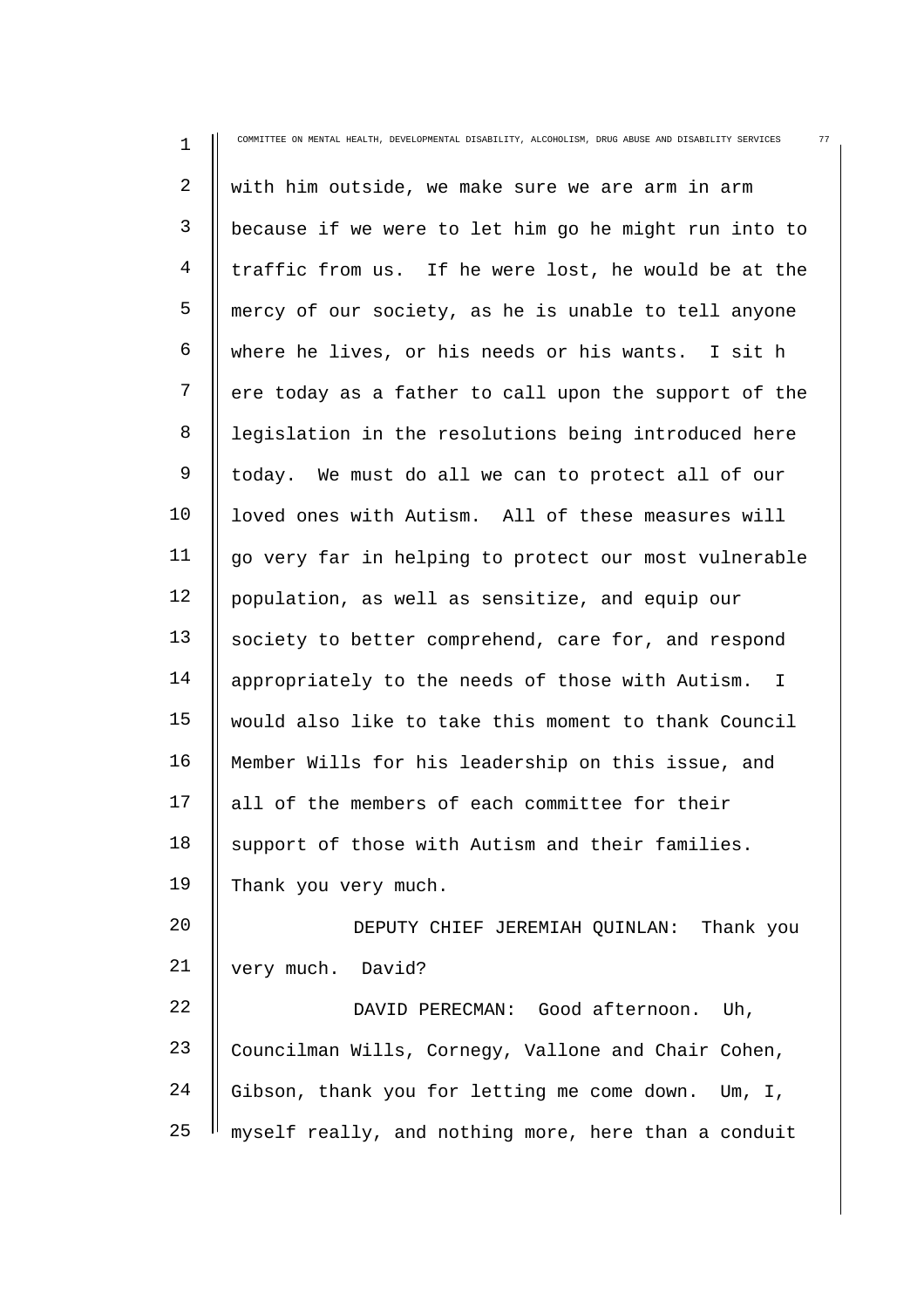with him outside, we make sure we are arm in arm because if we were to let him go he might run into to traffic from us. If he were lost, he would be at the mercy of our society, as he is unable to tell anyone where he lives, or his needs or his wants. I sit h ere today as a father to call upon the support of the legislation in the resolutions being introduced here today. We must do all we can to protect all of our loved ones with Autism. All of these measures will go very far in helping to protect our most vulnerable population, as well as sensitize, and equip our society to better comprehend, care for, and respond appropriately to the needs of those with Autism. I would also like to take this moment to thank Council Member Wills for his leadership on this issue, and all of the members of each committee for their support of those with Autism and their families. Thank you very much.

DEPUTY CHIEF JEREMIAH QUINLAN: Thank you very much. David?

DAVID PERECMAN: Good afternoon. Uh, Councilman Wills, Cornegy, Vallone and Chair Cohen, Gibson, thank you for letting me come down. Um, I, myself really, and nothing more, here than a conduit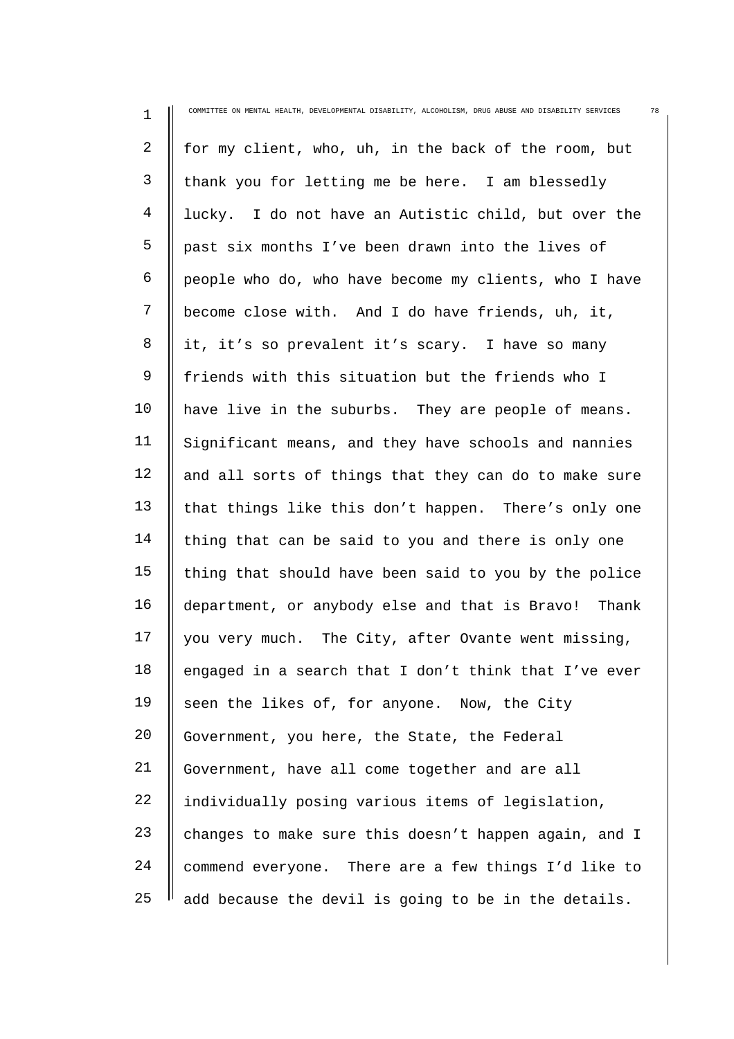for my client, who, uh, in the back of the room, but thank you for letting me be here. I am blessedly lucky. I do not have an Autistic child, but over the past six months I've been drawn into the lives of people who do, who have become my clients, who I have become close with. And I do have friends, uh, it, it, it's so prevalent it's scary. I have so many friends with this situation but the friends who I have live in the suburbs. They are people of means. Significant means, and they have schools and nannies and all sorts of things that they can do to make sure that things like this don't happen. There's only one thing that can be said to you and there is only one thing that should have been said to you by the police department, or anybody else and that is Bravo! Thank you very much. The City, after Ovante went missing, engaged in a search that I don't think that I've ever seen the likes of, for anyone. Now, the City Government, you here, the State, the Federal Government, have all come together and are all individually posing various items of legislation, changes to make sure this doesn't happen again, and I commend everyone. There are a few things I'd like to add because the devil is going to be in the details.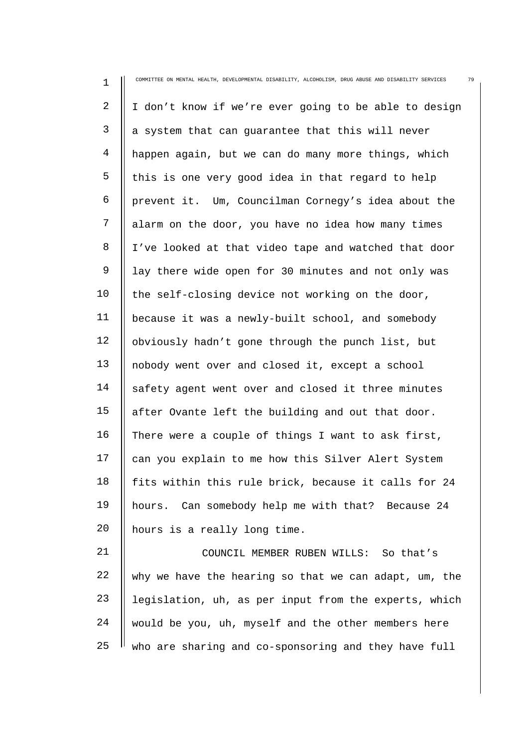I don't know if we're ever going to be able to design a system that can guarantee that this will never happen again, but we can do many more things, which this is one very good idea in that regard to help prevent it. Um, Councilman Cornegy's idea about the alarm on the door, you have no idea how many times I've looked at that video tape and watched that door lay there wide open for 30 minutes and not only was the self-closing device not working on the door, because it was a newly-built school, and somebody obviously hadn't gone through the punch list, but nobody went over and closed it, except a school safety agent went over and closed it three minutes after Ovante left the building and out that door. There were a couple of things I want to ask first, can you explain to me how this Silver Alert System fits within this rule brick, because it calls for 24 hours. Can somebody help me with that? Because 24 hours is a really long time.

COUNCIL MEMBER RUBEN WILLS: So that's why we have the hearing so that we can adapt, um, the legislation, uh, as per input from the experts, which would be you, uh, myself and the other members here who are sharing and co-sponsoring and they have full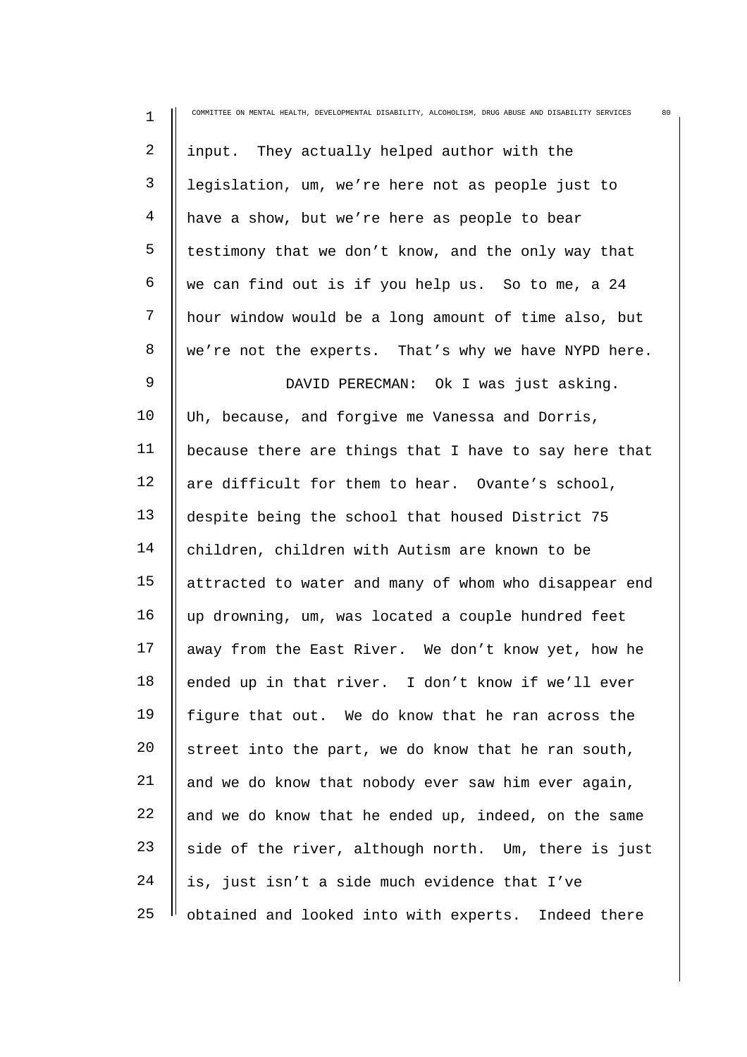input. They actually helped author with the legislation, um, we're here not as people just to have a show, but we're here as people to bear testimony that we don't know, and the only way that we can find out is if you help us. So to me, a 24 hour window would be a long amount of time also, but we're not the experts. That's why we have NYPD here.

DAVID PERECMAN: Ok I was just asking. Uh, because, and forgive me Vanessa and Dorris, because there are things that I have to say here that are difficult for them to hear. Ovante's school, despite being the school that housed District 75 children, children with Autism are known to be attracted to water and many of whom who disappear end up drowning, um, was located a couple hundred feet away from the East River. We don't know yet, how he ended up in that river. I don't know if we'll ever figure that out. We do know that he ran across the street into the part, we do know that he ran south, and we do know that nobody ever saw him ever again, and we do know that he ended up, indeed, on the same side of the river, although north. Um, there is just is, just isn't a side much evidence that I've obtained and looked into with experts. Indeed there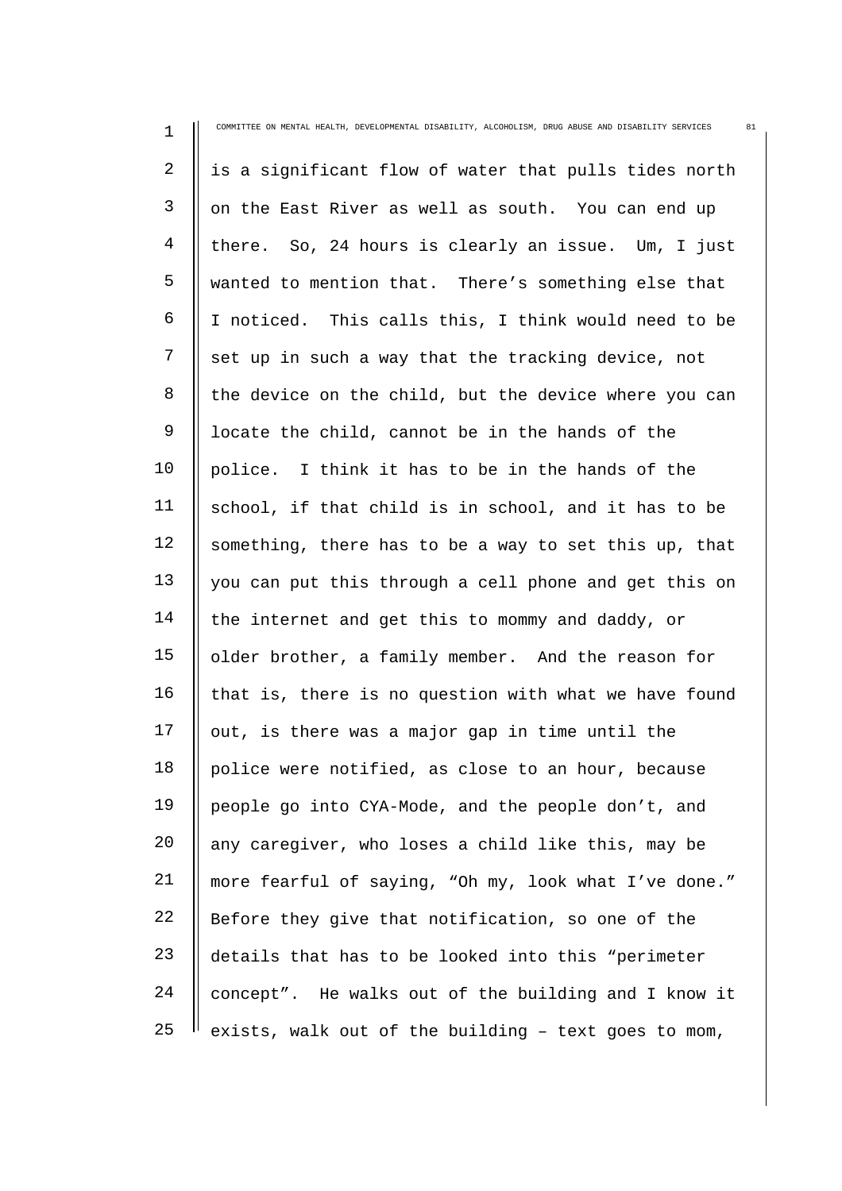is a significant flow of water that pulls tides north on the East River as well as south. You can end up there. So, 24 hours is clearly an issue. Um, I just wanted to mention that. There's something else that I noticed. This calls this, I think would need to be set up in such a way that the tracking device, not the device on the child, but the device where you can locate the child, cannot be in the hands of the police. I think it has to be in the hands of the school, if that child is in school, and it has to be something, there has to be a way to set this up, that you can put this through a cell phone and get this on the internet and get this to mommy and daddy, or older brother, a family member. And the reason for that is, there is no question with what we have found out, is there was a major gap in time until the police were notified, as close to an hour, because people go into CYA-Mode, and the people don't, and any caregiver, who loses a child like this, may be more fearful of saying, "Oh my, look what I've done." Before they give that notification, so one of the details that has to be looked into this "perimeter concept". He walks out of the building and I know it exists, walk out of the building – text goes to mom,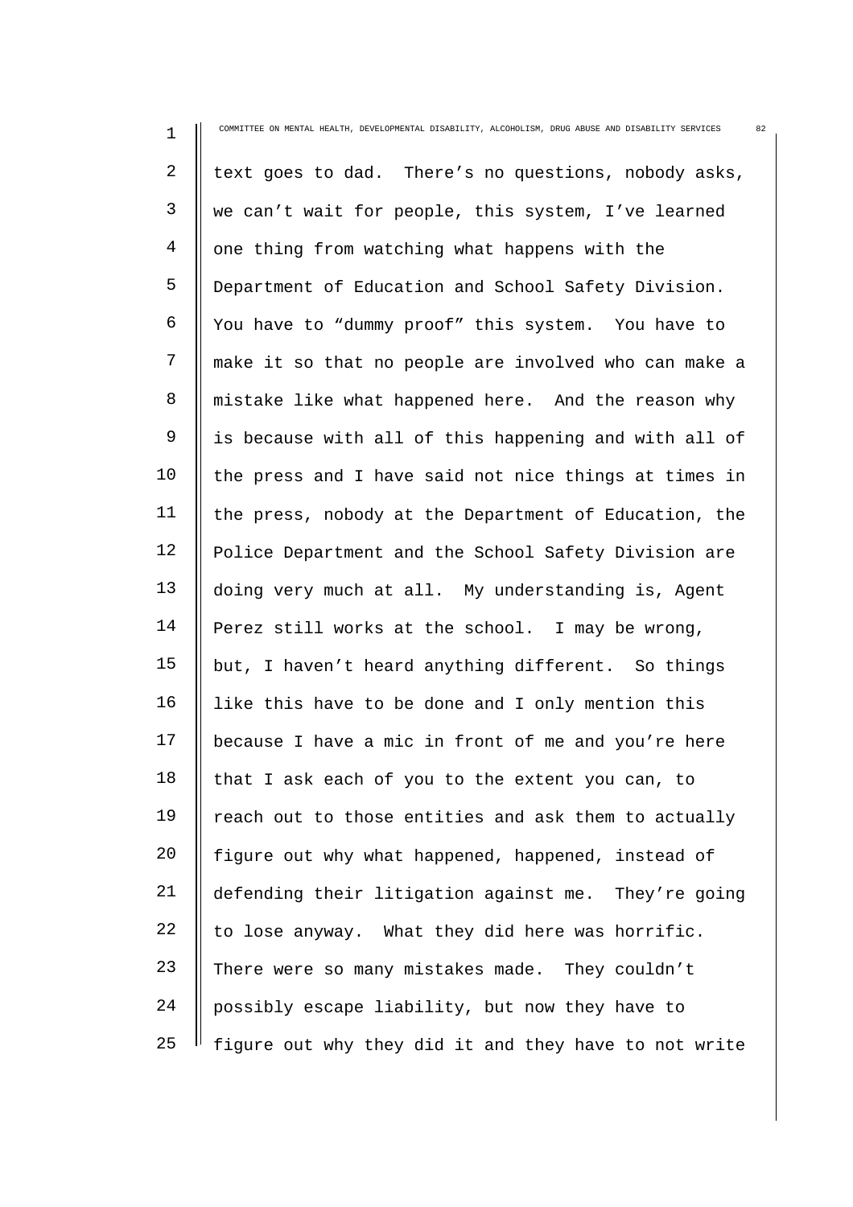text goes to dad. There's no questions, nobody asks, we can't wait for people, this system, I've learned one thing from watching what happens with the Department of Education and School Safety Division. You have to "dummy proof" this system. You have to make it so that no people are involved who can make a mistake like what happened here. And the reason why is because with all of this happening and with all of the press and I have said not nice things at times in the press, nobody at the Department of Education, the Police Department and the School Safety Division are doing very much at all. My understanding is, Agent Perez still works at the school. I may be wrong, but, I haven't heard anything different. So things like this have to be done and I only mention this because I have a mic in front of me and you're here that I ask each of you to the extent you can, to reach out to those entities and ask them to actually figure out why what happened, happened, instead of defending their litigation against me. They're going to lose anyway. What they did here was horrific. There were so many mistakes made. They couldn't possibly escape liability, but now they have to figure out why they did it and they have to not write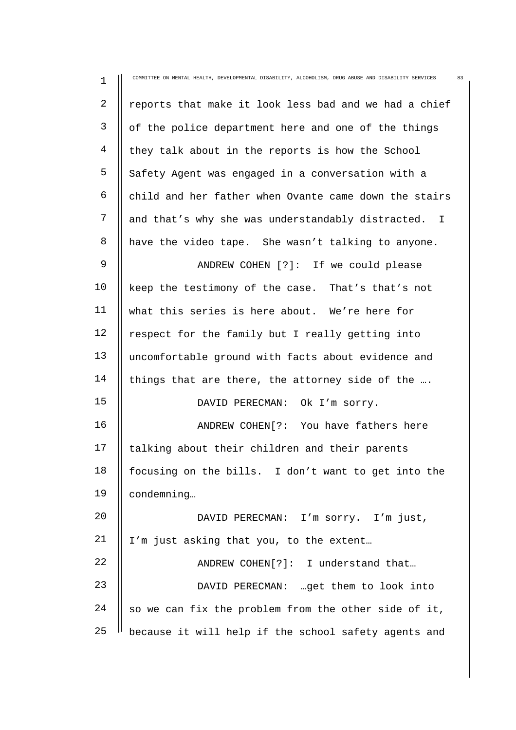reports that make it look less bad and we had a chief of the police department here and one of the things they talk about in the reports is how the School Safety Agent was engaged in a conversation with a child and her father when Ovante came down the stairs and that’s why she was understandably distracted. I have the video tape. She wasn’t talking to anyone.

ANDREW COHEN [?]: If we could please keep the testimony of the case. That’s that’s not what this series is here about. We’re here for respect for the family but I really getting into uncomfortable ground with facts about evidence and things that are there, the attorney side of the ….

DAVID PERECMAN: Ok I’m sorry.

ANDREW COHEN[?: You have fathers here talking about their children and their parents focusing on the bills. I don’t want to get into the condemning…

DAVID PERECMAN: I’m sorry. I’m just, I’m just asking that you, to the extent…

ANDREW COHEN[?]: I understand that…

DAVID PERECMAN: …get them to look into so we can fix the problem from the other side of it, because it will help if the school safety agents and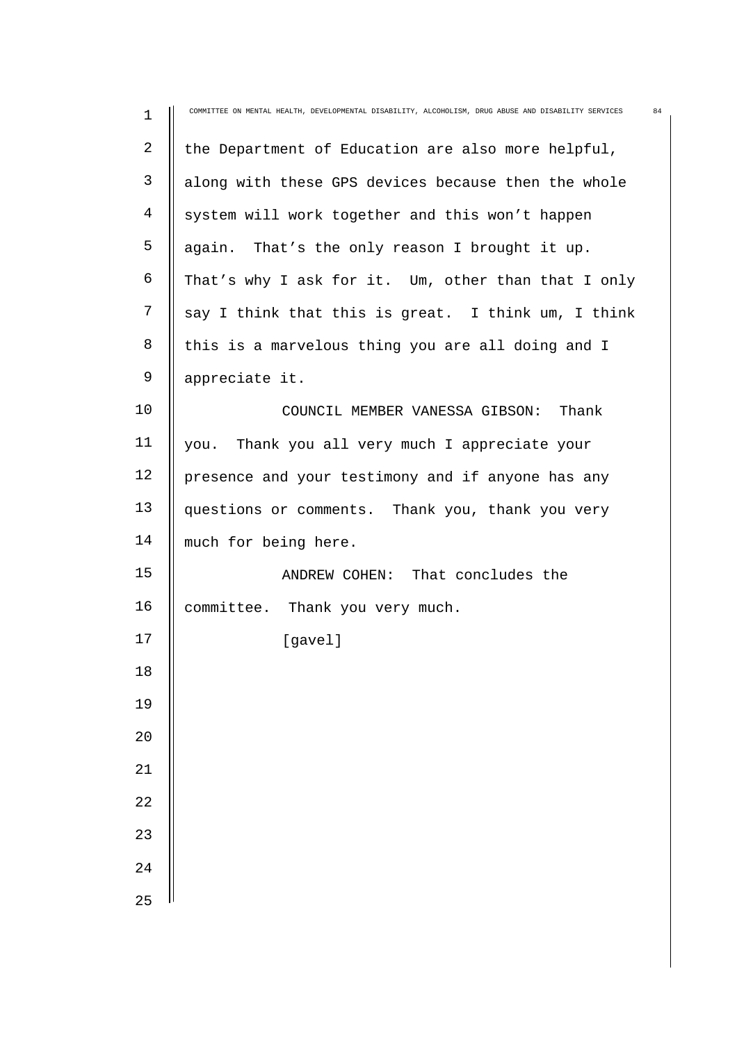the Department of Education are also more helpful, along with these GPS devices because then the whole system will work together and this won't happen again. That's the only reason I brought it up. That's why I ask for it. Um, other than that I only say I think that this is great. I think um, I think this is a marvelous thing you are all doing and I appreciate it.

COUNCIL MEMBER VANESSA GIBSON: Thank you. Thank you all very much I appreciate your presence and your testimony and if anyone has any questions or comments. Thank you, thank you very much for being here.

ANDREW COHEN: That concludes the committee. Thank you very much.

[gavel]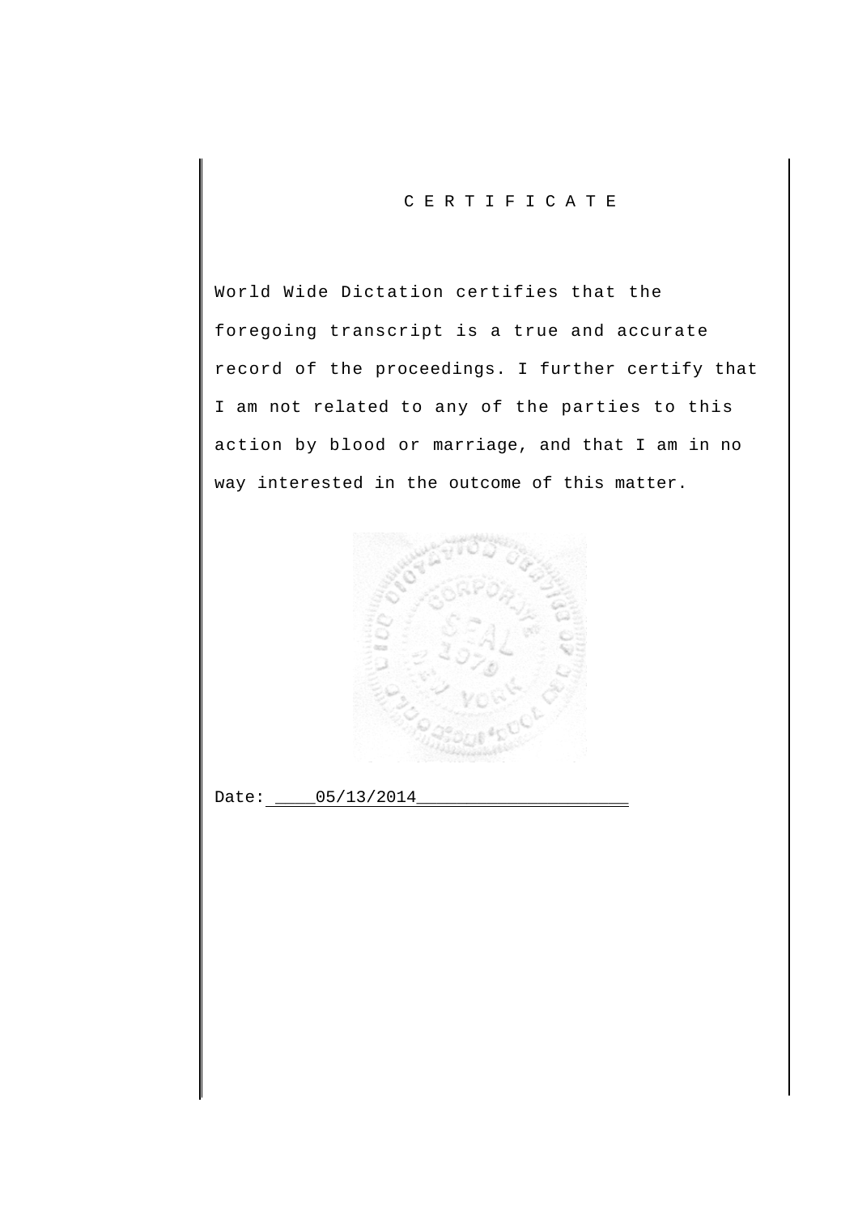# C E R T I F I C A T E

World Wide Dictation certifies that the foregoing transcript is a true and accurate record of the proceedings. I further certify that I am not related to any of the parties to this action by blood or marriage, and that I am in no way interested in the outcome of this matter.

Date: ____05/13/2014_____________________